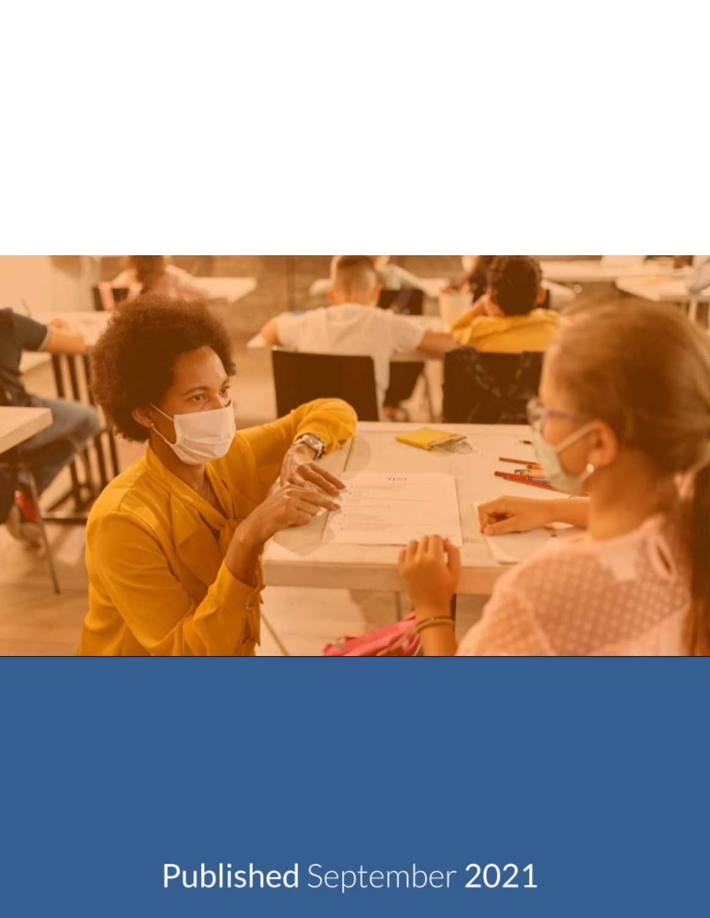**Published** September **2021**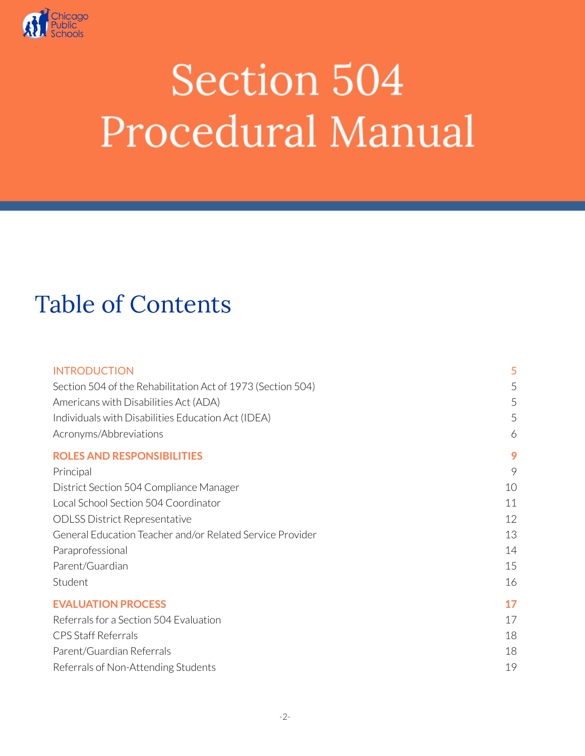# Section 504 Procedural Manual

## Table of Contents

| | |
|---|---|
| **INTRODUCTION** | **5** |
| Section 504 of the Rehabilitation Act of 1973 (Section 504) | 5 |
| Americans with Disabilities Act (ADA) | 5 |
| Individuals with Disabilities Education Act (IDEA) | 5 |
| Acronyms/Abbreviations | 6 |
| **ROLES AND RESPONSIBILITIES** | **9** |
| Principal | 9 |
| District Section 504 Compliance Manager | 10 |
| Local School Section 504 Coordinator | 11 |
| ODLSS District Representative | 12 |
| General Education Teacher and/or Related Service Provider | 13 |
| Paraprofessional | 14 |
| Parent/Guardian | 15 |
| Student | 16 |
| **EVALUATION PROCESS** | **17** |
| Referrals for a Section 504 Evaluation | 17 |
| CPS Staff Referrals | 18 |
| Parent/Guardian Referrals | 18 |
| Referrals of Non-Attending Students | 19 |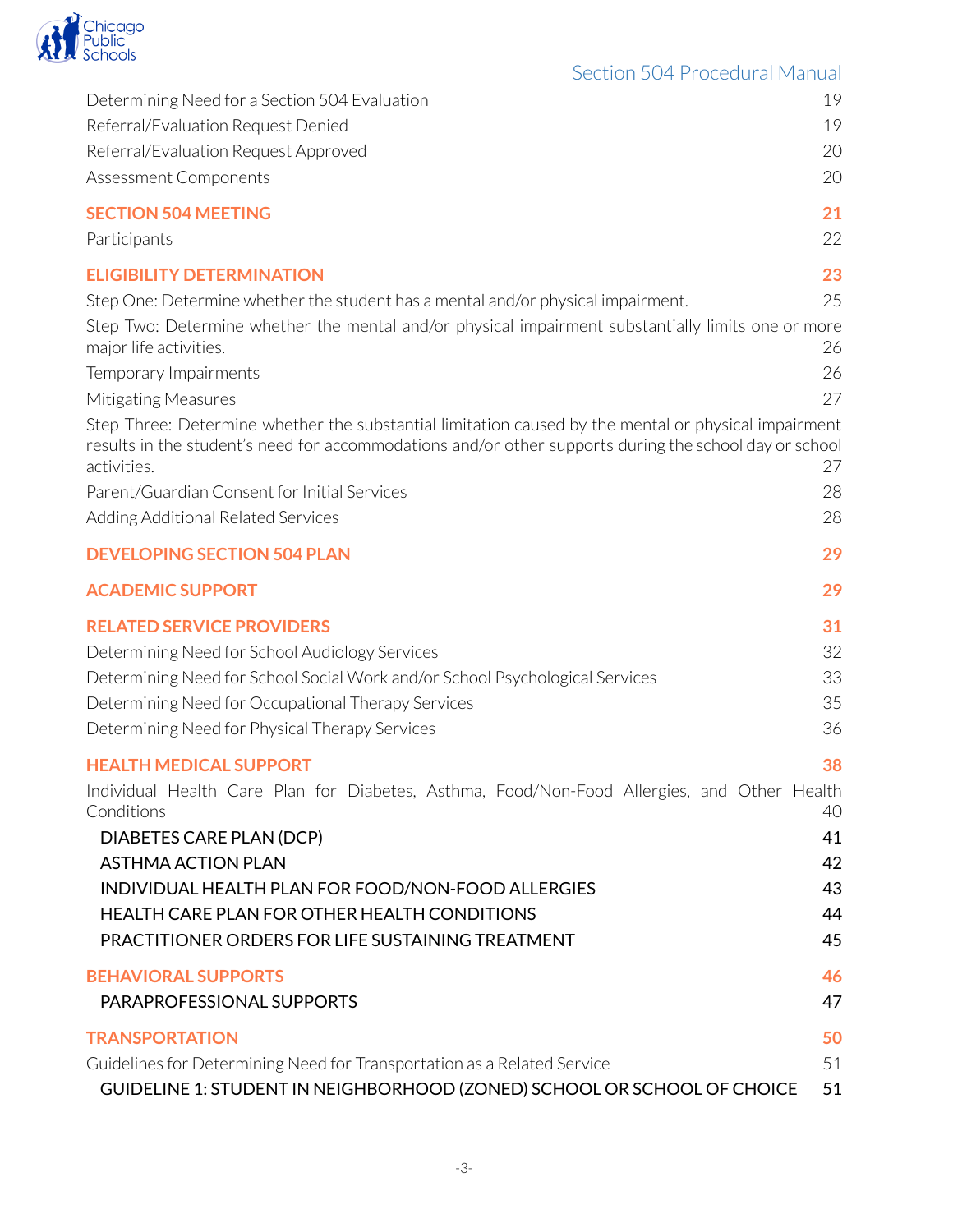Determining Need for a Section 504 Evaluation 19
Referral/Evaluation Request Denied 19
Referral/Evaluation Request Approved 20
Assessment Components 20

**SECTION 504 MEETING 21**

Participants 22

**ELIGIBILITY DETERMINATION 23**

Step One: Determine whether the student has a mental and/or physical impairment. 25
Step Two: Determine whether the mental and/or physical impairment substantially limits one or more major life activities. 26
Temporary Impairments 26
Mitigating Measures 27
Step Three: Determine whether the substantial limitation caused by the mental or physical impairment results in the student's need for accommodations and/or other supports during the school day or school activities. 27
Parent/Guardian Consent for Initial Services 28
Adding Additional Related Services 28

**DEVELOPING SECTION 504 PLAN 29**

**ACADEMIC SUPPORT 29**

**RELATED SERVICE PROVIDERS 31**

Determining Need for School Audiology Services 32
Determining Need for School Social Work and/or School Psychological Services 33
Determining Need for Occupational Therapy Services 35
Determining Need for Physical Therapy Services 36

**HEALTH MEDICAL SUPPORT 38**

Individual Health Care Plan for Diabetes, Asthma, Food/Non-Food Allergies, and Other Health Conditions 40
- DIABETES CARE PLAN (DCP) 41
- ASTHMA ACTION PLAN 42
- INDIVIDUAL HEALTH PLAN FOR FOOD/NON-FOOD ALLERGIES 43
- HEALTH CARE PLAN FOR OTHER HEALTH CONDITIONS 44
- PRACTITIONER ORDERS FOR LIFE SUSTAINING TREATMENT 45

**BEHAVIORAL SUPPORTS 46**

- PARAPROFESSIONAL SUPPORTS 47

**TRANSPORTATION 50**

Guidelines for Determining Need for Transportation as a Related Service 51
- GUIDELINE 1: STUDENT IN NEIGHBORHOOD (ZONED) SCHOOL OR SCHOOL OF CHOICE 51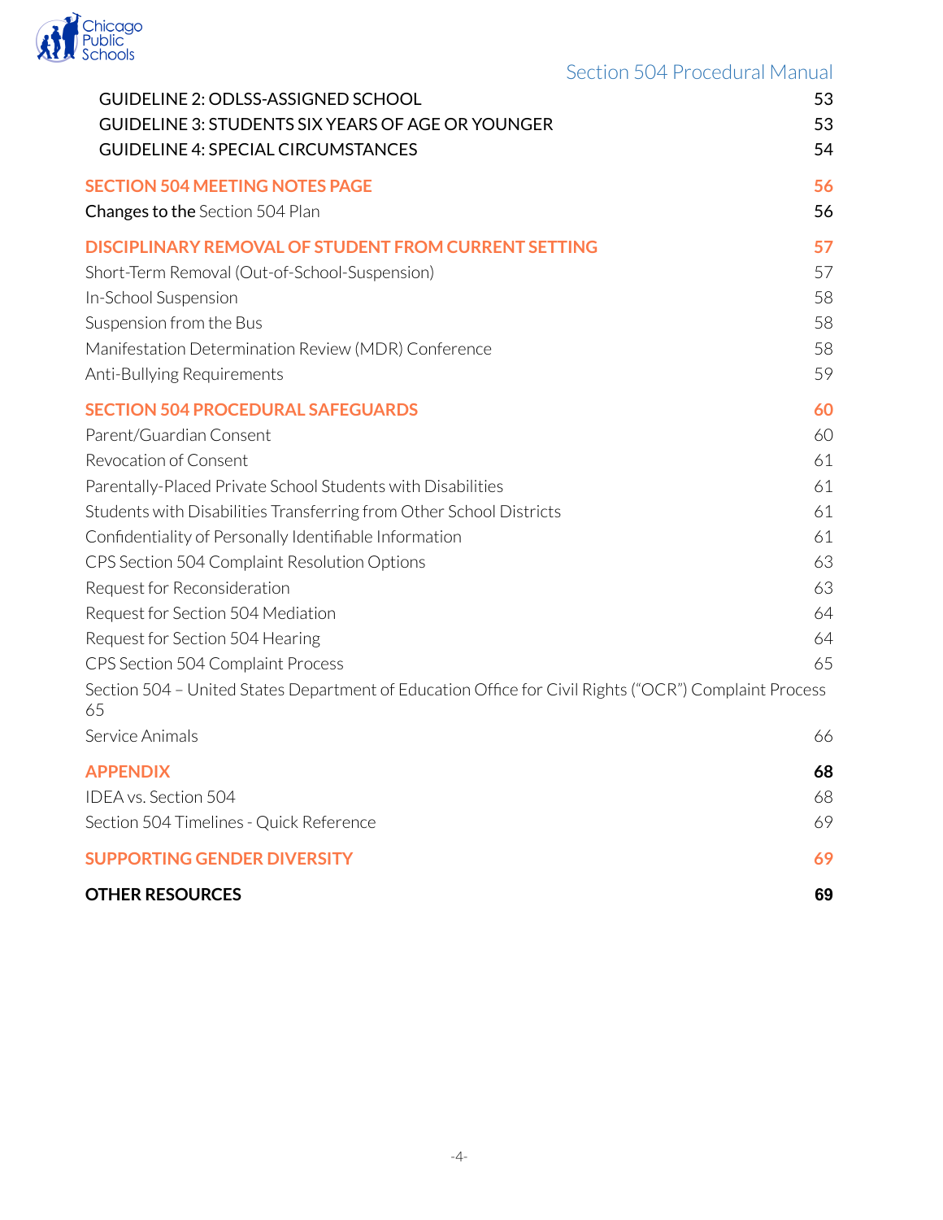GUIDELINE 2: ODLSS-ASSIGNED SCHOOL 53
GUIDELINE 3: STUDENTS SIX YEARS OF AGE OR YOUNGER 53
GUIDELINE 4: SPECIAL CIRCUMSTANCES 54

**SECTION 504 MEETING NOTES PAGE 56**

Changes to the Section 504 Plan 56

**DISCIPLINARY REMOVAL OF STUDENT FROM CURRENT SETTING 57**

Short-Term Removal (Out-of-School-Suspension) 57

In-School Suspension 58

Suspension from the Bus 58

Manifestation Determination Review (MDR) Conference 58

Anti-Bullying Requirements 59

**SECTION 504 PROCEDURAL SAFEGUARDS 60**

Parent/Guardian Consent 60

Revocation of Consent 61

Parentally-Placed Private School Students with Disabilities 61

Students with Disabilities Transferring from Other School Districts 61

Confidentiality of Personally Identifiable Information 61

CPS Section 504 Complaint Resolution Options 63

Request for Reconsideration 63

Request for Section 504 Mediation 64

Request for Section 504 Hearing 64

CPS Section 504 Complaint Process 65

Section 504 – United States Department of Education Office for Civil Rights ("OCR") Complaint Process 65

Service Animals 66

**APPENDIX 68**

IDEA vs. Section 504 68

Section 504 Timelines - Quick Reference 69

**SUPPORTING GENDER DIVERSITY 69**

**OTHER RESOURCES 69**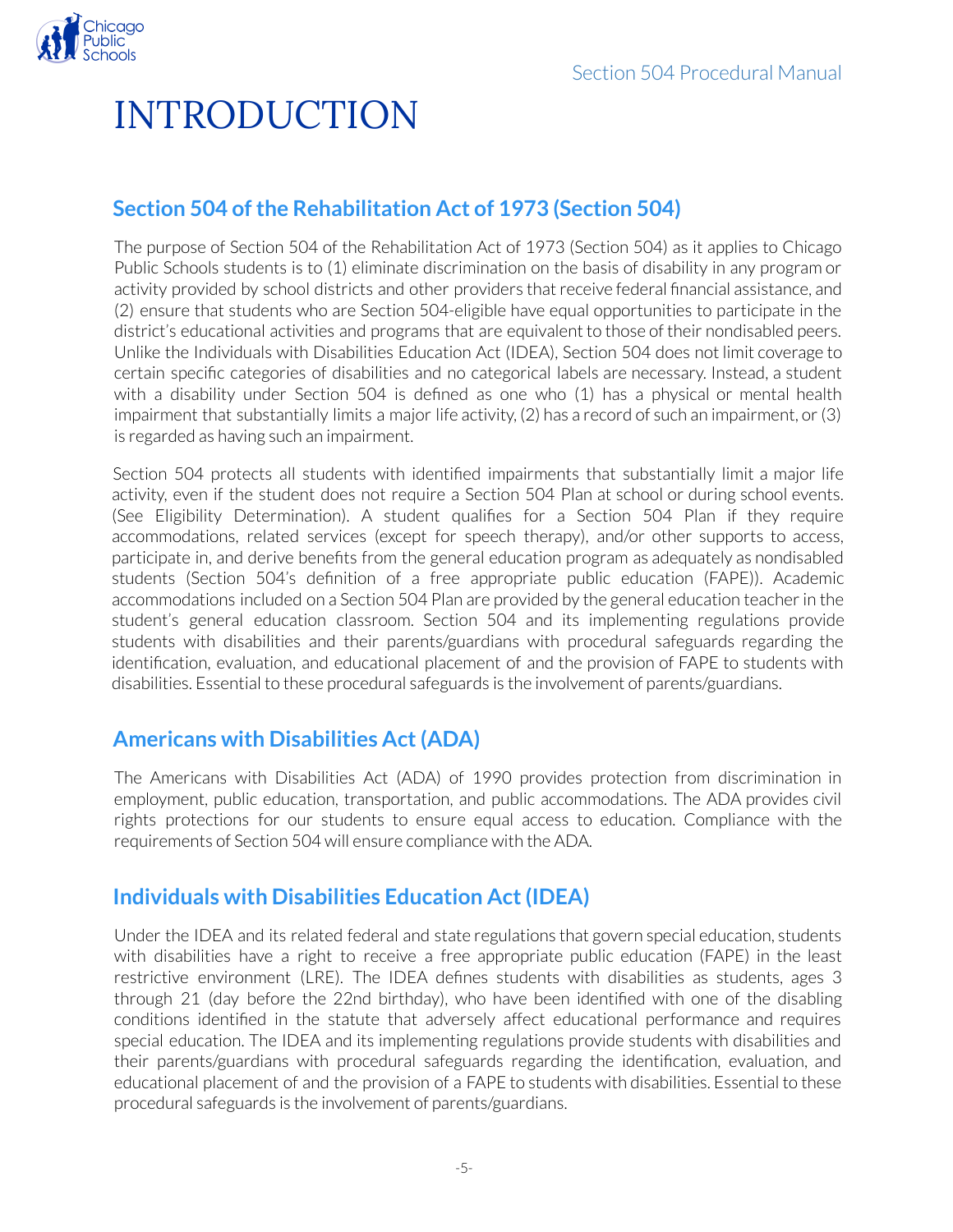# INTRODUCTION

## Section 504 of the Rehabilitation Act of 1973 (Section 504)

The purpose of Section 504 of the Rehabilitation Act of 1973 (Section 504) as it applies to Chicago Public Schools students is to (1) eliminate discrimination on the basis of disability in any program or activity provided by school districts and other providers that receive federal financial assistance, and (2) ensure that students who are Section 504-eligible have equal opportunities to participate in the district's educational activities and programs that are equivalent to those of their nondisabled peers. Unlike the Individuals with Disabilities Education Act (IDEA), Section 504 does not limit coverage to certain specific categories of disabilities and no categorical labels are necessary. Instead, a student with a disability under Section 504 is defined as one who (1) has a physical or mental health impairment that substantially limits a major life activity, (2) has a record of such an impairment, or (3) is regarded as having such an impairment.

Section 504 protects all students with identified impairments that substantially limit a major life activity, even if the student does not require a Section 504 Plan at school or during school events. (See Eligibility Determination). A student qualifies for a Section 504 Plan if they require accommodations, related services (except for speech therapy), and/or other supports to access, participate in, and derive benefits from the general education program as adequately as nondisabled students (Section 504's definition of a free appropriate public education (FAPE)). Academic accommodations included on a Section 504 Plan are provided by the general education teacher in the student's general education classroom. Section 504 and its implementing regulations provide students with disabilities and their parents/guardians with procedural safeguards regarding the identification, evaluation, and educational placement of and the provision of FAPE to students with disabilities. Essential to these procedural safeguards is the involvement of parents/guardians.

## Americans with Disabilities Act (ADA)

The Americans with Disabilities Act (ADA) of 1990 provides protection from discrimination in employment, public education, transportation, and public accommodations. The ADA provides civil rights protections for our students to ensure equal access to education. Compliance with the requirements of Section 504 will ensure compliance with the ADA.

## Individuals with Disabilities Education Act (IDEA)

Under the IDEA and its related federal and state regulations that govern special education, students with disabilities have a right to receive a free appropriate public education (FAPE) in the least restrictive environment (LRE). The IDEA defines students with disabilities as students, ages 3 through 21 (day before the 22nd birthday), who have been identified with one of the disabling conditions identified in the statute that adversely affect educational performance and requires special education. The IDEA and its implementing regulations provide students with disabilities and their parents/guardians with procedural safeguards regarding the identification, evaluation, and educational placement of and the provision of a FAPE to students with disabilities. Essential to these procedural safeguards is the involvement of parents/guardians.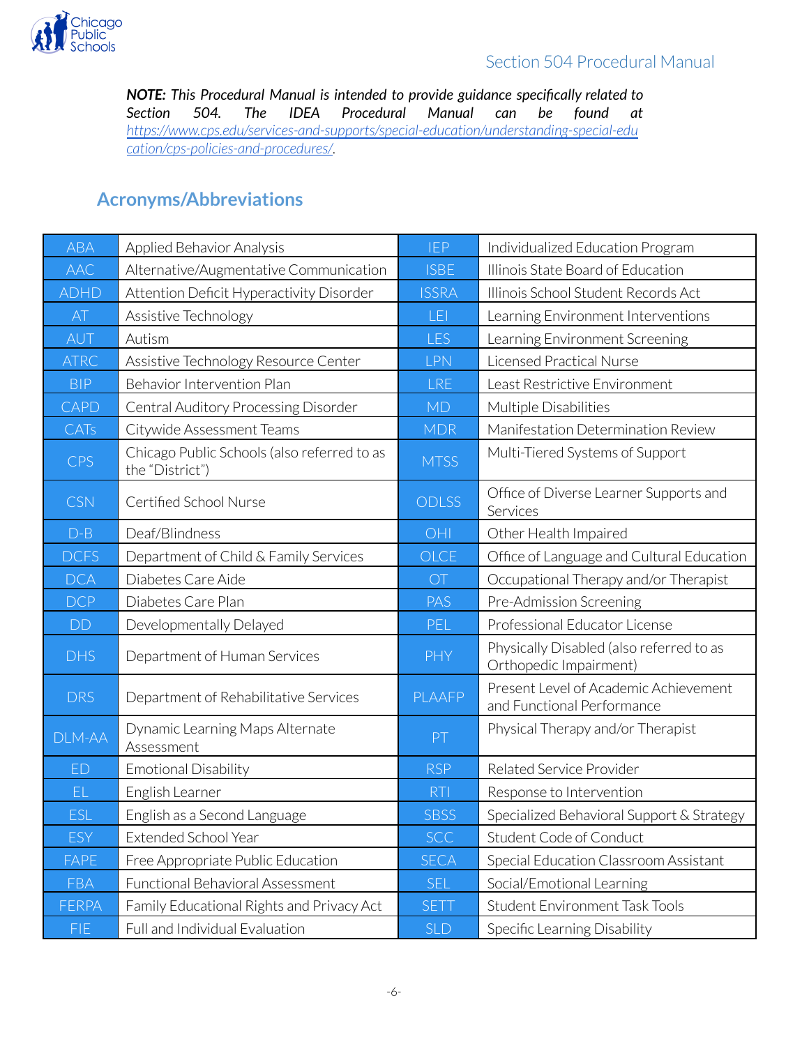***NOTE:*** *This Procedural Manual is intended to provide guidance specifically related to Section 504. The IDEA Procedural Manual can be found at [https://www.cps.edu/services-and-supports/special-education/understanding-special-education/cps-policies-and-procedures/](https://www.cps.edu/services-and-supports/special-education/understanding-special-education/cps-policies-and-procedures/).*

## Acronyms/Abbreviations

| | | | |
|---|---|---|---|
| ABA | Applied Behavior Analysis | IEP | Individualized Education Program |
| AAC | Alternative/Augmentative Communication | ISBE | Illinois State Board of Education |
| ADHD | Attention Deficit Hyperactivity Disorder | ISSRA | Illinois School Student Records Act |
| AT | Assistive Technology | LEI | Learning Environment Interventions |
| AUT | Autism | LES | Learning Environment Screening |
| ATRC | Assistive Technology Resource Center | LPN | Licensed Practical Nurse |
| BIP | Behavior Intervention Plan | LRE | Least Restrictive Environment |
| CAPD | Central Auditory Processing Disorder | MD | Multiple Disabilities |
| CATs | Citywide Assessment Teams | MDR | Manifestation Determination Review |
| CPS | Chicago Public Schools (also referred to as the "District") | MTSS | Multi-Tiered Systems of Support |
| CSN | Certified School Nurse | ODLSS | Office of Diverse Learner Supports and Services |
| D-B | Deaf/Blindness | OHI | Other Health Impaired |
| DCFS | Department of Child & Family Services | OLCE | Office of Language and Cultural Education |
| DCA | Diabetes Care Aide | OT | Occupational Therapy and/or Therapist |
| DCP | Diabetes Care Plan | PAS | Pre-Admission Screening |
| DD | Developmentally Delayed | PEL | Professional Educator License |
| DHS | Department of Human Services | PHY | Physically Disabled (also referred to as Orthopedic Impairment) |
| DRS | Department of Rehabilitative Services | PLAAFP | Present Level of Academic Achievement and Functional Performance |
| DLM-AA | Dynamic Learning Maps Alternate Assessment | PT | Physical Therapy and/or Therapist |
| ED | Emotional Disability | RSP | Related Service Provider |
| EL | English Learner | RTI | Response to Intervention |
| ESL | English as a Second Language | SBSS | Specialized Behavioral Support & Strategy |
| ESY | Extended School Year | SCC | Student Code of Conduct |
| FAPE | Free Appropriate Public Education | SECA | Special Education Classroom Assistant |
| FBA | Functional Behavioral Assessment | SEL | Social/Emotional Learning |
| FERPA | Family Educational Rights and Privacy Act | SETT | Student Environment Task Tools |
| FIE | Full and Individual Evaluation | SLD | Specific Learning Disability |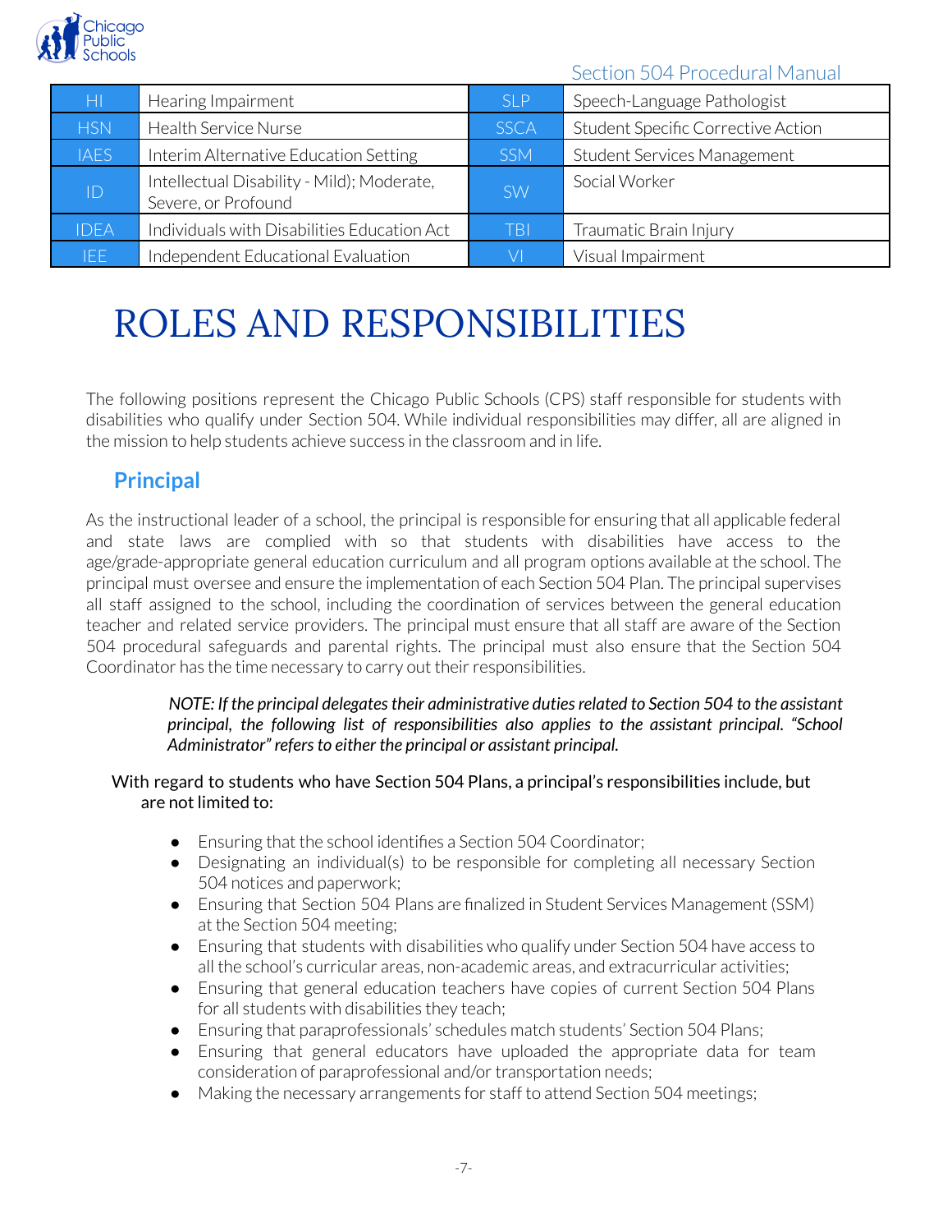| HI | Hearing Impairment | SLP | Speech-Language Pathologist |
|---|---|---|---|
| HSN | Health Service Nurse | SSCA | Student Specific Corrective Action |
| IAES | Interim Alternative Education Setting | SSM | Student Services Management |
| ID | Intellectual Disability - Mild); Moderate, Severe, or Profound | SW | Social Worker |
| IDEA | Individuals with Disabilities Education Act | TBI | Traumatic Brain Injury |
| IEE | Independent Educational Evaluation | VI | Visual Impairment |

# ROLES AND RESPONSIBILITIES

The following positions represent the Chicago Public Schools (CPS) staff responsible for students with disabilities who qualify under Section 504. While individual responsibilities may differ, all are aligned in the mission to help students achieve success in the classroom and in life.

## Principal

As the instructional leader of a school, the principal is responsible for ensuring that all applicable federal and state laws are complied with so that students with disabilities have access to the age/grade-appropriate general education curriculum and all program options available at the school. The principal must oversee and ensure the implementation of each Section 504 Plan. The principal supervises all staff assigned to the school, including the coordination of services between the general education teacher and related service providers. The principal must ensure that all staff are aware of the Section 504 procedural safeguards and parental rights. The principal must also ensure that the Section 504 Coordinator has the time necessary to carry out their responsibilities.

> ***NOTE: If the principal delegates their administrative duties related to Section 504 to the assistant principal, the following list of responsibilities also applies to the assistant principal. "School Administrator" refers to either the principal or assistant principal.***

With regard to students who have Section 504 Plans, a principal's responsibilities include, but are not limited to:

- Ensuring that the school identifies a Section 504 Coordinator;
- Designating an individual(s) to be responsible for completing all necessary Section 504 notices and paperwork;
- Ensuring that Section 504 Plans are finalized in Student Services Management (SSM) at the Section 504 meeting;
- Ensuring that students with disabilities who qualify under Section 504 have access to all the school's curricular areas, non-academic areas, and extracurricular activities;
- Ensuring that general education teachers have copies of current Section 504 Plans for all students with disabilities they teach;
- Ensuring that paraprofessionals' schedules match students' Section 504 Plans;
- Ensuring that general educators have uploaded the appropriate data for team consideration of paraprofessional and/or transportation needs;
- Making the necessary arrangements for staff to attend Section 504 meetings;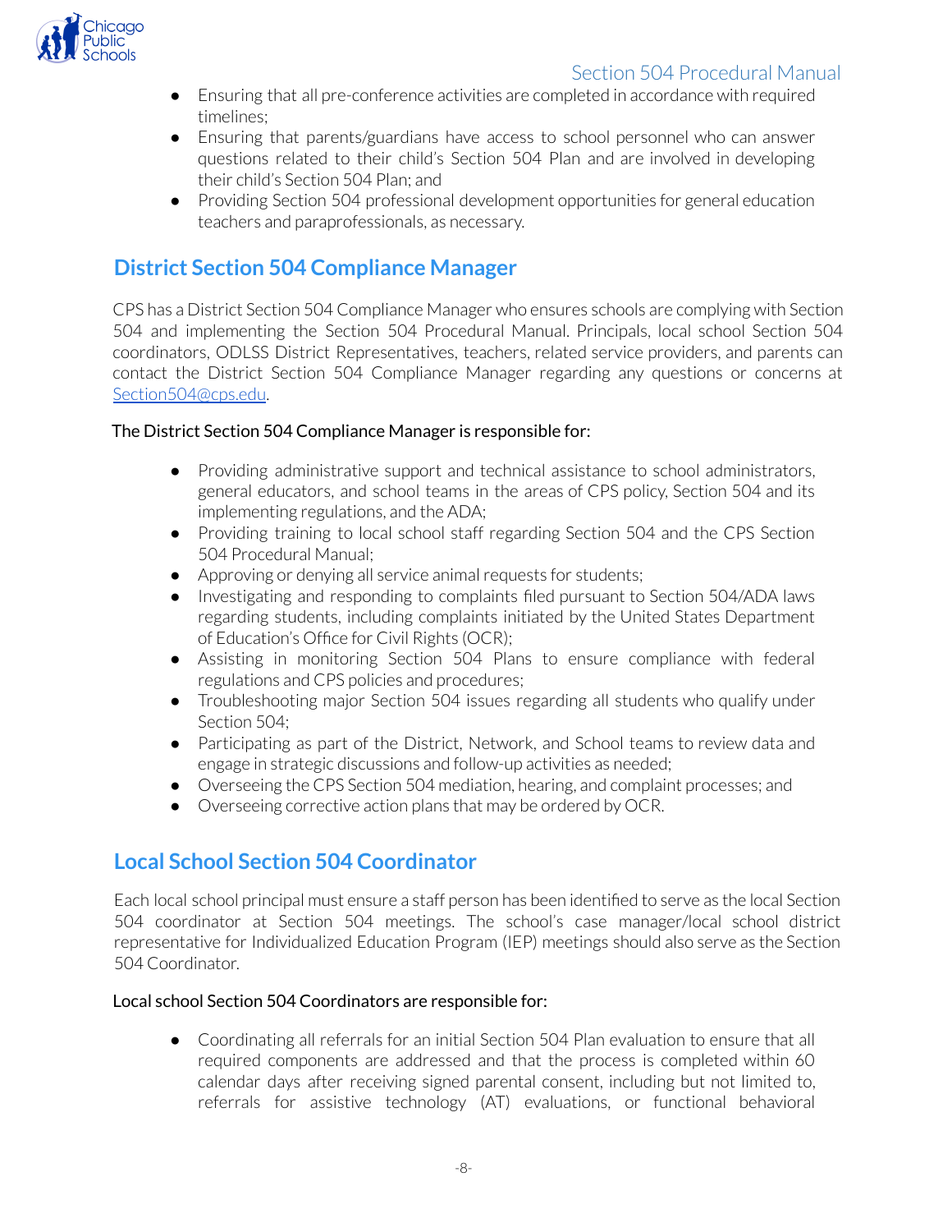- Ensuring that all pre-conference activities are completed in accordance with required timelines;
- Ensuring that parents/guardians have access to school personnel who can answer questions related to their child's Section 504 Plan and are involved in developing their child's Section 504 Plan; and
- Providing Section 504 professional development opportunities for general education teachers and paraprofessionals, as necessary.

## District Section 504 Compliance Manager

CPS has a District Section 504 Compliance Manager who ensures schools are complying with Section 504 and implementing the Section 504 Procedural Manual. Principals, local school Section 504 coordinators, ODLSS District Representatives, teachers, related service providers, and parents can contact the District Section 504 Compliance Manager regarding any questions or concerns at Section504@cps.edu.

The District Section 504 Compliance Manager is responsible for:

- Providing administrative support and technical assistance to school administrators, general educators, and school teams in the areas of CPS policy, Section 504 and its implementing regulations, and the ADA;
- Providing training to local school staff regarding Section 504 and the CPS Section 504 Procedural Manual;
- Approving or denying all service animal requests for students;
- Investigating and responding to complaints filed pursuant to Section 504/ADA laws regarding students, including complaints initiated by the United States Department of Education's Office for Civil Rights (OCR);
- Assisting in monitoring Section 504 Plans to ensure compliance with federal regulations and CPS policies and procedures;
- Troubleshooting major Section 504 issues regarding all students who qualify under Section 504;
- Participating as part of the District, Network, and School teams to review data and engage in strategic discussions and follow-up activities as needed;
- Overseeing the CPS Section 504 mediation, hearing, and complaint processes; and
- Overseeing corrective action plans that may be ordered by OCR.

## Local School Section 504 Coordinator

Each local school principal must ensure a staff person has been identified to serve as the local Section 504 coordinator at Section 504 meetings. The school's case manager/local school district representative for Individualized Education Program (IEP) meetings should also serve as the Section 504 Coordinator.

Local school Section 504 Coordinators are responsible for:

- Coordinating all referrals for an initial Section 504 Plan evaluation to ensure that all required components are addressed and that the process is completed within 60 calendar days after receiving signed parental consent, including but not limited to, referrals for assistive technology (AT) evaluations, or functional behavioral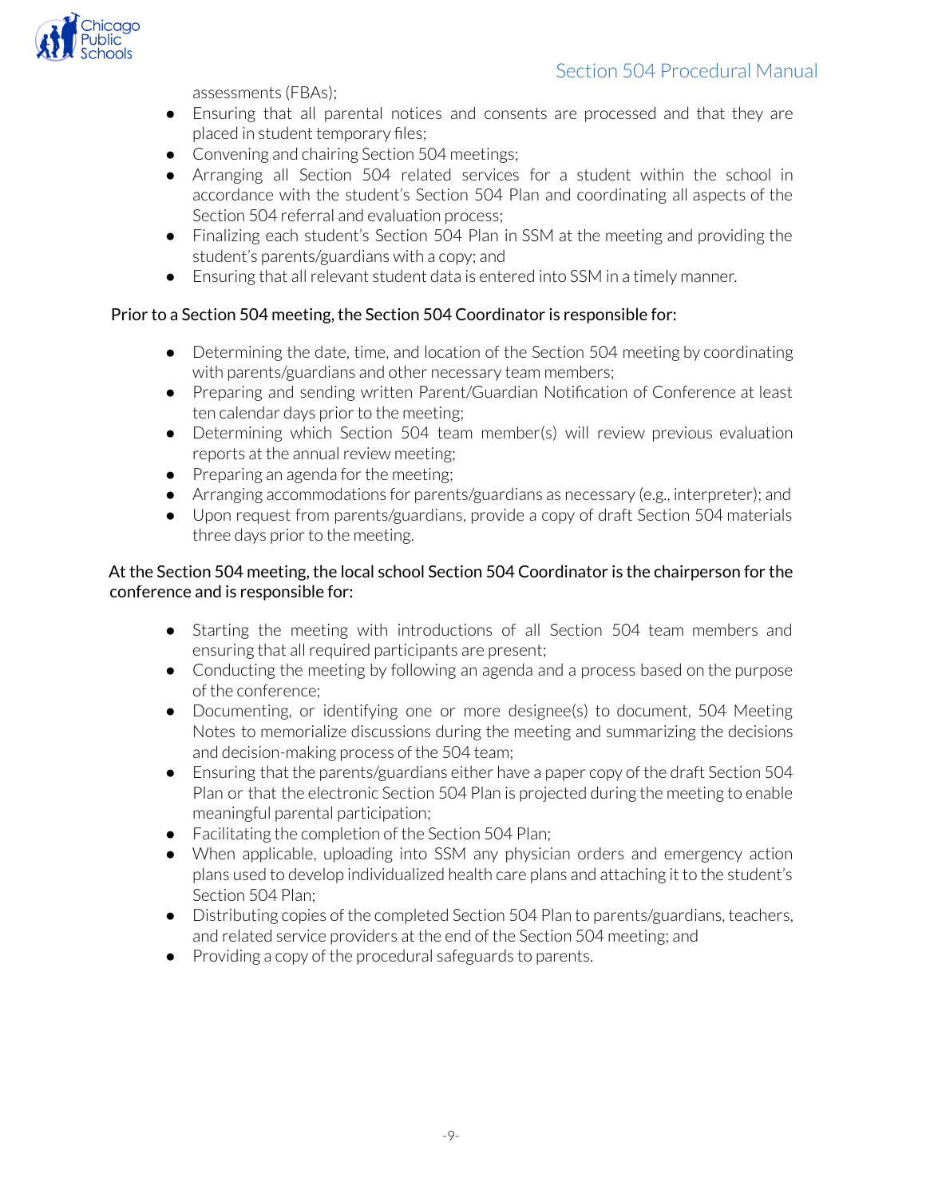assessments (FBAs);

- Ensuring that all parental notices and consents are processed and that they are placed in student temporary files;
- Convening and chairing Section 504 meetings;
- Arranging all Section 504 related services for a student within the school in accordance with the student's Section 504 Plan and coordinating all aspects of the Section 504 referral and evaluation process;
- Finalizing each student's Section 504 Plan in SSM at the meeting and providing the student's parents/guardians with a copy; and
- Ensuring that all relevant student data is entered into SSM in a timely manner.

Prior to a Section 504 meeting, the Section 504 Coordinator is responsible for:

- Determining the date, time, and location of the Section 504 meeting by coordinating with parents/guardians and other necessary team members;
- Preparing and sending written Parent/Guardian Notification of Conference at least ten calendar days prior to the meeting;
- Determining which Section 504 team member(s) will review previous evaluation reports at the annual review meeting;
- Preparing an agenda for the meeting;
- Arranging accommodations for parents/guardians as necessary (e.g., interpreter); and
- Upon request from parents/guardians, provide a copy of draft Section 504 materials three days prior to the meeting.

At the Section 504 meeting, the local school Section 504 Coordinator is the chairperson for the conference and is responsible for:

- Starting the meeting with introductions of all Section 504 team members and ensuring that all required participants are present;
- Conducting the meeting by following an agenda and a process based on the purpose of the conference;
- Documenting, or identifying one or more designee(s) to document, 504 Meeting Notes to memorialize discussions during the meeting and summarizing the decisions and decision-making process of the 504 team;
- Ensuring that the parents/guardians either have a paper copy of the draft Section 504 Plan or that the electronic Section 504 Plan is projected during the meeting to enable meaningful parental participation;
- Facilitating the completion of the Section 504 Plan;
- When applicable, uploading into SSM any physician orders and emergency action plans used to develop individualized health care plans and attaching it to the student's Section 504 Plan;
- Distributing copies of the completed Section 504 Plan to parents/guardians, teachers, and related service providers at the end of the Section 504 meeting; and
- Providing a copy of the procedural safeguards to parents.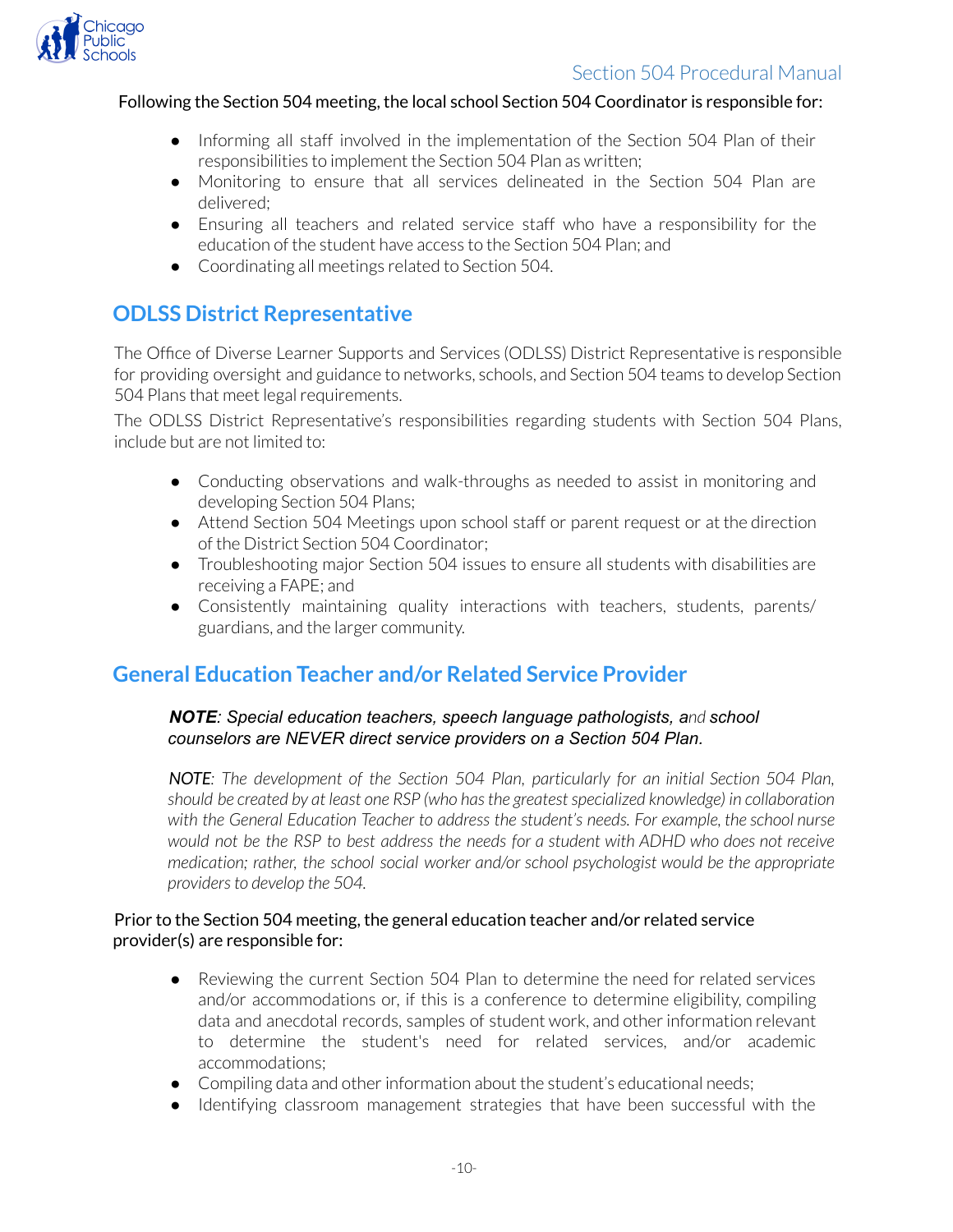Following the Section 504 meeting, the local school Section 504 Coordinator is responsible for:

- Informing all staff involved in the implementation of the Section 504 Plan of their responsibilities to implement the Section 504 Plan as written;
- Monitoring to ensure that all services delineated in the Section 504 Plan are delivered;
- Ensuring all teachers and related service staff who have a responsibility for the education of the student have access to the Section 504 Plan; and
- Coordinating all meetings related to Section 504.

## ODLSS District Representative

The Office of Diverse Learner Supports and Services (ODLSS) District Representative is responsible for providing oversight and guidance to networks, schools, and Section 504 teams to develop Section 504 Plans that meet legal requirements.

The ODLSS District Representative's responsibilities regarding students with Section 504 Plans, include but are not limited to:

- Conducting observations and walk-throughs as needed to assist in monitoring and developing Section 504 Plans;
- Attend Section 504 Meetings upon school staff or parent request or at the direction of the District Section 504 Coordinator;
- Troubleshooting major Section 504 issues to ensure all students with disabilities are receiving a FAPE; and
- Consistently maintaining quality interactions with teachers, students, parents/ guardians, and the larger community.

## General Education Teacher and/or Related Service Provider

***NOTE**: Special education teachers, speech language pathologists, and school counselors are NEVER direct service providers on a Section 504 Plan.*

***NOTE**: The development of the Section 504 Plan, particularly for an initial Section 504 Plan, should be created by at least one RSP (who has the greatest specialized knowledge) in collaboration with the General Education Teacher to address the student's needs. For example, the school nurse would not be the RSP to best address the needs for a student with ADHD who does not receive medication; rather, the school social worker and/or school psychologist would be the appropriate providers to develop the 504.*

Prior to the Section 504 meeting, the general education teacher and/or related service provider(s) are responsible for:

- Reviewing the current Section 504 Plan to determine the need for related services and/or accommodations or, if this is a conference to determine eligibility, compiling data and anecdotal records, samples of student work, and other information relevant to determine the student's need for related services, and/or academic accommodations;
- Compiling data and other information about the student's educational needs;
- Identifying classroom management strategies that have been successful with the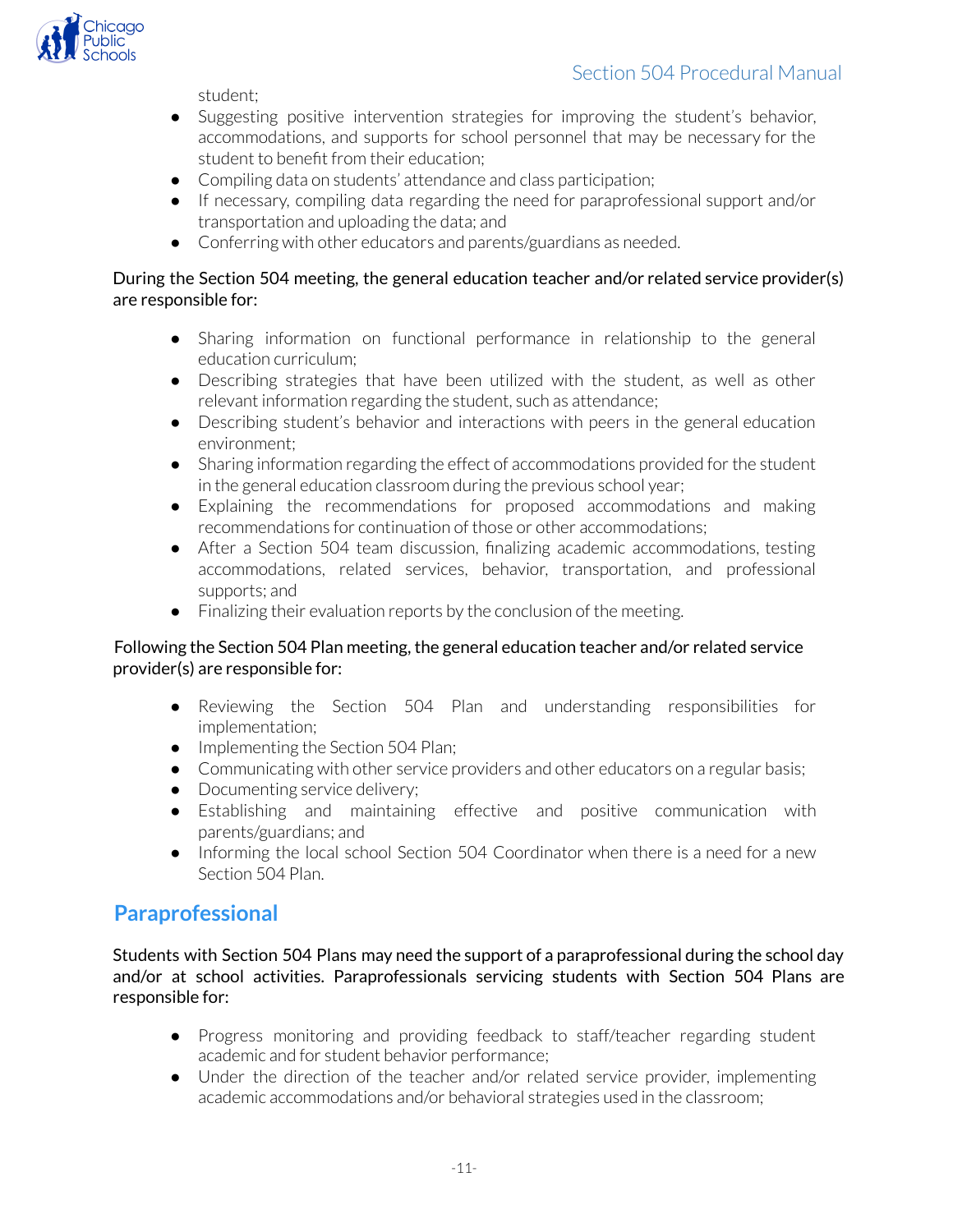student;

- Suggesting positive intervention strategies for improving the student's behavior, accommodations, and supports for school personnel that may be necessary for the student to benefit from their education;
- Compiling data on students' attendance and class participation;
- If necessary, compiling data regarding the need for paraprofessional support and/or transportation and uploading the data; and
- Conferring with other educators and parents/guardians as needed.

During the Section 504 meeting, the general education teacher and/or related service provider(s) are responsible for:

- Sharing information on functional performance in relationship to the general education curriculum;
- Describing strategies that have been utilized with the student, as well as other relevant information regarding the student, such as attendance;
- Describing student's behavior and interactions with peers in the general education environment;
- Sharing information regarding the effect of accommodations provided for the student in the general education classroom during the previous school year;
- Explaining the recommendations for proposed accommodations and making recommendations for continuation of those or other accommodations;
- After a Section 504 team discussion, finalizing academic accommodations, testing accommodations, related services, behavior, transportation, and professional supports; and
- Finalizing their evaluation reports by the conclusion of the meeting.

Following the Section 504 Plan meeting, the general education teacher and/or related service provider(s) are responsible for:

- Reviewing the Section 504 Plan and understanding responsibilities for implementation;
- Implementing the Section 504 Plan;
- Communicating with other service providers and other educators on a regular basis;
- Documenting service delivery;
- Establishing and maintaining effective and positive communication with parents/guardians; and
- Informing the local school Section 504 Coordinator when there is a need for a new Section 504 Plan.

## Paraprofessional

Students with Section 504 Plans may need the support of a paraprofessional during the school day and/or at school activities. Paraprofessionals servicing students with Section 504 Plans are responsible for:

- Progress monitoring and providing feedback to staff/teacher regarding student academic and for student behavior performance;
- Under the direction of the teacher and/or related service provider, implementing academic accommodations and/or behavioral strategies used in the classroom;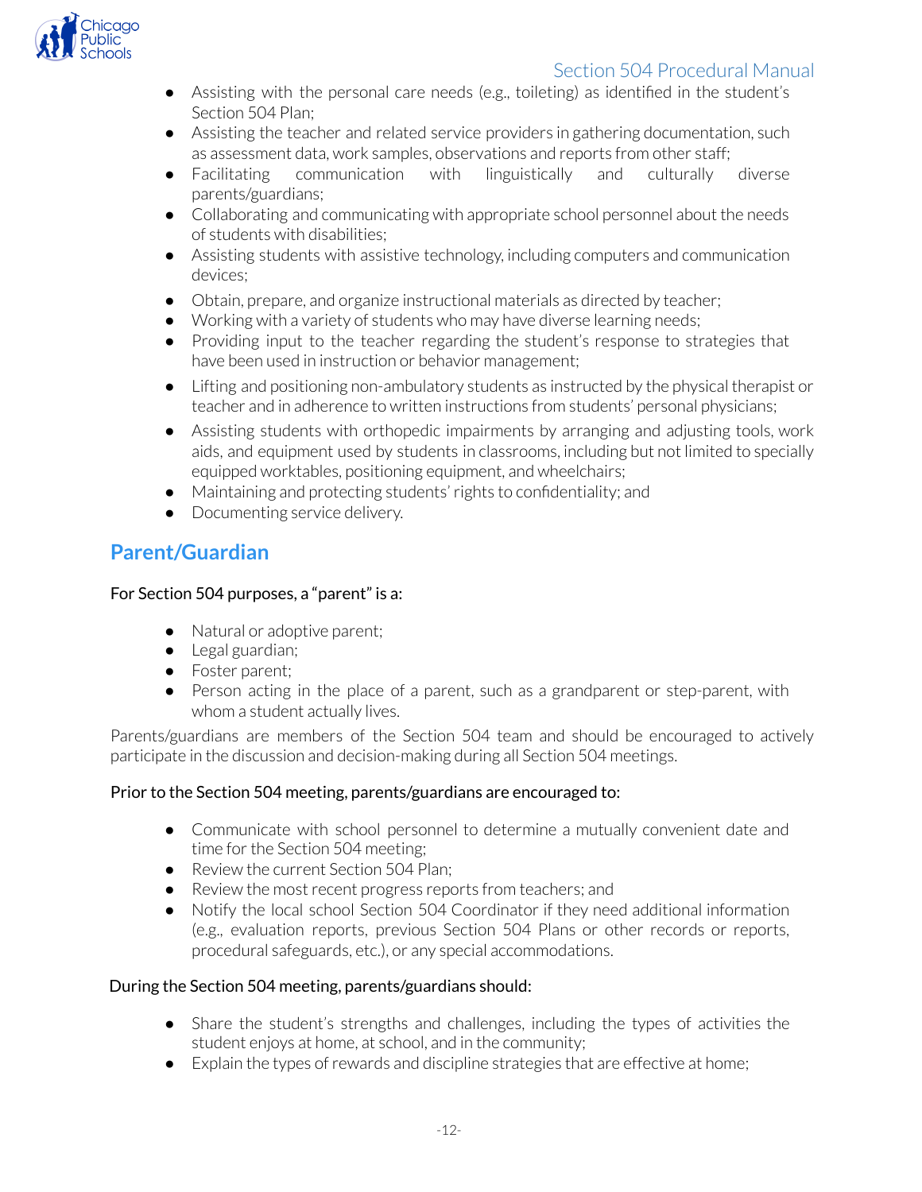- Assisting with the personal care needs (e.g., toileting) as identified in the student's Section 504 Plan;
- Assisting the teacher and related service providers in gathering documentation, such as assessment data, work samples, observations and reports from other staff;
- Facilitating communication with linguistically and culturally diverse parents/guardians;
- Collaborating and communicating with appropriate school personnel about the needs of students with disabilities;
- Assisting students with assistive technology, including computers and communication devices;
- Obtain, prepare, and organize instructional materials as directed by teacher;
- Working with a variety of students who may have diverse learning needs;
- Providing input to the teacher regarding the student's response to strategies that have been used in instruction or behavior management;
- Lifting and positioning non-ambulatory students as instructed by the physical therapist or teacher and in adherence to written instructions from students' personal physicians;
- Assisting students with orthopedic impairments by arranging and adjusting tools, work aids, and equipment used by students in classrooms, including but not limited to specially equipped worktables, positioning equipment, and wheelchairs;
- Maintaining and protecting students' rights to confidentiality; and
- Documenting service delivery.

## Parent/Guardian

For Section 504 purposes, a "parent" is a:

- Natural or adoptive parent;
- Legal guardian;
- Foster parent;
- Person acting in the place of a parent, such as a grandparent or step-parent, with whom a student actually lives.

Parents/guardians are members of the Section 504 team and should be encouraged to actively participate in the discussion and decision-making during all Section 504 meetings.

Prior to the Section 504 meeting, parents/guardians are encouraged to:

- Communicate with school personnel to determine a mutually convenient date and time for the Section 504 meeting;
- Review the current Section 504 Plan;
- Review the most recent progress reports from teachers; and
- Notify the local school Section 504 Coordinator if they need additional information (e.g., evaluation reports, previous Section 504 Plans or other records or reports, procedural safeguards, etc.), or any special accommodations.

During the Section 504 meeting, parents/guardians should:

- Share the student's strengths and challenges, including the types of activities the student enjoys at home, at school, and in the community;
- Explain the types of rewards and discipline strategies that are effective at home;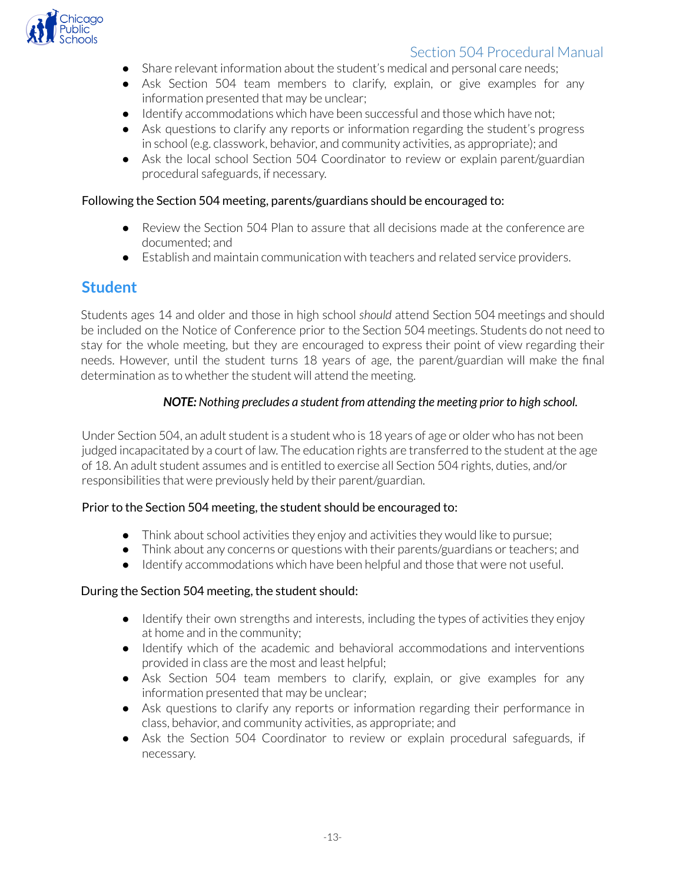- Share relevant information about the student's medical and personal care needs;
- Ask Section 504 team members to clarify, explain, or give examples for any information presented that may be unclear;
- Identify accommodations which have been successful and those which have not;
- Ask questions to clarify any reports or information regarding the student's progress in school (e.g. classwork, behavior, and community activities, as appropriate); and
- Ask the local school Section 504 Coordinator to review or explain parent/guardian procedural safeguards, if necessary.

Following the Section 504 meeting, parents/guardians should be encouraged to:

- Review the Section 504 Plan to assure that all decisions made at the conference are documented; and
- Establish and maintain communication with teachers and related service providers.

## Student

Students ages 14 and older and those in high school *should* attend Section 504 meetings and should be included on the Notice of Conference prior to the Section 504 meetings. Students do not need to stay for the whole meeting, but they are encouraged to express their point of view regarding their needs. However, until the student turns 18 years of age, the parent/guardian will make the final determination as to whether the student will attend the meeting.

***NOTE:*** *Nothing precludes a student from attending the meeting prior to high school.*

Under Section 504, an adult student is a student who is 18 years of age or older who has not been judged incapacitated by a court of law. The education rights are transferred to the student at the age of 18. An adult student assumes and is entitled to exercise all Section 504 rights, duties, and/or responsibilities that were previously held by their parent/guardian.

Prior to the Section 504 meeting, the student should be encouraged to:

- Think about school activities they enjoy and activities they would like to pursue;
- Think about any concerns or questions with their parents/guardians or teachers; and
- Identify accommodations which have been helpful and those that were not useful.

During the Section 504 meeting, the student should:

- Identify their own strengths and interests, including the types of activities they enjoy at home and in the community;
- Identify which of the academic and behavioral accommodations and interventions provided in class are the most and least helpful;
- Ask Section 504 team members to clarify, explain, or give examples for any information presented that may be unclear;
- Ask questions to clarify any reports or information regarding their performance in class, behavior, and community activities, as appropriate; and
- Ask the Section 504 Coordinator to review or explain procedural safeguards, if necessary.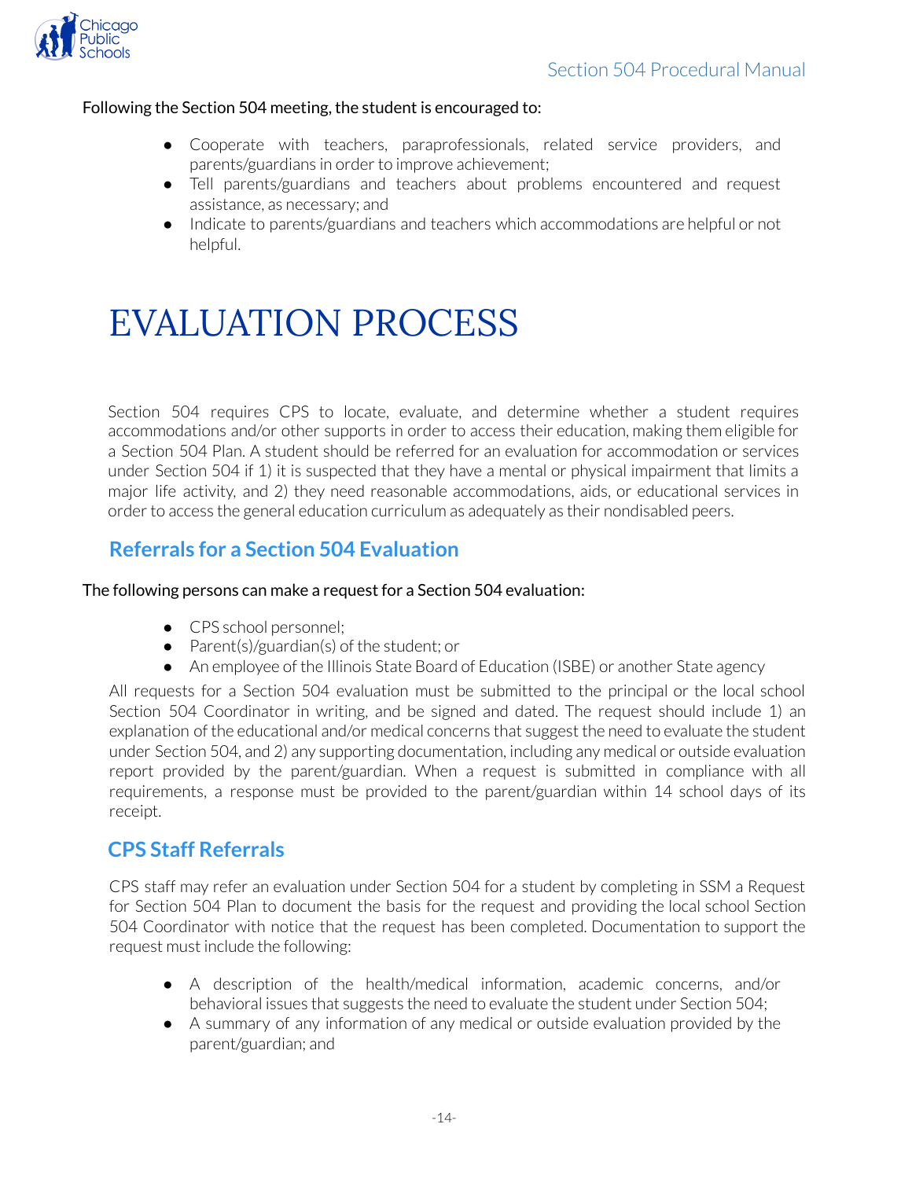Following the Section 504 meeting, the student is encouraged to:

- Cooperate with teachers, paraprofessionals, related service providers, and parents/guardians in order to improve achievement;
- Tell parents/guardians and teachers about problems encountered and request assistance, as necessary; and
- Indicate to parents/guardians and teachers which accommodations are helpful or not helpful.

# EVALUATION PROCESS

Section 504 requires CPS to locate, evaluate, and determine whether a student requires accommodations and/or other supports in order to access their education, making them eligible for a Section 504 Plan. A student should be referred for an evaluation for accommodation or services under Section 504 if 1) it is suspected that they have a mental or physical impairment that limits a major life activity, and 2) they need reasonable accommodations, aids, or educational services in order to access the general education curriculum as adequately as their nondisabled peers.

## Referrals for a Section 504 Evaluation

The following persons can make a request for a Section 504 evaluation:

- CPS school personnel;
- Parent(s)/guardian(s) of the student; or
- An employee of the Illinois State Board of Education (ISBE) or another State agency

All requests for a Section 504 evaluation must be submitted to the principal or the local school Section 504 Coordinator in writing, and be signed and dated. The request should include 1) an explanation of the educational and/or medical concerns that suggest the need to evaluate the student under Section 504, and 2) any supporting documentation, including any medical or outside evaluation report provided by the parent/guardian. When a request is submitted in compliance with all requirements, a response must be provided to the parent/guardian within 14 school days of its receipt.

## CPS Staff Referrals

CPS staff may refer an evaluation under Section 504 for a student by completing in SSM a Request for Section 504 Plan to document the basis for the request and providing the local school Section 504 Coordinator with notice that the request has been completed. Documentation to support the request must include the following:

- A description of the health/medical information, academic concerns, and/or behavioral issues that suggests the need to evaluate the student under Section 504;
- A summary of any information of any medical or outside evaluation provided by the parent/guardian; and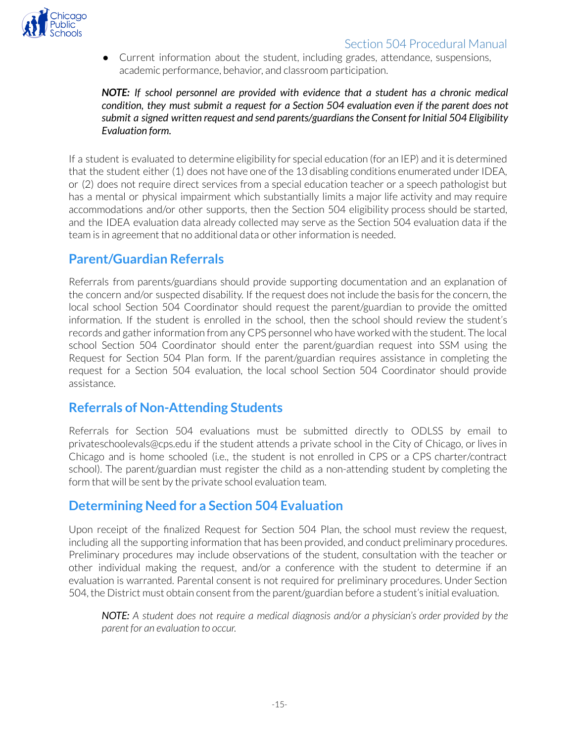- Current information about the student, including grades, attendance, suspensions, academic performance, behavior, and classroom participation.

> ***NOTE:** If school personnel are provided with evidence that a student has a chronic medical condition, they must submit a request for a Section 504 evaluation even if the parent does not submit a signed written request and send parents/guardians the Consent for Initial 504 Eligibility Evaluation form.*

If a student is evaluated to determine eligibility for special education (for an IEP) and it is determined that the student either (1) does not have one of the 13 disabling conditions enumerated under IDEA, or (2) does not require direct services from a special education teacher or a speech pathologist but has a mental or physical impairment which substantially limits a major life activity and may require accommodations and/or other supports, then the Section 504 eligibility process should be started, and the IDEA evaluation data already collected may serve as the Section 504 evaluation data if the team is in agreement that no additional data or other information is needed.

## Parent/Guardian Referrals

Referrals from parents/guardians should provide supporting documentation and an explanation of the concern and/or suspected disability. If the request does not include the basis for the concern, the local school Section 504 Coordinator should request the parent/guardian to provide the omitted information. If the student is enrolled in the school, then the school should review the student's records and gather information from any CPS personnel who have worked with the student. The local school Section 504 Coordinator should enter the parent/guardian request into SSM using the Request for Section 504 Plan form. If the parent/guardian requires assistance in completing the request for a Section 504 evaluation, the local school Section 504 Coordinator should provide assistance.

## Referrals of Non-Attending Students

Referrals for Section 504 evaluations must be submitted directly to ODLSS by email to privateschoolevals@cps.edu if the student attends a private school in the City of Chicago, or lives in Chicago and is home schooled (i.e., the student is not enrolled in CPS or a CPS charter/contract school). The parent/guardian must register the child as a non-attending student by completing the form that will be sent by the private school evaluation team.

## Determining Need for a Section 504 Evaluation

Upon receipt of the finalized Request for Section 504 Plan, the school must review the request, including all the supporting information that has been provided, and conduct preliminary procedures. Preliminary procedures may include observations of the student, consultation with the teacher or other individual making the request, and/or a conference with the student to determine if an evaluation is warranted. Parental consent is not required for preliminary procedures. Under Section 504, the District must obtain consent from the parent/guardian before a student's initial evaluation.

> ***NOTE:*** *A student does not require a medical diagnosis and/or a physician's order provided by the parent for an evaluation to occur.*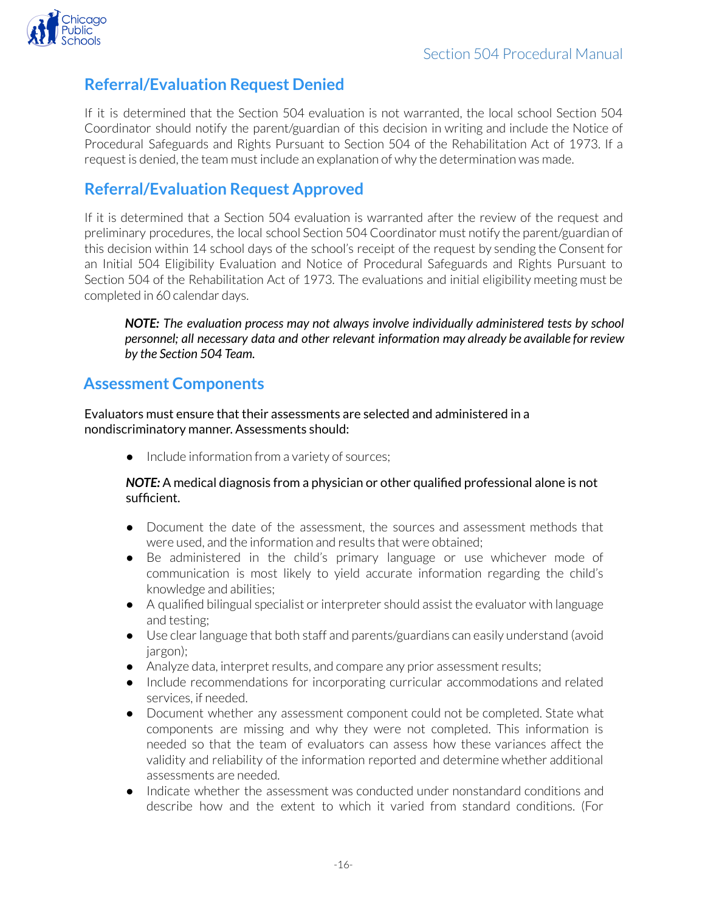## Referral/Evaluation Request Denied

If it is determined that the Section 504 evaluation is not warranted, the local school Section 504 Coordinator should notify the parent/guardian of this decision in writing and include the Notice of Procedural Safeguards and Rights Pursuant to Section 504 of the Rehabilitation Act of 1973. If a request is denied, the team must include an explanation of why the determination was made.

## Referral/Evaluation Request Approved

If it is determined that a Section 504 evaluation is warranted after the review of the request and preliminary procedures, the local school Section 504 Coordinator must notify the parent/guardian of this decision within 14 school days of the school's receipt of the request by sending the Consent for an Initial 504 Eligibility Evaluation and Notice of Procedural Safeguards and Rights Pursuant to Section 504 of the Rehabilitation Act of 1973. The evaluations and initial eligibility meeting must be completed in 60 calendar days.

> ***NOTE:*** *The evaluation process may not always involve individually administered tests by school personnel; all necessary data and other relevant information may already be available for review by the Section 504 Team.*

## Assessment Components

Evaluators must ensure that their assessments are selected and administered in a nondiscriminatory manner. Assessments should:

- Include information from a variety of sources;

***NOTE:*** A medical diagnosis from a physician or other qualified professional alone is not sufficient.

- Document the date of the assessment, the sources and assessment methods that were used, and the information and results that were obtained;
- Be administered in the child's primary language or use whichever mode of communication is most likely to yield accurate information regarding the child's knowledge and abilities;
- A qualified bilingual specialist or interpreter should assist the evaluator with language and testing;
- Use clear language that both staff and parents/guardians can easily understand (avoid jargon);
- Analyze data, interpret results, and compare any prior assessment results;
- Include recommendations for incorporating curricular accommodations and related services, if needed.
- Document whether any assessment component could not be completed. State what components are missing and why they were not completed. This information is needed so that the team of evaluators can assess how these variances affect the validity and reliability of the information reported and determine whether additional assessments are needed.
- Indicate whether the assessment was conducted under nonstandard conditions and describe how and the extent to which it varied from standard conditions. (For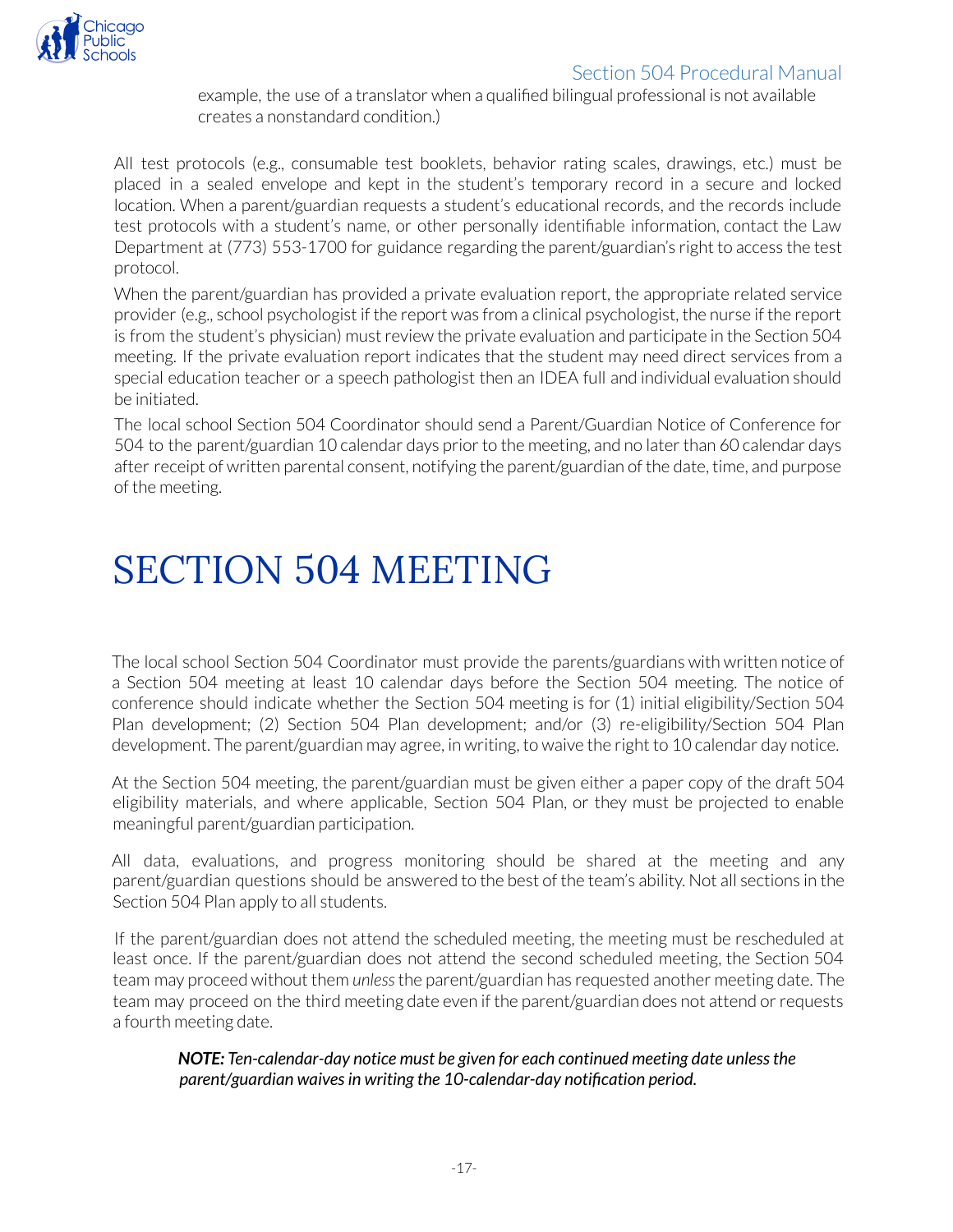example, the use of a translator when a qualified bilingual professional is not available creates a nonstandard condition.)

All test protocols (e.g., consumable test booklets, behavior rating scales, drawings, etc.) must be placed in a sealed envelope and kept in the student's temporary record in a secure and locked location. When a parent/guardian requests a student's educational records, and the records include test protocols with a student's name, or other personally identifiable information, contact the Law Department at (773) 553-1700 for guidance regarding the parent/guardian's right to access the test protocol.

When the parent/guardian has provided a private evaluation report, the appropriate related service provider (e.g., school psychologist if the report was from a clinical psychologist, the nurse if the report is from the student's physician) must review the private evaluation and participate in the Section 504 meeting. If the private evaluation report indicates that the student may need direct services from a special education teacher or a speech pathologist then an IDEA full and individual evaluation should be initiated.

The local school Section 504 Coordinator should send a Parent/Guardian Notice of Conference for 504 to the parent/guardian 10 calendar days prior to the meeting, and no later than 60 calendar days after receipt of written parental consent, notifying the parent/guardian of the date, time, and purpose of the meeting.

# SECTION 504 MEETING

The local school Section 504 Coordinator must provide the parents/guardians with written notice of a Section 504 meeting at least 10 calendar days before the Section 504 meeting. The notice of conference should indicate whether the Section 504 meeting is for (1) initial eligibility/Section 504 Plan development; (2) Section 504 Plan development; and/or (3) re-eligibility/Section 504 Plan development. The parent/guardian may agree, in writing, to waive the right to 10 calendar day notice.

At the Section 504 meeting, the parent/guardian must be given either a paper copy of the draft 504 eligibility materials, and where applicable, Section 504 Plan, or they must be projected to enable meaningful parent/guardian participation.

All data, evaluations, and progress monitoring should be shared at the meeting and any parent/guardian questions should be answered to the best of the team's ability. Not all sections in the Section 504 Plan apply to all students.

If the parent/guardian does not attend the scheduled meeting, the meeting must be rescheduled at least once. If the parent/guardian does not attend the second scheduled meeting, the Section 504 team may proceed without them *unless* the parent/guardian has requested another meeting date. The team may proceed on the third meeting date even if the parent/guardian does not attend or requests a fourth meeting date.

> ***NOTE:** Ten-calendar-day notice must be given for each continued meeting date unless the parent/guardian waives in writing the 10-calendar-day notification period.*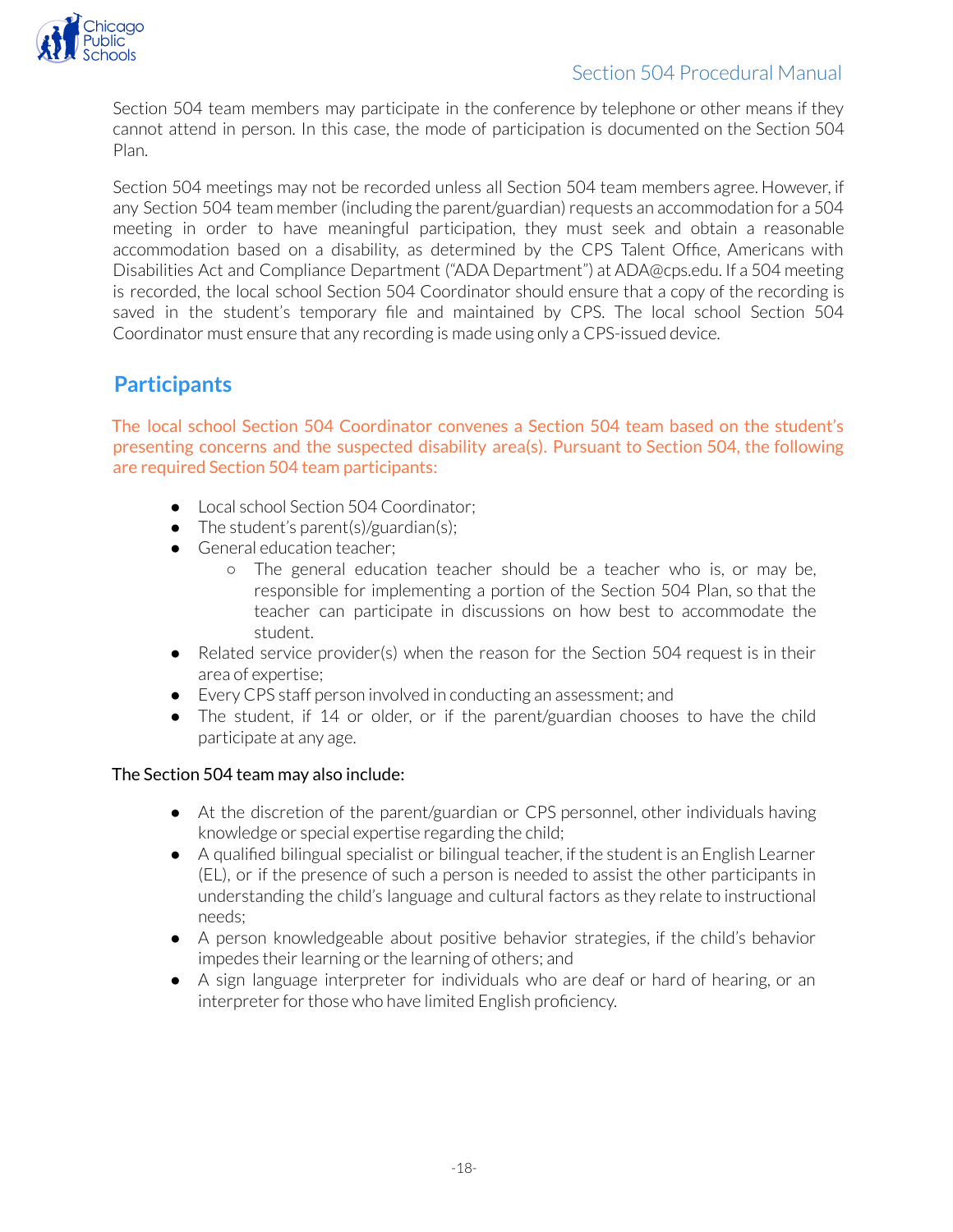Section 504 team members may participate in the conference by telephone or other means if they cannot attend in person. In this case, the mode of participation is documented on the Section 504 Plan.

Section 504 meetings may not be recorded unless all Section 504 team members agree. However, if any Section 504 team member (including the parent/guardian) requests an accommodation for a 504 meeting in order to have meaningful participation, they must seek and obtain a reasonable accommodation based on a disability, as determined by the CPS Talent Office, Americans with Disabilities Act and Compliance Department ("ADA Department") at ADA@cps.edu. If a 504 meeting is recorded, the local school Section 504 Coordinator should ensure that a copy of the recording is saved in the student's temporary file and maintained by CPS. The local school Section 504 Coordinator must ensure that any recording is made using only a CPS-issued device.

## Participants

The local school Section 504 Coordinator convenes a Section 504 team based on the student's presenting concerns and the suspected disability area(s). Pursuant to Section 504, the following are required Section 504 team participants:

- Local school Section 504 Coordinator;
- The student's parent(s)/guardian(s);
- General education teacher;
  - The general education teacher should be a teacher who is, or may be, responsible for implementing a portion of the Section 504 Plan, so that the teacher can participate in discussions on how best to accommodate the student.
- Related service provider(s) when the reason for the Section 504 request is in their area of expertise;
- Every CPS staff person involved in conducting an assessment; and
- The student, if 14 or older, or if the parent/guardian chooses to have the child participate at any age.

The Section 504 team may also include:

- At the discretion of the parent/guardian or CPS personnel, other individuals having knowledge or special expertise regarding the child;
- A qualified bilingual specialist or bilingual teacher, if the student is an English Learner (EL), or if the presence of such a person is needed to assist the other participants in understanding the child's language and cultural factors as they relate to instructional needs;
- A person knowledgeable about positive behavior strategies, if the child's behavior impedes their learning or the learning of others; and
- A sign language interpreter for individuals who are deaf or hard of hearing, or an interpreter for those who have limited English proficiency.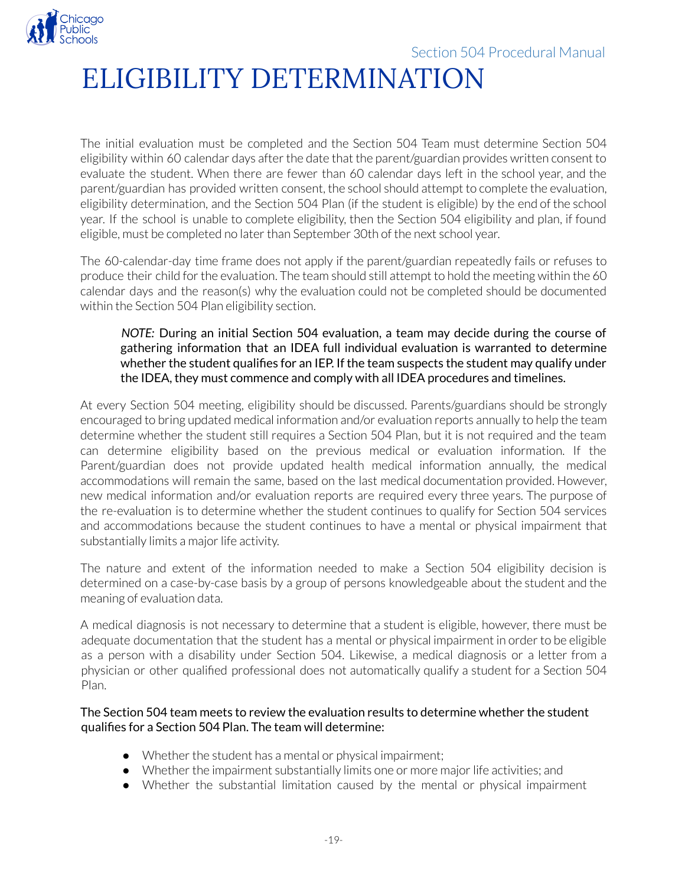# ELIGIBILITY DETERMINATION

The initial evaluation must be completed and the Section 504 Team must determine Section 504 eligibility within 60 calendar days after the date that the parent/guardian provides written consent to evaluate the student. When there are fewer than 60 calendar days left in the school year, and the parent/guardian has provided written consent, the school should attempt to complete the evaluation, eligibility determination, and the Section 504 Plan (if the student is eligible) by the end of the school year. If the school is unable to complete eligibility, then the Section 504 eligibility and plan, if found eligible, must be completed no later than September 30th of the next school year.

The 60-calendar-day time frame does not apply if the parent/guardian repeatedly fails or refuses to produce their child for the evaluation. The team should still attempt to hold the meeting within the 60 calendar days and the reason(s) why the evaluation could not be completed should be documented within the Section 504 Plan eligibility section.

> *NOTE:* During an initial Section 504 evaluation, a team may decide during the course of gathering information that an IDEA full individual evaluation is warranted to determine whether the student qualifies for an IEP. If the team suspects the student may qualify under the IDEA, they must commence and comply with all IDEA procedures and timelines.

At every Section 504 meeting, eligibility should be discussed. Parents/guardians should be strongly encouraged to bring updated medical information and/or evaluation reports annually to help the team determine whether the student still requires a Section 504 Plan, but it is not required and the team can determine eligibility based on the previous medical or evaluation information. If the Parent/guardian does not provide updated health medical information annually, the medical accommodations will remain the same, based on the last medical documentation provided. However, new medical information and/or evaluation reports are required every three years. The purpose of the re-evaluation is to determine whether the student continues to qualify for Section 504 services and accommodations because the student continues to have a mental or physical impairment that substantially limits a major life activity.

The nature and extent of the information needed to make a Section 504 eligibility decision is determined on a case-by-case basis by a group of persons knowledgeable about the student and the meaning of evaluation data.

A medical diagnosis is not necessary to determine that a student is eligible, however, there must be adequate documentation that the student has a mental or physical impairment in order to be eligible as a person with a disability under Section 504. Likewise, a medical diagnosis or a letter from a physician or other qualified professional does not automatically qualify a student for a Section 504 Plan.

The Section 504 team meets to review the evaluation results to determine whether the student qualifies for a Section 504 Plan. The team will determine:

- Whether the student has a mental or physical impairment;
- Whether the impairment substantially limits one or more major life activities; and
- Whether the substantial limitation caused by the mental or physical impairment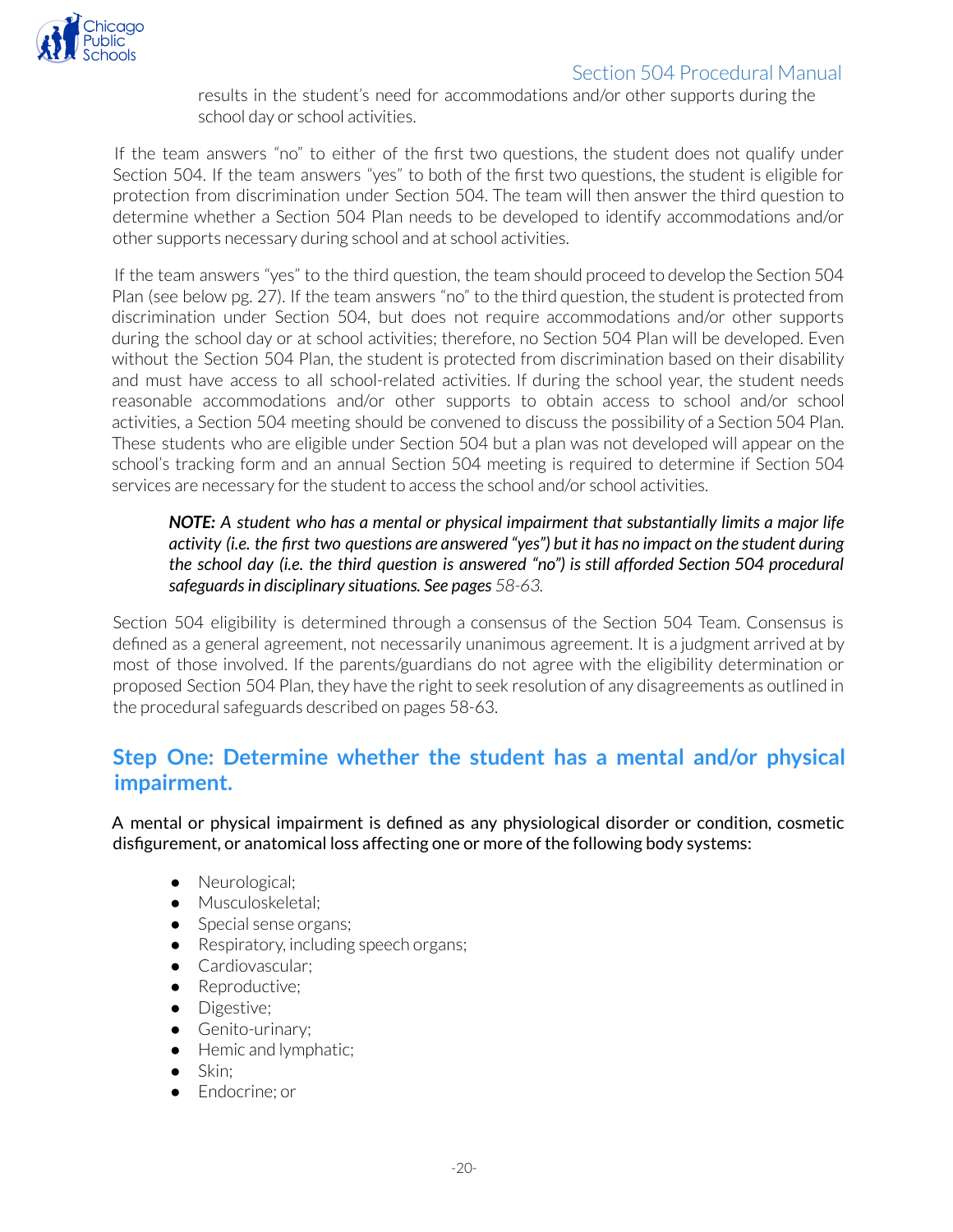results in the student's need for accommodations and/or other supports during the school day or school activities.

If the team answers "no" to either of the first two questions, the student does not qualify under Section 504. If the team answers "yes" to both of the first two questions, the student is eligible for protection from discrimination under Section 504. The team will then answer the third question to determine whether a Section 504 Plan needs to be developed to identify accommodations and/or other supports necessary during school and at school activities.

If the team answers "yes" to the third question, the team should proceed to develop the Section 504 Plan (see below pg. 27). If the team answers "no" to the third question, the student is protected from discrimination under Section 504, but does not require accommodations and/or other supports during the school day or at school activities; therefore, no Section 504 Plan will be developed. Even without the Section 504 Plan, the student is protected from discrimination based on their disability and must have access to all school-related activities. If during the school year, the student needs reasonable accommodations and/or other supports to obtain access to school and/or school activities, a Section 504 meeting should be convened to discuss the possibility of a Section 504 Plan. These students who are eligible under Section 504 but a plan was not developed will appear on the school's tracking form and an annual Section 504 meeting is required to determine if Section 504 services are necessary for the student to access the school and/or school activities.

> ***NOTE:*** *A student who has a mental or physical impairment that substantially limits a major life activity (i.e. the first two questions are answered "yes") but it has no impact on the student during the school day (i.e. the third question is answered "no") is still afforded Section 504 procedural safeguards in disciplinary situations. See pages 58-63.*

Section 504 eligibility is determined through a consensus of the Section 504 Team. Consensus is defined as a general agreement, not necessarily unanimous agreement. It is a judgment arrived at by most of those involved. If the parents/guardians do not agree with the eligibility determination or proposed Section 504 Plan, they have the right to seek resolution of any disagreements as outlined in the procedural safeguards described on pages 58-63.

## Step One: Determine whether the student has a mental and/or physical impairment.

A mental or physical impairment is defined as any physiological disorder or condition, cosmetic disfigurement, or anatomical loss affecting one or more of the following body systems:

- Neurological;
- Musculoskeletal;
- Special sense organs;
- Respiratory, including speech organs;
- Cardiovascular;
- Reproductive;
- Digestive;
- Genito-urinary;
- Hemic and lymphatic;
- Skin;
- Endocrine; or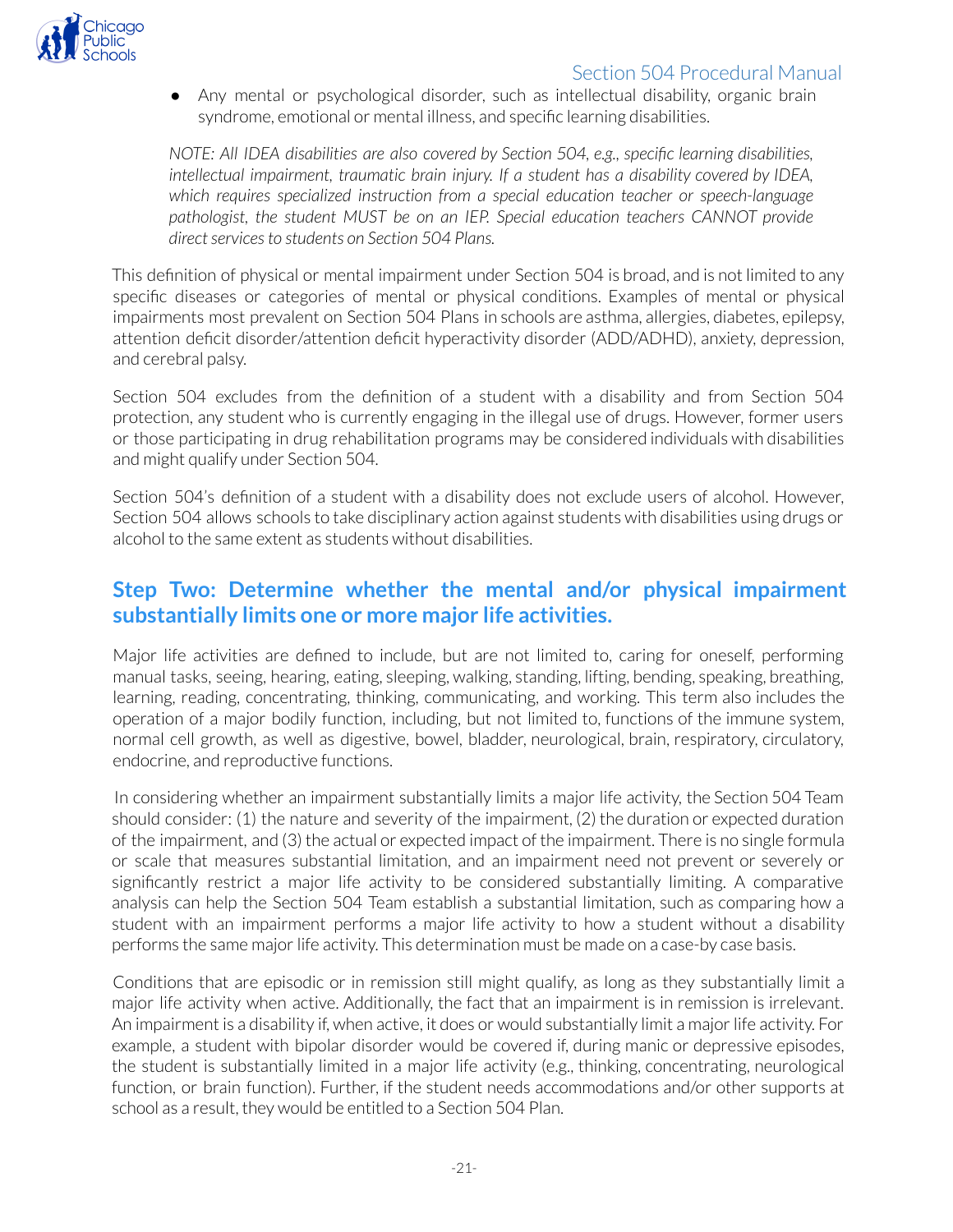- Any mental or psychological disorder, such as intellectual disability, organic brain syndrome, emotional or mental illness, and specific learning disabilities.

*NOTE: All IDEA disabilities are also covered by Section 504, e.g., specific learning disabilities, intellectual impairment, traumatic brain injury. If a student has a disability covered by IDEA, which requires specialized instruction from a special education teacher or speech-language pathologist, the student MUST be on an IEP. Special education teachers CANNOT provide direct services to students on Section 504 Plans.*

This definition of physical or mental impairment under Section 504 is broad, and is not limited to any specific diseases or categories of mental or physical conditions. Examples of mental or physical impairments most prevalent on Section 504 Plans in schools are asthma, allergies, diabetes, epilepsy, attention deficit disorder/attention deficit hyperactivity disorder (ADD/ADHD), anxiety, depression, and cerebral palsy.

Section 504 excludes from the definition of a student with a disability and from Section 504 protection, any student who is currently engaging in the illegal use of drugs. However, former users or those participating in drug rehabilitation programs may be considered individuals with disabilities and might qualify under Section 504.

Section 504's definition of a student with a disability does not exclude users of alcohol. However, Section 504 allows schools to take disciplinary action against students with disabilities using drugs or alcohol to the same extent as students without disabilities.

## Step Two: Determine whether the mental and/or physical impairment substantially limits one or more major life activities.

Major life activities are defined to include, but are not limited to, caring for oneself, performing manual tasks, seeing, hearing, eating, sleeping, walking, standing, lifting, bending, speaking, breathing, learning, reading, concentrating, thinking, communicating, and working. This term also includes the operation of a major bodily function, including, but not limited to, functions of the immune system, normal cell growth, as well as digestive, bowel, bladder, neurological, brain, respiratory, circulatory, endocrine, and reproductive functions.

In considering whether an impairment substantially limits a major life activity, the Section 504 Team should consider: (1) the nature and severity of the impairment, (2) the duration or expected duration of the impairment, and (3) the actual or expected impact of the impairment. There is no single formula or scale that measures substantial limitation, and an impairment need not prevent or severely or significantly restrict a major life activity to be considered substantially limiting. A comparative analysis can help the Section 504 Team establish a substantial limitation, such as comparing how a student with an impairment performs a major life activity to how a student without a disability performs the same major life activity. This determination must be made on a case-by case basis.

Conditions that are episodic or in remission still might qualify, as long as they substantially limit a major life activity when active. Additionally, the fact that an impairment is in remission is irrelevant. An impairment is a disability if, when active, it does or would substantially limit a major life activity. For example, a student with bipolar disorder would be covered if, during manic or depressive episodes, the student is substantially limited in a major life activity (e.g., thinking, concentrating, neurological function, or brain function). Further, if the student needs accommodations and/or other supports at school as a result, they would be entitled to a Section 504 Plan.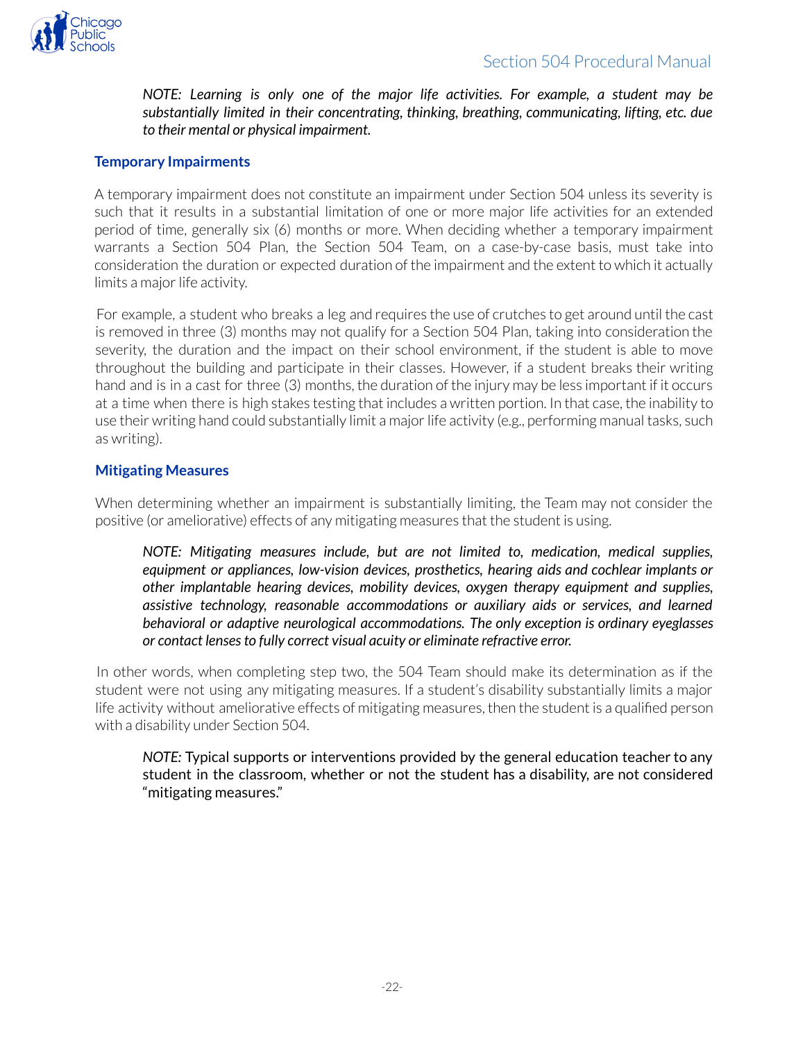*NOTE: Learning is only one of the major life activities. For example, a student may be substantially limited in their concentrating, thinking, breathing, communicating, lifting, etc. due to their mental or physical impairment.*

### Temporary Impairments

A temporary impairment does not constitute an impairment under Section 504 unless its severity is such that it results in a substantial limitation of one or more major life activities for an extended period of time, generally six (6) months or more. When deciding whether a temporary impairment warrants a Section 504 Plan, the Section 504 Team, on a case-by-case basis, must take into consideration the duration or expected duration of the impairment and the extent to which it actually limits a major life activity.

For example, a student who breaks a leg and requires the use of crutches to get around until the cast is removed in three (3) months may not qualify for a Section 504 Plan, taking into consideration the severity, the duration and the impact on their school environment, if the student is able to move throughout the building and participate in their classes. However, if a student breaks their writing hand and is in a cast for three (3) months, the duration of the injury may be less important if it occurs at a time when there is high stakes testing that includes a written portion. In that case, the inability to use their writing hand could substantially limit a major life activity (e.g., performing manual tasks, such as writing).

### Mitigating Measures

When determining whether an impairment is substantially limiting, the Team may not consider the positive (or ameliorative) effects of any mitigating measures that the student is using.

*NOTE: Mitigating measures include, but are not limited to, medication, medical supplies, equipment or appliances, low-vision devices, prosthetics, hearing aids and cochlear implants or other implantable hearing devices, mobility devices, oxygen therapy equipment and supplies, assistive technology, reasonable accommodations or auxiliary aids or services, and learned behavioral or adaptive neurological accommodations. The only exception is ordinary eyeglasses or contact lenses to fully correct visual acuity or eliminate refractive error.*

In other words, when completing step two, the 504 Team should make its determination as if the student were not using any mitigating measures. If a student's disability substantially limits a major life activity without ameliorative effects of mitigating measures, then the student is a qualified person with a disability under Section 504.

*NOTE:* Typical supports or interventions provided by the general education teacher to any student in the classroom, whether or not the student has a disability, are not considered "mitigating measures."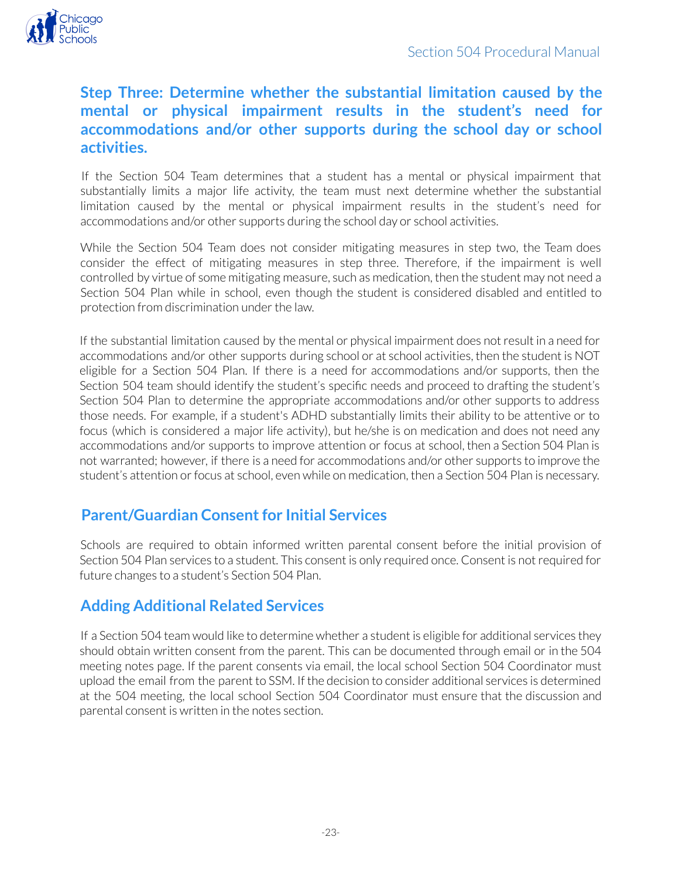## Step Three: Determine whether the substantial limitation caused by the mental or physical impairment results in the student's need for accommodations and/or other supports during the school day or school activities.

If the Section 504 Team determines that a student has a mental or physical impairment that substantially limits a major life activity, the team must next determine whether the substantial limitation caused by the mental or physical impairment results in the student's need for accommodations and/or other supports during the school day or school activities.

While the Section 504 Team does not consider mitigating measures in step two, the Team does consider the effect of mitigating measures in step three. Therefore, if the impairment is well controlled by virtue of some mitigating measure, such as medication, then the student may not need a Section 504 Plan while in school, even though the student is considered disabled and entitled to protection from discrimination under the law.

If the substantial limitation caused by the mental or physical impairment does not result in a need for accommodations and/or other supports during school or at school activities, then the student is NOT eligible for a Section 504 Plan. If there is a need for accommodations and/or supports, then the Section 504 team should identify the student's specific needs and proceed to drafting the student's Section 504 Plan to determine the appropriate accommodations and/or other supports to address those needs. For example, if a student's ADHD substantially limits their ability to be attentive or to focus (which is considered a major life activity), but he/she is on medication and does not need any accommodations and/or supports to improve attention or focus at school, then a Section 504 Plan is not warranted; however, if there is a need for accommodations and/or other supports to improve the student's attention or focus at school, even while on medication, then a Section 504 Plan is necessary.

## Parent/Guardian Consent for Initial Services

Schools are required to obtain informed written parental consent before the initial provision of Section 504 Plan services to a student. This consent is only required once. Consent is not required for future changes to a student's Section 504 Plan.

## Adding Additional Related Services

If a Section 504 team would like to determine whether a student is eligible for additional services they should obtain written consent from the parent. This can be documented through email or in the 504 meeting notes page. If the parent consents via email, the local school Section 504 Coordinator must upload the email from the parent to SSM. If the decision to consider additional services is determined at the 504 meeting, the local school Section 504 Coordinator must ensure that the discussion and parental consent is written in the notes section.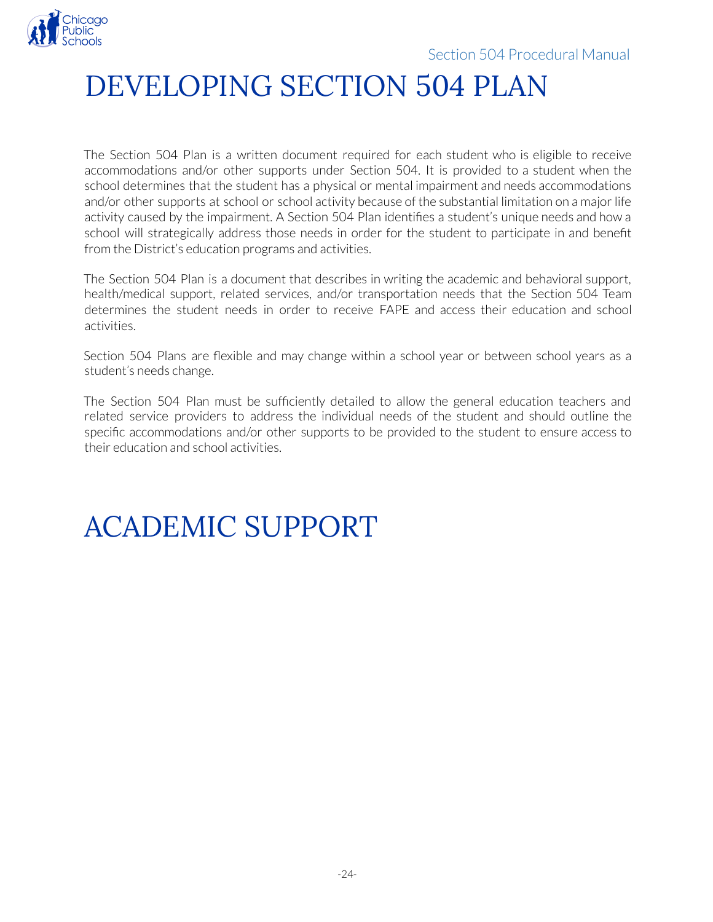# DEVELOPING SECTION 504 PLAN

The Section 504 Plan is a written document required for each student who is eligible to receive accommodations and/or other supports under Section 504. It is provided to a student when the school determines that the student has a physical or mental impairment and needs accommodations and/or other supports at school or school activity because of the substantial limitation on a major life activity caused by the impairment. A Section 504 Plan identifies a student's unique needs and how a school will strategically address those needs in order for the student to participate in and benefit from the District's education programs and activities.

The Section 504 Plan is a document that describes in writing the academic and behavioral support, health/medical support, related services, and/or transportation needs that the Section 504 Team determines the student needs in order to receive FAPE and access their education and school activities.

Section 504 Plans are flexible and may change within a school year or between school years as a student's needs change.

The Section 504 Plan must be sufficiently detailed to allow the general education teachers and related service providers to address the individual needs of the student and should outline the specific accommodations and/or other supports to be provided to the student to ensure access to their education and school activities.

# ACADEMIC SUPPORT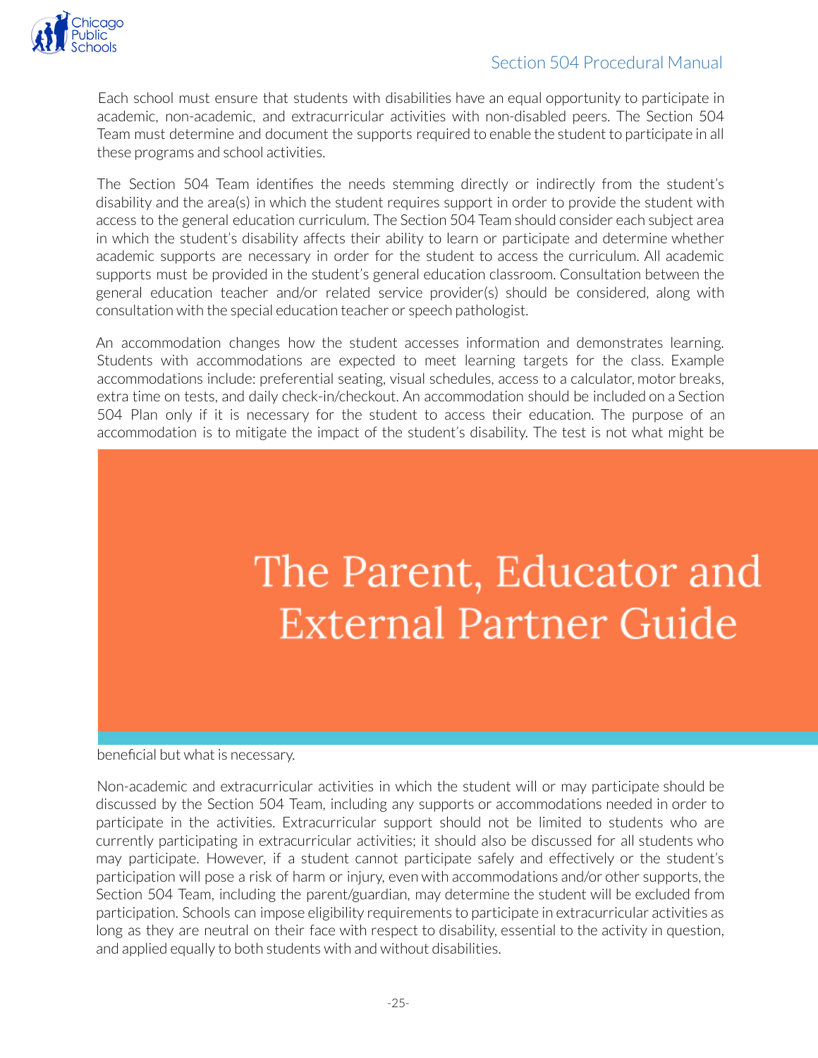Each school must ensure that students with disabilities have an equal opportunity to participate in academic, non-academic, and extracurricular activities with non-disabled peers. The Section 504 Team must determine and document the supports required to enable the student to participate in all these programs and school activities.

The Section 504 Team identifies the needs stemming directly or indirectly from the student's disability and the area(s) in which the student requires support in order to provide the student with access to the general education curriculum. The Section 504 Team should consider each subject area in which the student's disability affects their ability to learn or participate and determine whether academic supports are necessary in order for the student to access the curriculum. All academic supports must be provided in the student's general education classroom. Consultation between the general education teacher and/or related service provider(s) should be considered, along with consultation with the special education teacher or speech pathologist.

An accommodation changes how the student accesses information and demonstrates learning. Students with accommodations are expected to meet learning targets for the class. Example accommodations include: preferential seating, visual schedules, access to a calculator, motor breaks, extra time on tests, and daily check-in/checkout. An accommodation should be included on a Section 504 Plan only if it is necessary for the student to access their education. The purpose of an accommodation is to mitigate the impact of the student's disability. The test is not what might be beneficial but what is necessary.

Non-academic and extracurricular activities in which the student will or may participate should be discussed by the Section 504 Team, including any supports or accommodations needed in order to participate in the activities. Extracurricular support should not be limited to students who are currently participating in extracurricular activities; it should also be discussed for all students who may participate. However, if a student cannot participate safely and effectively or the student's participation will pose a risk of harm or injury, even with accommodations and/or other supports, the Section 504 Team, including the parent/guardian, may determine the student will be excluded from participation. Schools can impose eligibility requirements to participate in extracurricular activities as long as they are neutral on their face with respect to disability, essential to the activity in question, and applied equally to both students with and without disabilities.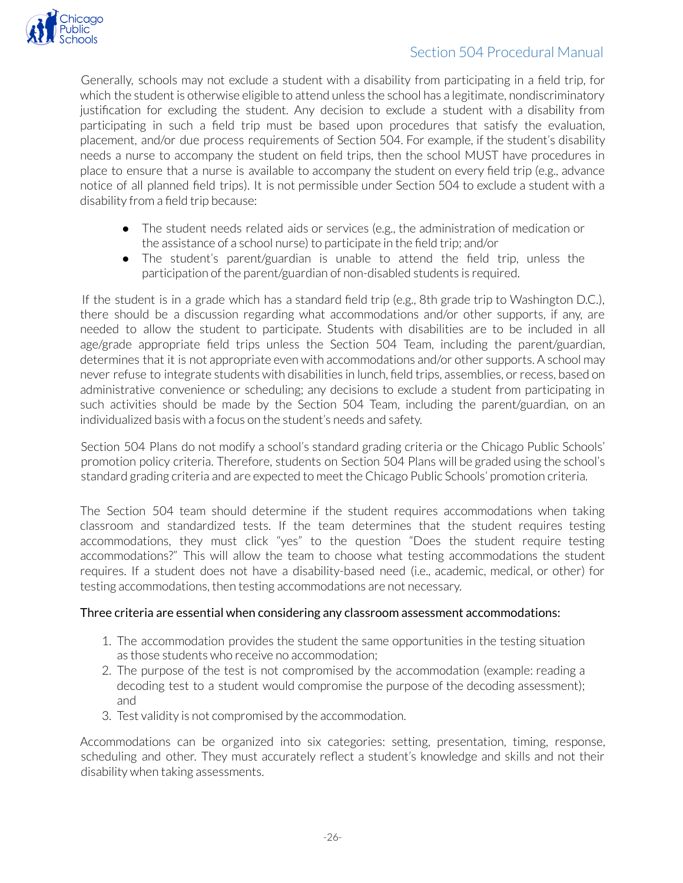Generally, schools may not exclude a student with a disability from participating in a field trip, for which the student is otherwise eligible to attend unless the school has a legitimate, nondiscriminatory justification for excluding the student. Any decision to exclude a student with a disability from participating in such a field trip must be based upon procedures that satisfy the evaluation, placement, and/or due process requirements of Section 504. For example, if the student's disability needs a nurse to accompany the student on field trips, then the school MUST have procedures in place to ensure that a nurse is available to accompany the student on every field trip (e.g., advance notice of all planned field trips). It is not permissible under Section 504 to exclude a student with a disability from a field trip because:

- The student needs related aids or services (e.g., the administration of medication or the assistance of a school nurse) to participate in the field trip; and/or
- The student's parent/guardian is unable to attend the field trip, unless the participation of the parent/guardian of non-disabled students is required.

If the student is in a grade which has a standard field trip (e.g., 8th grade trip to Washington D.C.), there should be a discussion regarding what accommodations and/or other supports, if any, are needed to allow the student to participate. Students with disabilities are to be included in all age/grade appropriate field trips unless the Section 504 Team, including the parent/guardian, determines that it is not appropriate even with accommodations and/or other supports. A school may never refuse to integrate students with disabilities in lunch, field trips, assemblies, or recess, based on administrative convenience or scheduling; any decisions to exclude a student from participating in such activities should be made by the Section 504 Team, including the parent/guardian, on an individualized basis with a focus on the student's needs and safety.

Section 504 Plans do not modify a school's standard grading criteria or the Chicago Public Schools' promotion policy criteria. Therefore, students on Section 504 Plans will be graded using the school's standard grading criteria and are expected to meet the Chicago Public Schools' promotion criteria.

The Section 504 team should determine if the student requires accommodations when taking classroom and standardized tests. If the team determines that the student requires testing accommodations, they must click "yes" to the question "Does the student require testing accommodations?" This will allow the team to choose what testing accommodations the student requires. If a student does not have a disability-based need (i.e., academic, medical, or other) for testing accommodations, then testing accommodations are not necessary.

Three criteria are essential when considering any classroom assessment accommodations:

1. The accommodation provides the student the same opportunities in the testing situation as those students who receive no accommodation;
2. The purpose of the test is not compromised by the accommodation (example: reading a decoding test to a student would compromise the purpose of the decoding assessment); and
3. Test validity is not compromised by the accommodation.

Accommodations can be organized into six categories: setting, presentation, timing, response, scheduling and other. They must accurately reflect a student's knowledge and skills and not their disability when taking assessments.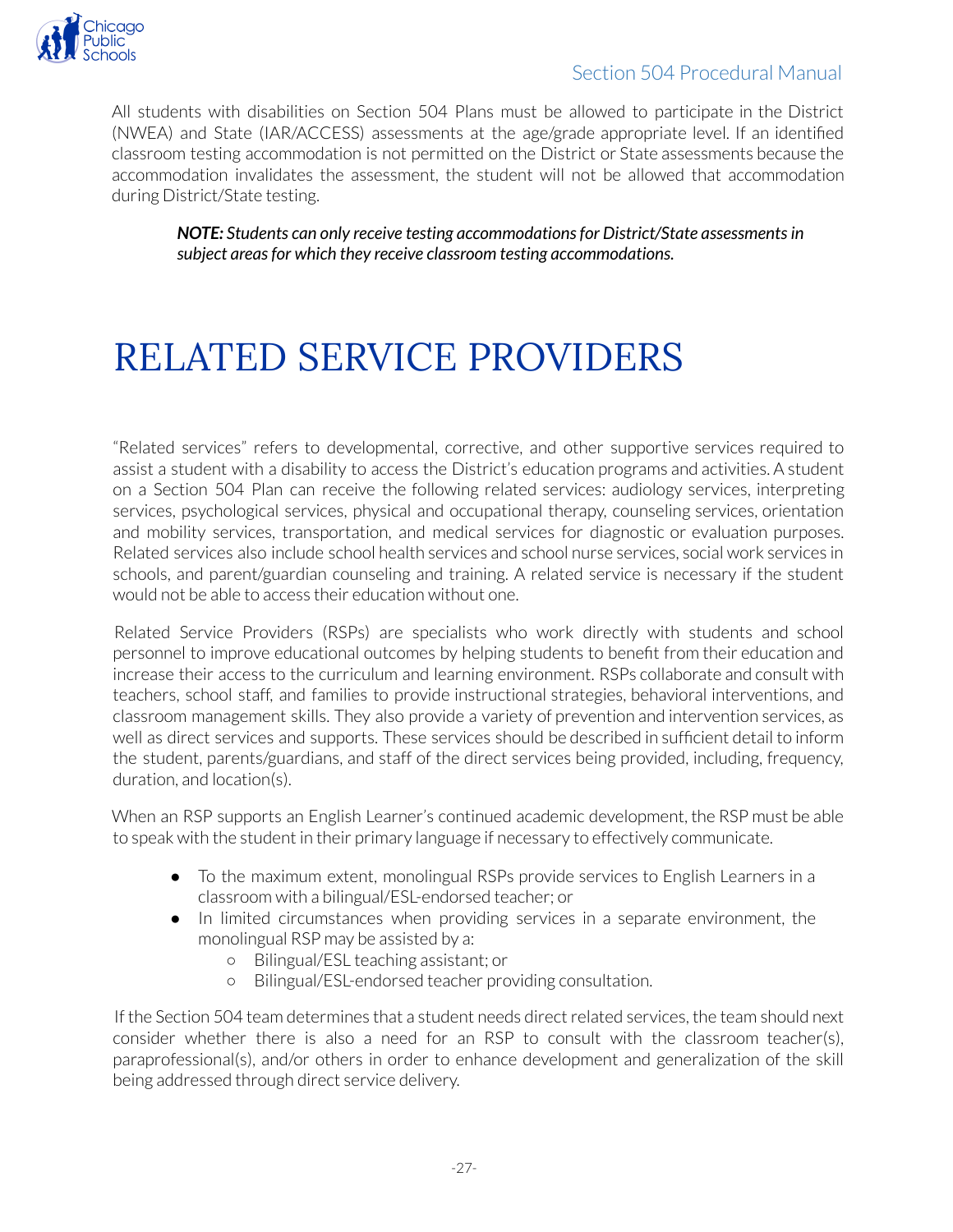All students with disabilities on Section 504 Plans must be allowed to participate in the District (NWEA) and State (IAR/ACCESS) assessments at the age/grade appropriate level. If an identified classroom testing accommodation is not permitted on the District or State assessments because the accommodation invalidates the assessment, the student will not be allowed that accommodation during District/State testing.

> ***NOTE:*** ***Students can only receive testing accommodations for District/State assessments in subject areas for which they receive classroom testing accommodations.***

# RELATED SERVICE PROVIDERS

"Related services" refers to developmental, corrective, and other supportive services required to assist a student with a disability to access the District's education programs and activities. A student on a Section 504 Plan can receive the following related services: audiology services, interpreting services, psychological services, physical and occupational therapy, counseling services, orientation and mobility services, transportation, and medical services for diagnostic or evaluation purposes. Related services also include school health services and school nurse services, social work services in schools, and parent/guardian counseling and training. A related service is necessary if the student would not be able to access their education without one.

Related Service Providers (RSPs) are specialists who work directly with students and school personnel to improve educational outcomes by helping students to benefit from their education and increase their access to the curriculum and learning environment. RSPs collaborate and consult with teachers, school staff, and families to provide instructional strategies, behavioral interventions, and classroom management skills. They also provide a variety of prevention and intervention services, as well as direct services and supports. These services should be described in sufficient detail to inform the student, parents/guardians, and staff of the direct services being provided, including, frequency, duration, and location(s).

When an RSP supports an English Learner's continued academic development, the RSP must be able to speak with the student in their primary language if necessary to effectively communicate.

- To the maximum extent, monolingual RSPs provide services to English Learners in a classroom with a bilingual/ESL-endorsed teacher; or
- In limited circumstances when providing services in a separate environment, the monolingual RSP may be assisted by a:
  - Bilingual/ESL teaching assistant; or
  - Bilingual/ESL-endorsed teacher providing consultation.

If the Section 504 team determines that a student needs direct related services, the team should next consider whether there is also a need for an RSP to consult with the classroom teacher(s), paraprofessional(s), and/or others in order to enhance development and generalization of the skill being addressed through direct service delivery.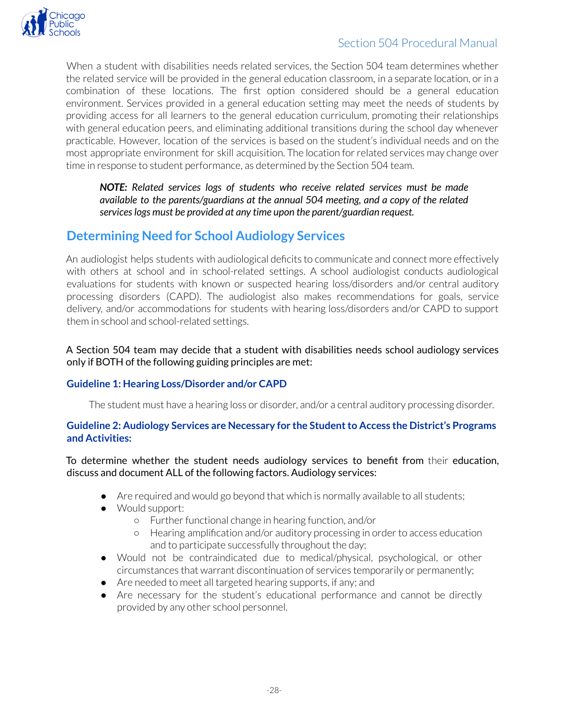When a student with disabilities needs related services, the Section 504 team determines whether the related service will be provided in the general education classroom, in a separate location, or in a combination of these locations. The first option considered should be a general education environment. Services provided in a general education setting may meet the needs of students by providing access for all learners to the general education curriculum, promoting their relationships with general education peers, and eliminating additional transitions during the school day whenever practicable. However, location of the services is based on the student's individual needs and on the most appropriate environment for skill acquisition. The location for related services may change over time in response to student performance, as determined by the Section 504 team.

> ***NOTE:*** *Related services logs of students who receive related services must be made available to the parents/guardians at the annual 504 meeting, and a copy of the related services logs must be provided at any time upon the parent/guardian request.*

## Determining Need for School Audiology Services

An audiologist helps students with audiological deficits to communicate and connect more effectively with others at school and in school-related settings. A school audiologist conducts audiological evaluations for students with known or suspected hearing loss/disorders and/or central auditory processing disorders (CAPD). The audiologist also makes recommendations for goals, service delivery, and/or accommodations for students with hearing loss/disorders and/or CAPD to support them in school and school-related settings.

A Section 504 team may decide that a student with disabilities needs school audiology services only if BOTH of the following guiding principles are met:

### Guideline 1: Hearing Loss/Disorder and/or CAPD

The student must have a hearing loss or disorder, and/or a central auditory processing disorder.

### Guideline 2: Audiology Services are Necessary for the Student to Access the District's Programs and Activities:

To determine whether the student needs audiology services to benefit from their education, discuss and document ALL of the following factors. Audiology services:

- Are required and would go beyond that which is normally available to all students;
- Would support:
  - Further functional change in hearing function, and/or
  - Hearing amplification and/or auditory processing in order to access education and to participate successfully throughout the day;
- Would not be contraindicated due to medical/physical, psychological, or other circumstances that warrant discontinuation of services temporarily or permanently;
- Are needed to meet all targeted hearing supports, if any; and
- Are necessary for the student's educational performance and cannot be directly provided by any other school personnel.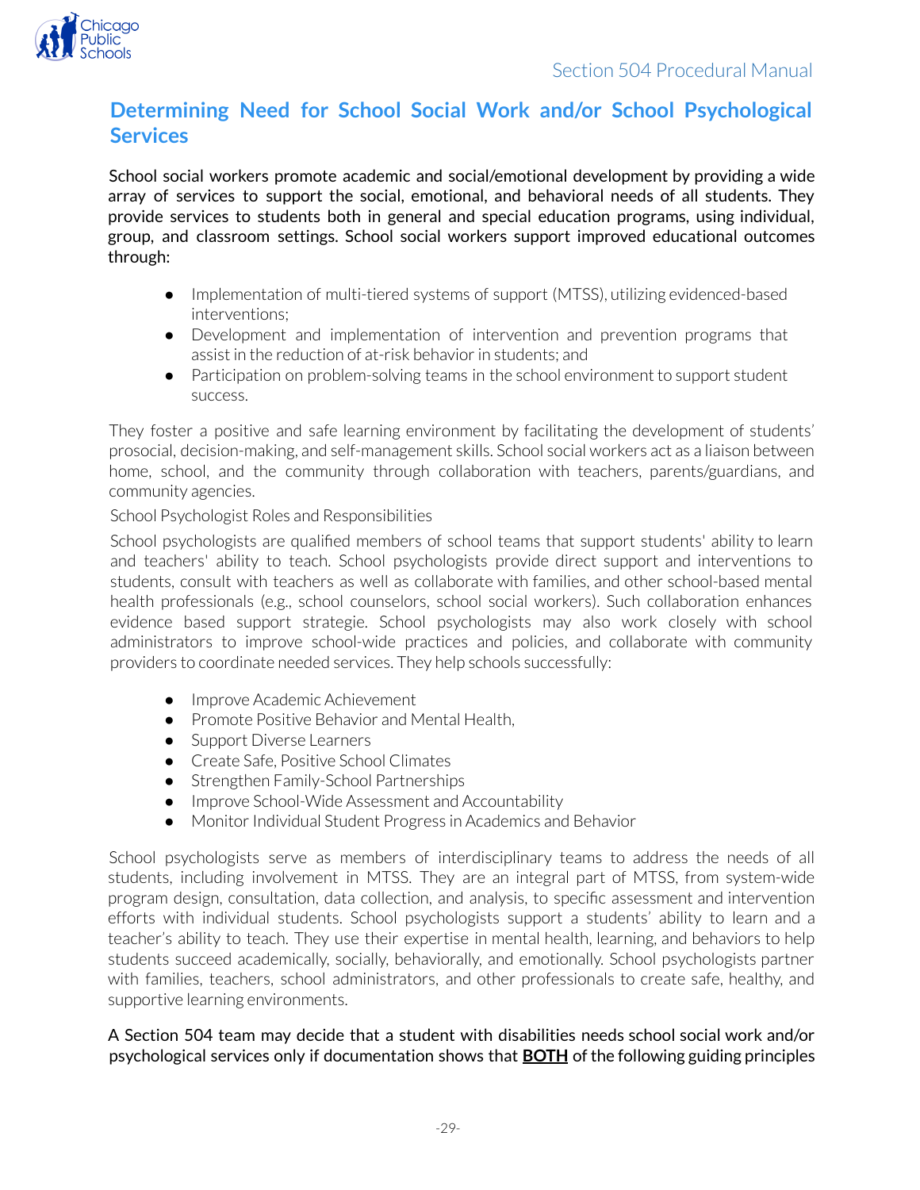## Determining Need for School Social Work and/or School Psychological Services

School social workers promote academic and social/emotional development by providing a wide array of services to support the social, emotional, and behavioral needs of all students. They provide services to students both in general and special education programs, using individual, group, and classroom settings. School social workers support improved educational outcomes through:

- Implementation of multi-tiered systems of support (MTSS), utilizing evidenced-based interventions;
- Development and implementation of intervention and prevention programs that assist in the reduction of at-risk behavior in students; and
- Participation on problem-solving teams in the school environment to support student success.

They foster a positive and safe learning environment by facilitating the development of students' prosocial, decision-making, and self-management skills. School social workers act as a liaison between home, school, and the community through collaboration with teachers, parents/guardians, and community agencies.

School Psychologist Roles and Responsibilities

School psychologists are qualified members of school teams that support students' ability to learn and teachers' ability to teach. School psychologists provide direct support and interventions to students, consult with teachers as well as collaborate with families, and other school-based mental health professionals (e.g., school counselors, school social workers). Such collaboration enhances evidence based support strategie. School psychologists may also work closely with school administrators to improve school-wide practices and policies, and collaborate with community providers to coordinate needed services. They help schools successfully:

- Improve Academic Achievement
- Promote Positive Behavior and Mental Health,
- Support Diverse Learners
- Create Safe, Positive School Climates
- Strengthen Family-School Partnerships
- Improve School-Wide Assessment and Accountability
- Monitor Individual Student Progress in Academics and Behavior

School psychologists serve as members of interdisciplinary teams to address the needs of all students, including involvement in MTSS. They are an integral part of MTSS, from system-wide program design, consultation, data collection, and analysis, to specific assessment and intervention efforts with individual students. School psychologists support a students' ability to learn and a teacher's ability to teach. They use their expertise in mental health, learning, and behaviors to help students succeed academically, socially, behaviorally, and emotionally. School psychologists partner with families, teachers, school administrators, and other professionals to create safe, healthy, and supportive learning environments.

A Section 504 team may decide that a student with disabilities needs school social work and/or psychological services only if documentation shows that **BOTH** of the following guiding principles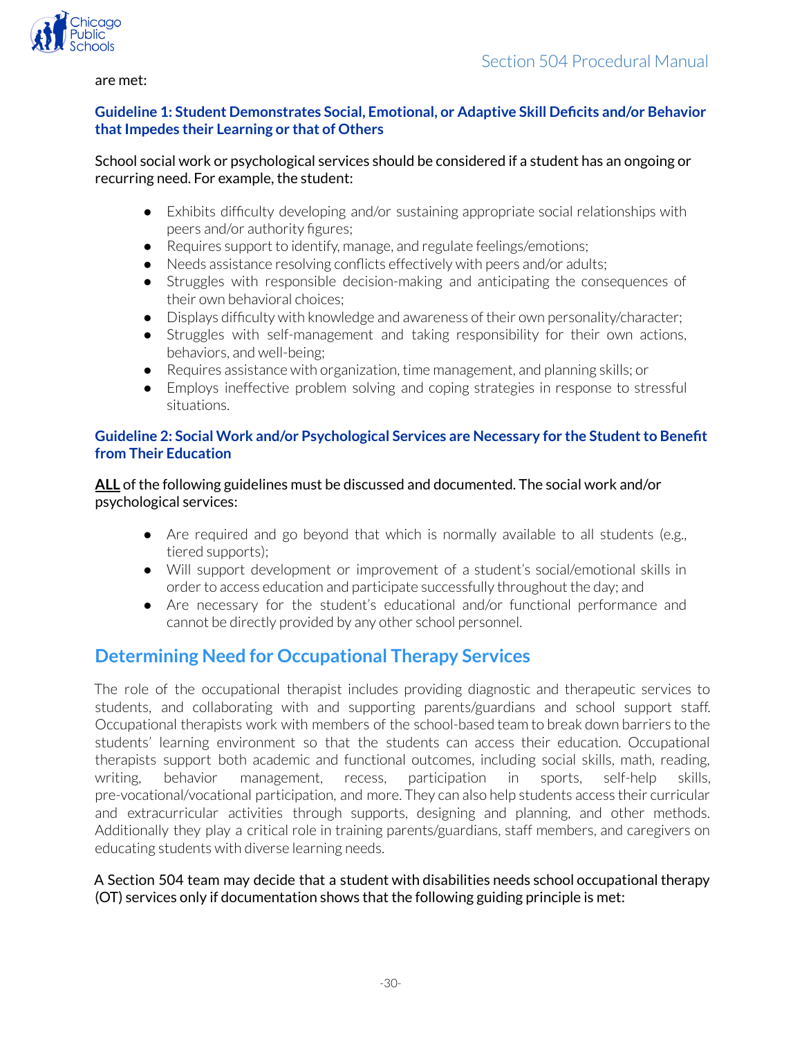are met:

### Guideline 1: Student Demonstrates Social, Emotional, or Adaptive Skill Deficits and/or Behavior that Impedes their Learning or that of Others

School social work or psychological services should be considered if a student has an ongoing or recurring need. For example, the student:

- Exhibits difficulty developing and/or sustaining appropriate social relationships with peers and/or authority figures;
- Requires support to identify, manage, and regulate feelings/emotions;
- Needs assistance resolving conflicts effectively with peers and/or adults;
- Struggles with responsible decision-making and anticipating the consequences of their own behavioral choices;
- Displays difficulty with knowledge and awareness of their own personality/character;
- Struggles with self-management and taking responsibility for their own actions, behaviors, and well-being;
- Requires assistance with organization, time management, and planning skills; or
- Employs ineffective problem solving and coping strategies in response to stressful situations.

### Guideline 2: Social Work and/or Psychological Services are Necessary for the Student to Benefit from Their Education

**ALL** of the following guidelines must be discussed and documented. The social work and/or psychological services:

- Are required and go beyond that which is normally available to all students (e.g., tiered supports);
- Will support development or improvement of a student's social/emotional skills in order to access education and participate successfully throughout the day; and
- Are necessary for the student's educational and/or functional performance and cannot be directly provided by any other school personnel.

## Determining Need for Occupational Therapy Services

The role of the occupational therapist includes providing diagnostic and therapeutic services to students, and collaborating with and supporting parents/guardians and school support staff. Occupational therapists work with members of the school-based team to break down barriers to the students' learning environment so that the students can access their education. Occupational therapists support both academic and functional outcomes, including social skills, math, reading, writing, behavior management, recess, participation in sports, self-help skills, pre-vocational/vocational participation, and more. They can also help students access their curricular and extracurricular activities through supports, designing and planning, and other methods. Additionally they play a critical role in training parents/guardians, staff members, and caregivers on educating students with diverse learning needs.

A Section 504 team may decide that a student with disabilities needs school occupational therapy (OT) services only if documentation shows that the following guiding principle is met: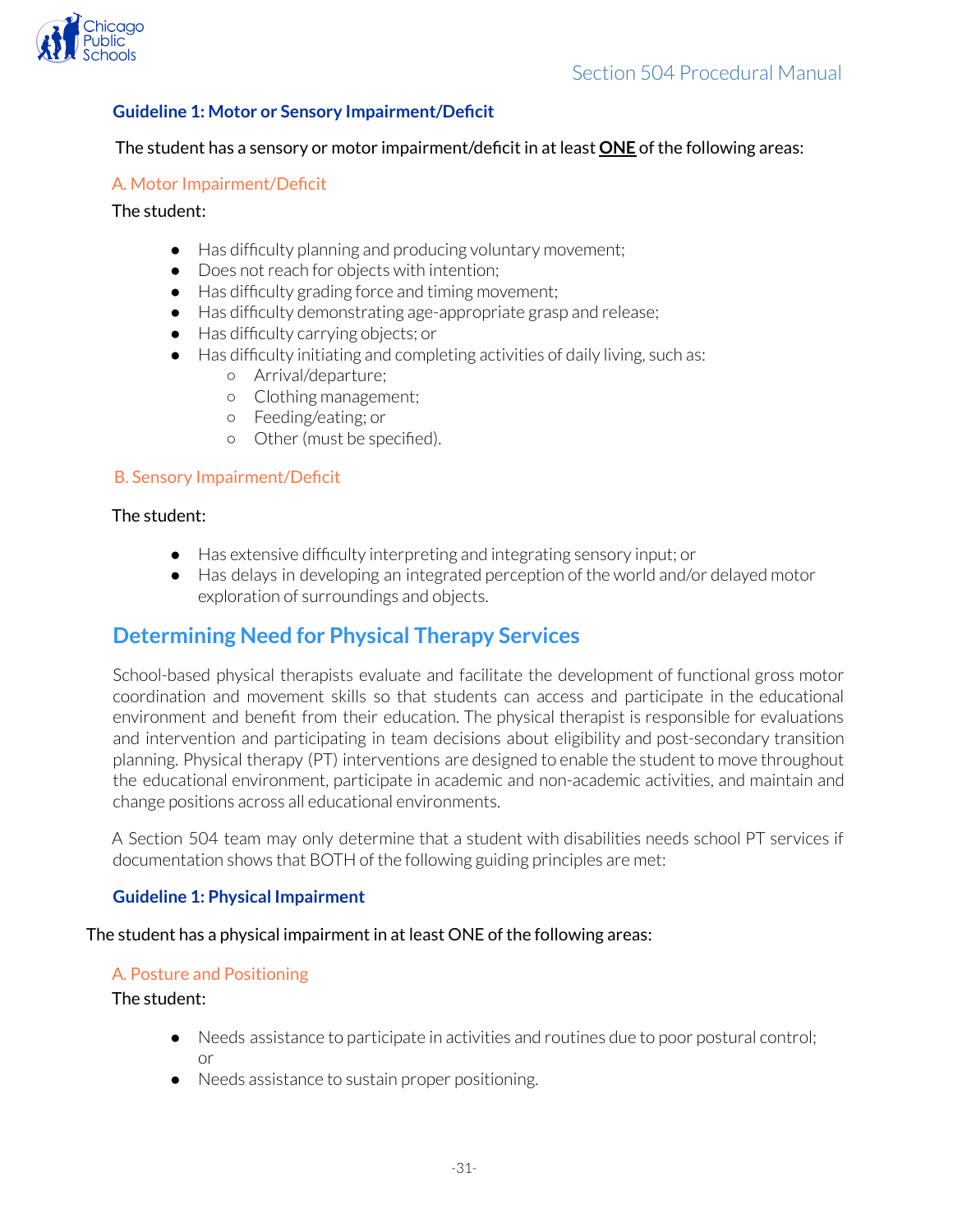### Guideline 1: Motor or Sensory Impairment/Deficit

The student has a sensory or motor impairment/deficit in at least **ONE** of the following areas:

#### A. Motor Impairment/Deficit

The student:

- Has difficulty planning and producing voluntary movement;
- Does not reach for objects with intention;
- Has difficulty grading force and timing movement;
- Has difficulty demonstrating age-appropriate grasp and release;
- Has difficulty carrying objects; or
- Has difficulty initiating and completing activities of daily living, such as:
  - Arrival/departure;
  - Clothing management;
  - Feeding/eating; or
  - Other (must be specified).

#### B. Sensory Impairment/Deficit

The student:

- Has extensive difficulty interpreting and integrating sensory input; or
- Has delays in developing an integrated perception of the world and/or delayed motor exploration of surroundings and objects.

## Determining Need for Physical Therapy Services

School-based physical therapists evaluate and facilitate the development of functional gross motor coordination and movement skills so that students can access and participate in the educational environment and benefit from their education. The physical therapist is responsible for evaluations and intervention and participating in team decisions about eligibility and post-secondary transition planning. Physical therapy (PT) interventions are designed to enable the student to move throughout the educational environment, participate in academic and non-academic activities, and maintain and change positions across all educational environments.

A Section 504 team may only determine that a student with disabilities needs school PT services if documentation shows that BOTH of the following guiding principles are met:

### Guideline 1: Physical Impairment

The student has a physical impairment in at least ONE of the following areas:

#### A. Posture and Positioning

The student:

- Needs assistance to participate in activities and routines due to poor postural control; or
- Needs assistance to sustain proper positioning.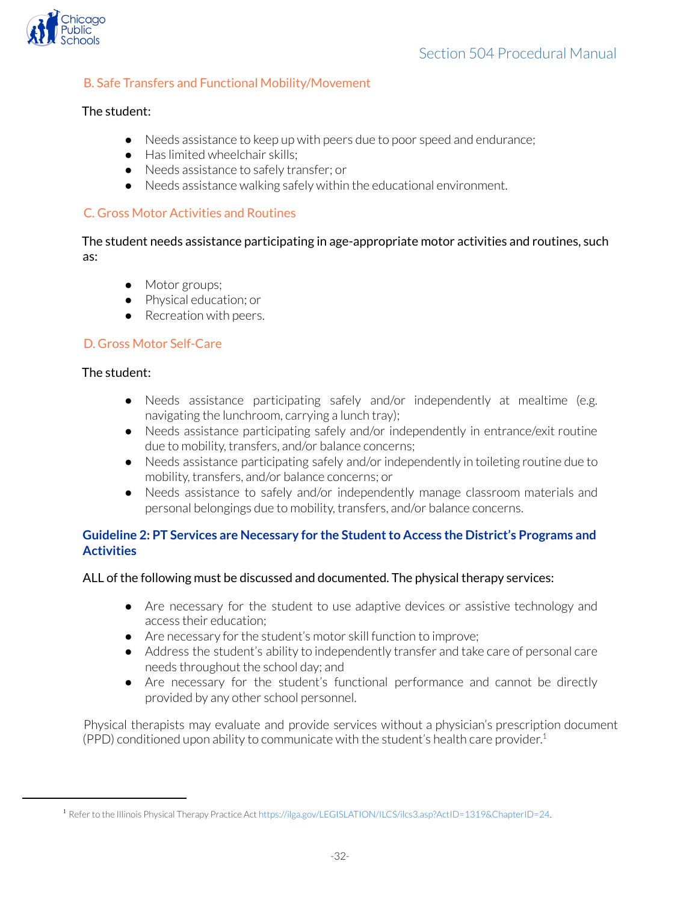### B. Safe Transfers and Functional Mobility/Movement

The student:

- Needs assistance to keep up with peers due to poor speed and endurance;
- Has limited wheelchair skills;
- Needs assistance to safely transfer; or
- Needs assistance walking safely within the educational environment.

### C. Gross Motor Activities and Routines

The student needs assistance participating in age-appropriate motor activities and routines, such as:

- Motor groups;
- Physical education; or
- Recreation with peers.

### D. Gross Motor Self-Care

The student:

- Needs assistance participating safely and/or independently at mealtime (e.g. navigating the lunchroom, carrying a lunch tray);
- Needs assistance participating safely and/or independently in entrance/exit routine due to mobility, transfers, and/or balance concerns;
- Needs assistance participating safely and/or independently in toileting routine due to mobility, transfers, and/or balance concerns; or
- Needs assistance to safely and/or independently manage classroom materials and personal belongings due to mobility, transfers, and/or balance concerns.

## Guideline 2: PT Services are Necessary for the Student to Access the District's Programs and Activities

ALL of the following must be discussed and documented. The physical therapy services:

- Are necessary for the student to use adaptive devices or assistive technology and access their education;
- Are necessary for the student's motor skill function to improve;
- Address the student's ability to independently transfer and take care of personal care needs throughout the school day; and
- Are necessary for the student's functional performance and cannot be directly provided by any other school personnel.

Physical therapists may evaluate and provide services without a physician's prescription document (PPD) conditioned upon ability to communicate with the student's health care provider.[1]

[1] Refer to the Illinois Physical Therapy Practice Act https://ilga.gov/LEGISLATION/ILCS/ilcs3.asp?ActID=1319&ChapterID=24.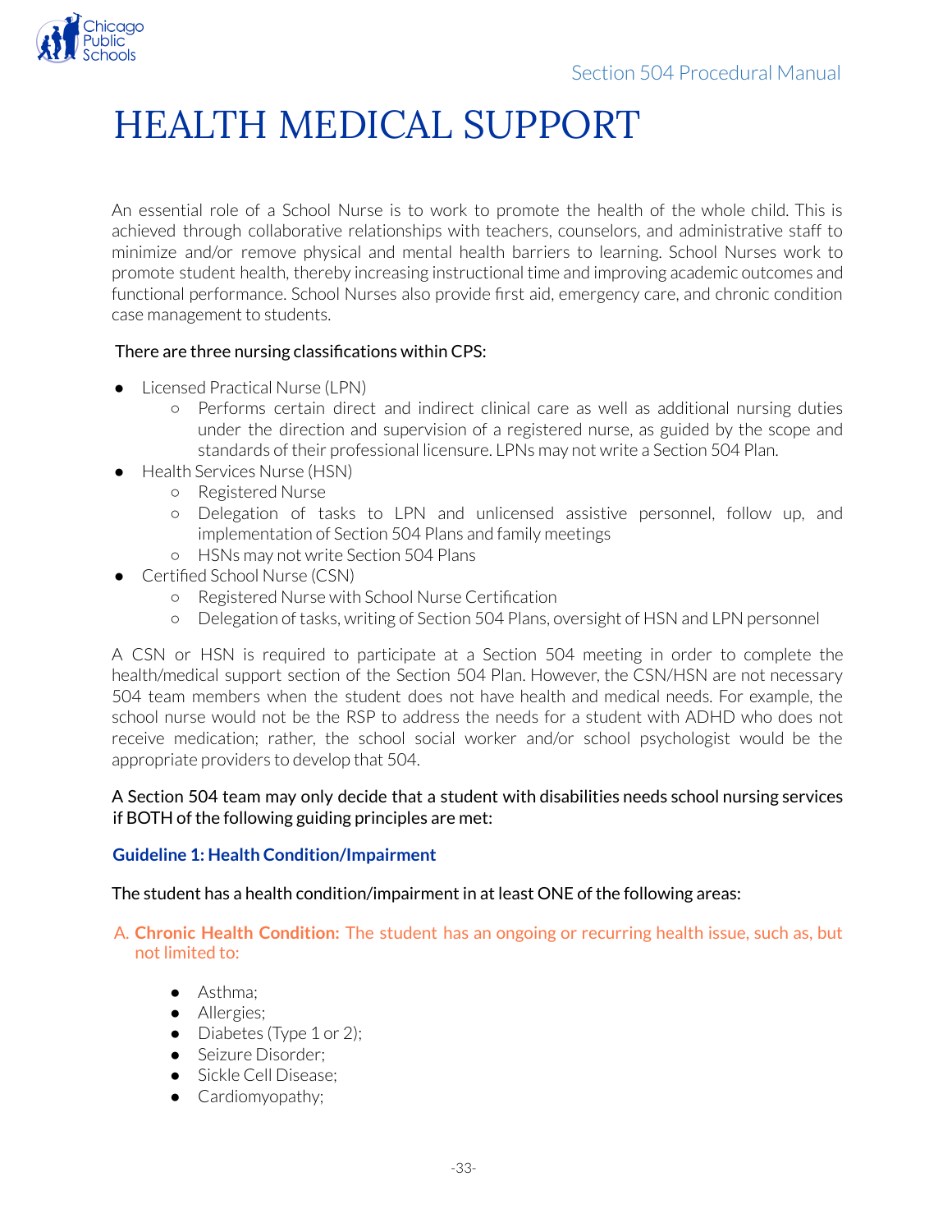# HEALTH MEDICAL SUPPORT

An essential role of a School Nurse is to work to promote the health of the whole child. This is achieved through collaborative relationships with teachers, counselors, and administrative staff to minimize and/or remove physical and mental health barriers to learning. School Nurses work to promote student health, thereby increasing instructional time and improving academic outcomes and functional performance. School Nurses also provide first aid, emergency care, and chronic condition case management to students.

There are three nursing classifications within CPS:

- Licensed Practical Nurse (LPN)
  - Performs certain direct and indirect clinical care as well as additional nursing duties under the direction and supervision of a registered nurse, as guided by the scope and standards of their professional licensure. LPNs may not write a Section 504 Plan.
- Health Services Nurse (HSN)
  - Registered Nurse
  - Delegation of tasks to LPN and unlicensed assistive personnel, follow up, and implementation of Section 504 Plans and family meetings
  - HSNs may not write Section 504 Plans
- Certified School Nurse (CSN)
  - Registered Nurse with School Nurse Certification
  - Delegation of tasks, writing of Section 504 Plans, oversight of HSN and LPN personnel

A CSN or HSN is required to participate at a Section 504 meeting in order to complete the health/medical support section of the Section 504 Plan. However, the CSN/HSN are not necessary 504 team members when the student does not have health and medical needs. For example, the school nurse would not be the RSP to address the needs for a student with ADHD who does not receive medication; rather, the school social worker and/or school psychologist would be the appropriate providers to develop that 504.

A Section 504 team may only decide that a student with disabilities needs school nursing services if BOTH of the following guiding principles are met:

### Guideline 1: Health Condition/Impairment

The student has a health condition/impairment in at least ONE of the following areas:

A. **Chronic Health Condition:** The student has an ongoing or recurring health issue, such as, but not limited to:

- Asthma;
- Allergies;
- Diabetes (Type 1 or 2);
- Seizure Disorder;
- Sickle Cell Disease;
- Cardiomyopathy;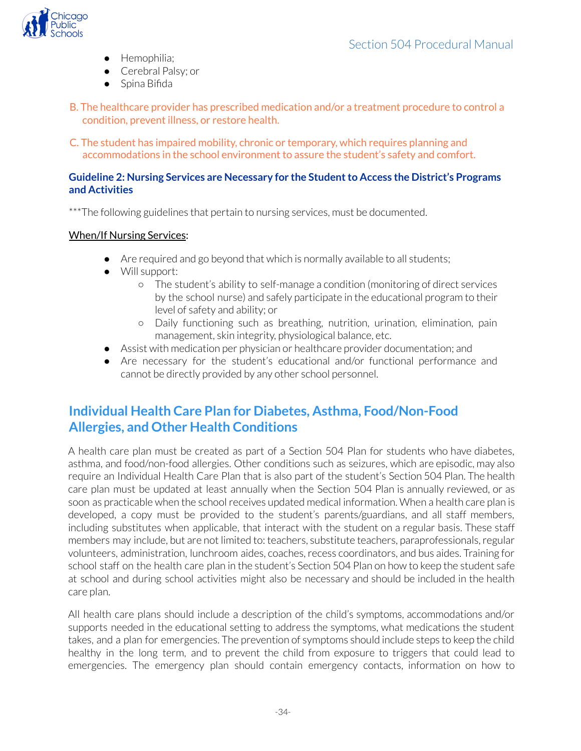- Hemophilia;
- Cerebral Palsy; or
- Spina Bifida

B. The healthcare provider has prescribed medication and/or a treatment procedure to control a condition, prevent illness, or restore health.

C. The student has impaired mobility, chronic or temporary, which requires planning and accommodations in the school environment to assure the student's safety and comfort.

**Guideline 2: Nursing Services are Necessary for the Student to Access the District's Programs and Activities**

***The following guidelines that pertain to nursing services, must be documented.

When/If Nursing Services:

- Are required and go beyond that which is normally available to all students;
- Will support:
  - The student's ability to self-manage a condition (monitoring of direct services by the school nurse) and safely participate in the educational program to their level of safety and ability; or
  - Daily functioning such as breathing, nutrition, urination, elimination, pain management, skin integrity, physiological balance, etc.
- Assist with medication per physician or healthcare provider documentation; and
- Are necessary for the student's educational and/or functional performance and cannot be directly provided by any other school personnel.

## Individual Health Care Plan for Diabetes, Asthma, Food/Non-Food Allergies, and Other Health Conditions

A health care plan must be created as part of a Section 504 Plan for students who have diabetes, asthma, and food/non-food allergies. Other conditions such as seizures, which are episodic, may also require an Individual Health Care Plan that is also part of the student's Section 504 Plan. The health care plan must be updated at least annually when the Section 504 Plan is annually reviewed, or as soon as practicable when the school receives updated medical information. When a health care plan is developed, a copy must be provided to the student's parents/guardians, and all staff members, including substitutes when applicable, that interact with the student on a regular basis. These staff members may include, but are not limited to: teachers, substitute teachers, paraprofessionals, regular volunteers, administration, lunchroom aides, coaches, recess coordinators, and bus aides. Training for school staff on the health care plan in the student's Section 504 Plan on how to keep the student safe at school and during school activities might also be necessary and should be included in the health care plan.

All health care plans should include a description of the child's symptoms, accommodations and/or supports needed in the educational setting to address the symptoms, what medications the student takes, and a plan for emergencies. The prevention of symptoms should include steps to keep the child healthy in the long term, and to prevent the child from exposure to triggers that could lead to emergencies. The emergency plan should contain emergency contacts, information on how to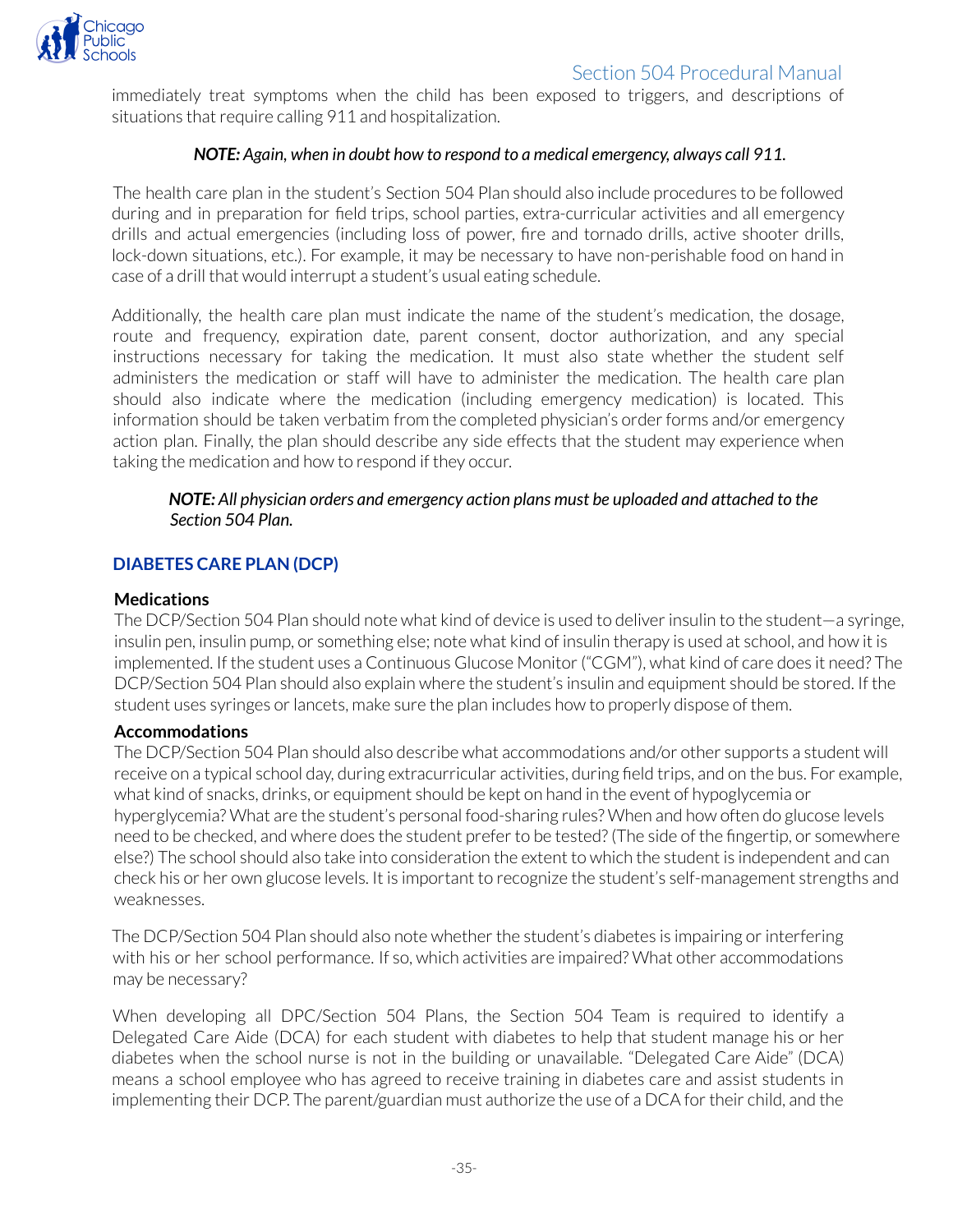immediately treat symptoms when the child has been exposed to triggers, and descriptions of situations that require calling 911 and hospitalization.

***NOTE:*** *Again, when in doubt how to respond to a medical emergency, always call 911.*

The health care plan in the student's Section 504 Plan should also include procedures to be followed during and in preparation for field trips, school parties, extra-curricular activities and all emergency drills and actual emergencies (including loss of power, fire and tornado drills, active shooter drills, lock-down situations, etc.). For example, it may be necessary to have non-perishable food on hand in case of a drill that would interrupt a student's usual eating schedule.

Additionally, the health care plan must indicate the name of the student's medication, the dosage, route and frequency, expiration date, parent consent, doctor authorization, and any special instructions necessary for taking the medication. It must also state whether the student self administers the medication or staff will have to administer the medication. The health care plan should also indicate where the medication (including emergency medication) is located. This information should be taken verbatim from the completed physician's order forms and/or emergency action plan. Finally, the plan should describe any side effects that the student may experience when taking the medication and how to respond if they occur.

> ***NOTE:*** *All physician orders and emergency action plans must be uploaded and attached to the Section 504 Plan.*

## DIABETES CARE PLAN (DCP)

**Medications**

The DCP/Section 504 Plan should note what kind of device is used to deliver insulin to the student—a syringe, insulin pen, insulin pump, or something else; note what kind of insulin therapy is used at school, and how it is implemented. If the student uses a Continuous Glucose Monitor ("CGM"), what kind of care does it need? The DCP/Section 504 Plan should also explain where the student's insulin and equipment should be stored. If the student uses syringes or lancets, make sure the plan includes how to properly dispose of them.

**Accommodations**

The DCP/Section 504 Plan should also describe what accommodations and/or other supports a student will receive on a typical school day, during extracurricular activities, during field trips, and on the bus. For example, what kind of snacks, drinks, or equipment should be kept on hand in the event of hypoglycemia or hyperglycemia? What are the student's personal food-sharing rules? When and how often do glucose levels need to be checked, and where does the student prefer to be tested? (The side of the fingertip, or somewhere else?) The school should also take into consideration the extent to which the student is independent and can check his or her own glucose levels. It is important to recognize the student's self-management strengths and weaknesses.

The DCP/Section 504 Plan should also note whether the student's diabetes is impairing or interfering with his or her school performance. If so, which activities are impaired? What other accommodations may be necessary?

When developing all DPC/Section 504 Plans, the Section 504 Team is required to identify a Delegated Care Aide (DCA) for each student with diabetes to help that student manage his or her diabetes when the school nurse is not in the building or unavailable. "Delegated Care Aide" (DCA) means a school employee who has agreed to receive training in diabetes care and assist students in implementing their DCP. The parent/guardian must authorize the use of a DCA for their child, and the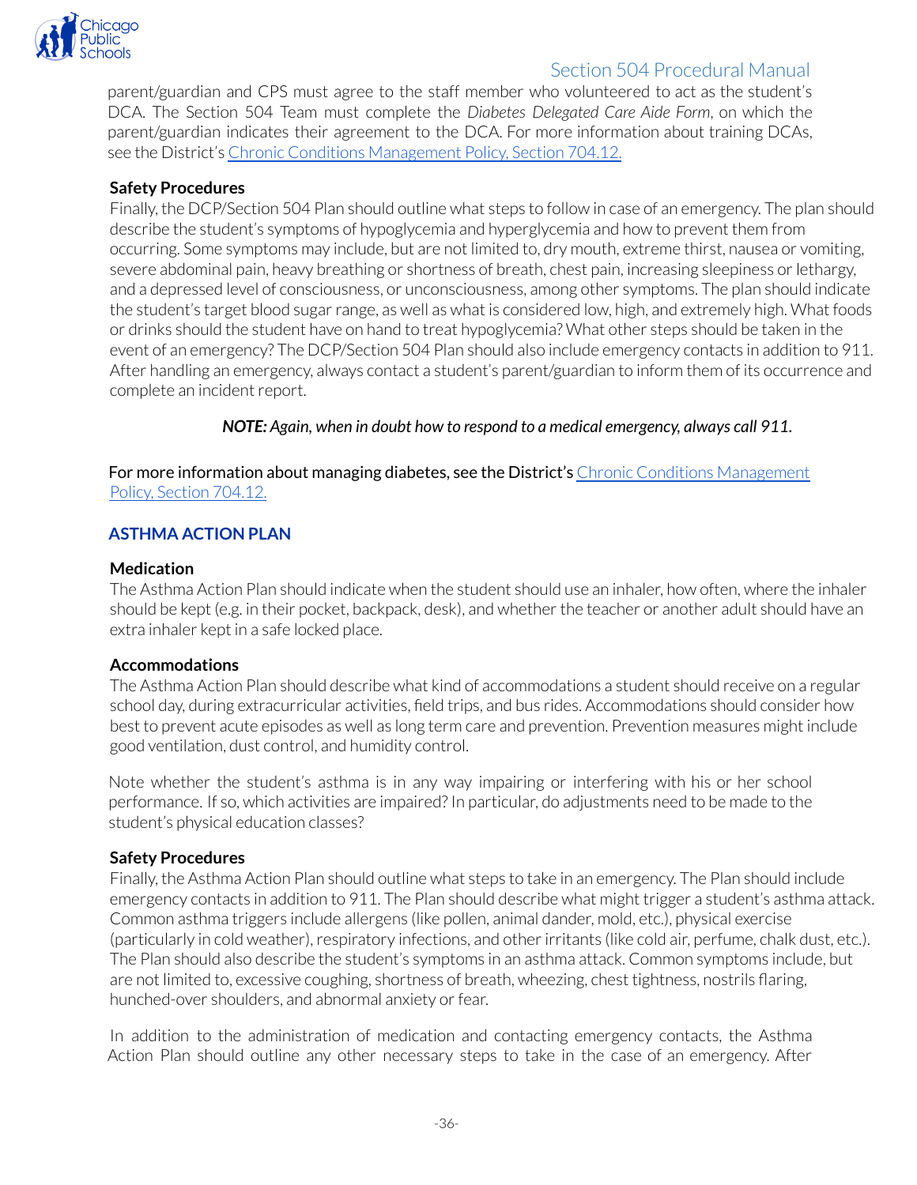parent/guardian and CPS must agree to the staff member who volunteered to act as the student's DCA. The Section 504 Team must complete the *Diabetes Delegated Care Aide Form*, on which the parent/guardian indicates their agreement to the DCA. For more information about training DCAs, see the District's Chronic Conditions Management Policy, Section 704.12.

**Safety Procedures**

Finally, the DCP/Section 504 Plan should outline what steps to follow in case of an emergency. The plan should describe the student's symptoms of hypoglycemia and hyperglycemia and how to prevent them from occurring. Some symptoms may include, but are not limited to, dry mouth, extreme thirst, nausea or vomiting, severe abdominal pain, heavy breathing or shortness of breath, chest pain, increasing sleepiness or lethargy, and a depressed level of consciousness, or unconsciousness, among other symptoms. The plan should indicate the student's target blood sugar range, as well as what is considered low, high, and extremely high. What foods or drinks should the student have on hand to treat hypoglycemia? What other steps should be taken in the event of an emergency? The DCP/Section 504 Plan should also include emergency contacts in addition to 911. After handling an emergency, always contact a student's parent/guardian to inform them of its occurrence and complete an incident report.

***NOTE:*** ***Again, when in doubt how to respond to a medical emergency, always call 911.***

For more information about managing diabetes, see the District's Chronic Conditions Management Policy, Section 704.12.

## ASTHMA ACTION PLAN

**Medication**

The Asthma Action Plan should indicate when the student should use an inhaler, how often, where the inhaler should be kept (e.g. in their pocket, backpack, desk), and whether the teacher or another adult should have an extra inhaler kept in a safe locked place.

**Accommodations**

The Asthma Action Plan should describe what kind of accommodations a student should receive on a regular school day, during extracurricular activities, field trips, and bus rides. Accommodations should consider how best to prevent acute episodes as well as long term care and prevention. Prevention measures might include good ventilation, dust control, and humidity control.

Note whether the student's asthma is in any way impairing or interfering with his or her school performance. If so, which activities are impaired? In particular, do adjustments need to be made to the student's physical education classes?

**Safety Procedures**

Finally, the Asthma Action Plan should outline what steps to take in an emergency. The Plan should include emergency contacts in addition to 911. The Plan should describe what might trigger a student's asthma attack. Common asthma triggers include allergens (like pollen, animal dander, mold, etc.), physical exercise (particularly in cold weather), respiratory infections, and other irritants (like cold air, perfume, chalk dust, etc.). The Plan should also describe the student's symptoms in an asthma attack. Common symptoms include, but are not limited to, excessive coughing, shortness of breath, wheezing, chest tightness, nostrils flaring, hunched-over shoulders, and abnormal anxiety or fear.

In addition to the administration of medication and contacting emergency contacts, the Asthma Action Plan should outline any other necessary steps to take in the case of an emergency. After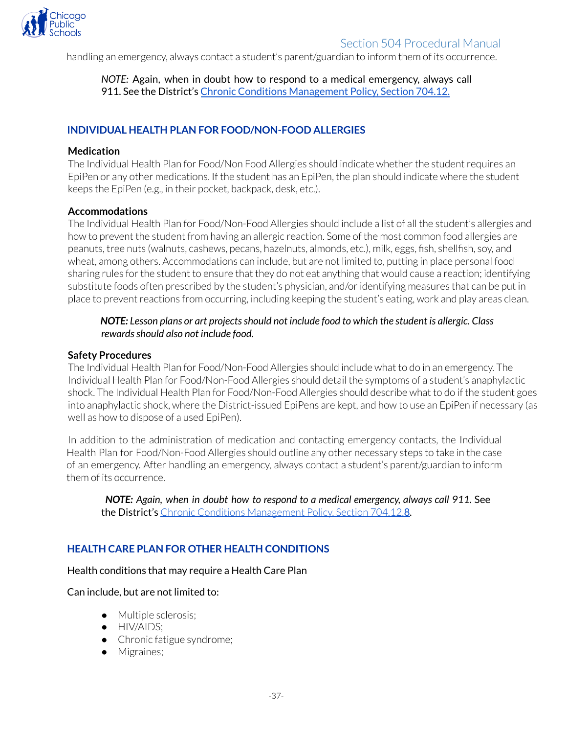handling an emergency, always contact a student's parent/guardian to inform them of its occurrence.

> *NOTE:* Again, when in doubt how to respond to a medical emergency, always call 911. See the District's [Chronic Conditions Management Policy, Section 704.12.](#)

## INDIVIDUAL HEALTH PLAN FOR FOOD/NON-FOOD ALLERGIES

### Medication

The Individual Health Plan for Food/Non Food Allergies should indicate whether the student requires an EpiPen or any other medications. If the student has an EpiPen, the plan should indicate where the student keeps the EpiPen (e.g., in their pocket, backpack, desk, etc.).

### Accommodations

The Individual Health Plan for Food/Non-Food Allergies should include a list of all the student's allergies and how to prevent the student from having an allergic reaction. Some of the most common food allergies are peanuts, tree nuts (walnuts, cashews, pecans, hazelnuts, almonds, etc.), milk, eggs, fish, shellfish, soy, and wheat, among others. Accommodations can include, but are not limited to, putting in place personal food sharing rules for the student to ensure that they do not eat anything that would cause a reaction; identifying substitute foods often prescribed by the student's physician, and/or identifying measures that can be put in place to prevent reactions from occurring, including keeping the student's eating, work and play areas clean.

> ***NOTE:*** *Lesson plans or art projects should not include food to which the student is allergic. Class rewards should also not include food.*

### Safety Procedures

The Individual Health Plan for Food/Non-Food Allergies should include what to do in an emergency. The Individual Health Plan for Food/Non-Food Allergies should detail the symptoms of a student's anaphylactic shock. The Individual Health Plan for Food/Non-Food Allergies should describe what to do if the student goes into anaphylactic shock, where the District-issued EpiPens are kept, and how to use an EpiPen if necessary (as well as how to dispose of a used EpiPen).

In addition to the administration of medication and contacting emergency contacts, the Individual Health Plan for Food/Non-Food Allergies should outline any other necessary steps to take in the case of an emergency. After handling an emergency, always contact a student's parent/guardian to inform them of its occurrence.

> ***NOTE:*** *Again, when in doubt how to respond to a medical emergency, always call 911.* See the District's [Chronic Conditions Management Policy, Section 704.12.8](#).

## HEALTH CARE PLAN FOR OTHER HEALTH CONDITIONS

Health conditions that may require a Health Care Plan

Can include, but are not limited to:

- Multiple sclerosis;
- HIV/AIDS;
- Chronic fatigue syndrome;
- Migraines;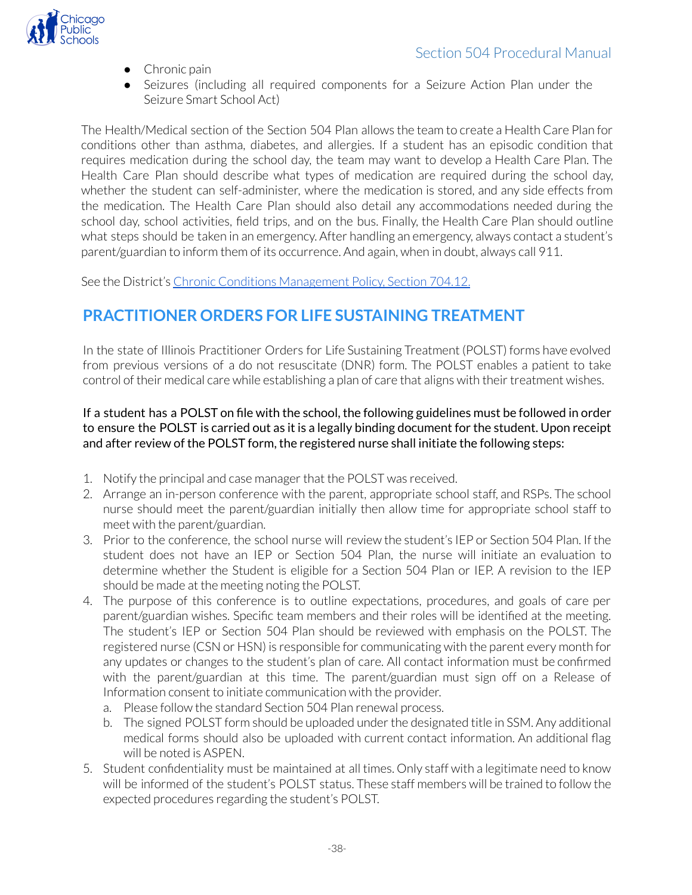- Chronic pain
- Seizures (including all required components for a Seizure Action Plan under the Seizure Smart School Act)

The Health/Medical section of the Section 504 Plan allows the team to create a Health Care Plan for conditions other than asthma, diabetes, and allergies. If a student has an episodic condition that requires medication during the school day, the team may want to develop a Health Care Plan. The Health Care Plan should describe what types of medication are required during the school day, whether the student can self-administer, where the medication is stored, and any side effects from the medication. The Health Care Plan should also detail any accommodations needed during the school day, school activities, field trips, and on the bus. Finally, the Health Care Plan should outline what steps should be taken in an emergency. After handling an emergency, always contact a student's parent/guardian to inform them of its occurrence. And again, when in doubt, always call 911.

See the District's Chronic Conditions Management Policy, Section 704.12.

## PRACTITIONER ORDERS FOR LIFE SUSTAINING TREATMENT

In the state of Illinois Practitioner Orders for Life Sustaining Treatment (POLST) forms have evolved from previous versions of a do not resuscitate (DNR) form. The POLST enables a patient to take control of their medical care while establishing a plan of care that aligns with their treatment wishes.

If a student has a POLST on file with the school, the following guidelines must be followed in order to ensure the POLST is carried out as it is a legally binding document for the student. Upon receipt and after review of the POLST form, the registered nurse shall initiate the following steps:

1. Notify the principal and case manager that the POLST was received.
2. Arrange an in-person conference with the parent, appropriate school staff, and RSPs. The school nurse should meet the parent/guardian initially then allow time for appropriate school staff to meet with the parent/guardian.
3. Prior to the conference, the school nurse will review the student's IEP or Section 504 Plan. If the student does not have an IEP or Section 504 Plan, the nurse will initiate an evaluation to determine whether the Student is eligible for a Section 504 Plan or IEP. A revision to the IEP should be made at the meeting noting the POLST.
4. The purpose of this conference is to outline expectations, procedures, and goals of care per parent/guardian wishes. Specific team members and their roles will be identified at the meeting. The student's IEP or Section 504 Plan should be reviewed with emphasis on the POLST. The registered nurse (CSN or HSN) is responsible for communicating with the parent every month for any updates or changes to the student's plan of care. All contact information must be confirmed with the parent/guardian at this time. The parent/guardian must sign off on a Release of Information consent to initiate communication with the provider.
   a. Please follow the standard Section 504 Plan renewal process.
   b. The signed POLST form should be uploaded under the designated title in SSM. Any additional medical forms should also be uploaded with current contact information. An additional flag will be noted is ASPEN.
5. Student confidentiality must be maintained at all times. Only staff with a legitimate need to know will be informed of the student's POLST status. These staff members will be trained to follow the expected procedures regarding the student's POLST.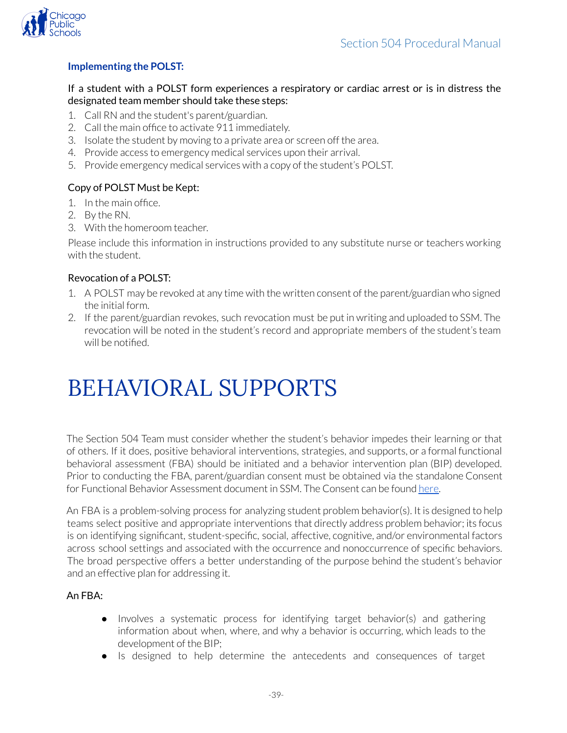### Implementing the POLST:

If a student with a POLST form experiences a respiratory or cardiac arrest or is in distress the designated team member should take these steps:

1. Call RN and the student's parent/guardian.
2. Call the main office to activate 911 immediately.
3. Isolate the student by moving to a private area or screen off the area.
4. Provide access to emergency medical services upon their arrival.
5. Provide emergency medical services with a copy of the student's POLST.

Copy of POLST Must be Kept:

1. In the main office.
2. By the RN.
3. With the homeroom teacher.

Please include this information in instructions provided to any substitute nurse or teachers working with the student.

Revocation of a POLST:

1. A POLST may be revoked at any time with the written consent of the parent/guardian who signed the initial form.
2. If the parent/guardian revokes, such revocation must be put in writing and uploaded to SSM. The revocation will be noted in the student's record and appropriate members of the student's team will be notified.

# BEHAVIORAL SUPPORTS

The Section 504 Team must consider whether the student's behavior impedes their learning or that of others. If it does, positive behavioral interventions, strategies, and supports, or a formal functional behavioral assessment (FBA) should be initiated and a behavior intervention plan (BIP) developed. Prior to conducting the FBA, parent/guardian consent must be obtained via the standalone Consent for Functional Behavior Assessment document in SSM. The Consent can be found here.

An FBA is a problem-solving process for analyzing student problem behavior(s). It is designed to help teams select positive and appropriate interventions that directly address problem behavior; its focus is on identifying significant, student-specific, social, affective, cognitive, and/or environmental factors across school settings and associated with the occurrence and nonoccurrence of specific behaviors. The broad perspective offers a better understanding of the purpose behind the student's behavior and an effective plan for addressing it.

An FBA:

- Involves a systematic process for identifying target behavior(s) and gathering information about when, where, and why a behavior is occurring, which leads to the development of the BIP;
- Is designed to help determine the antecedents and consequences of target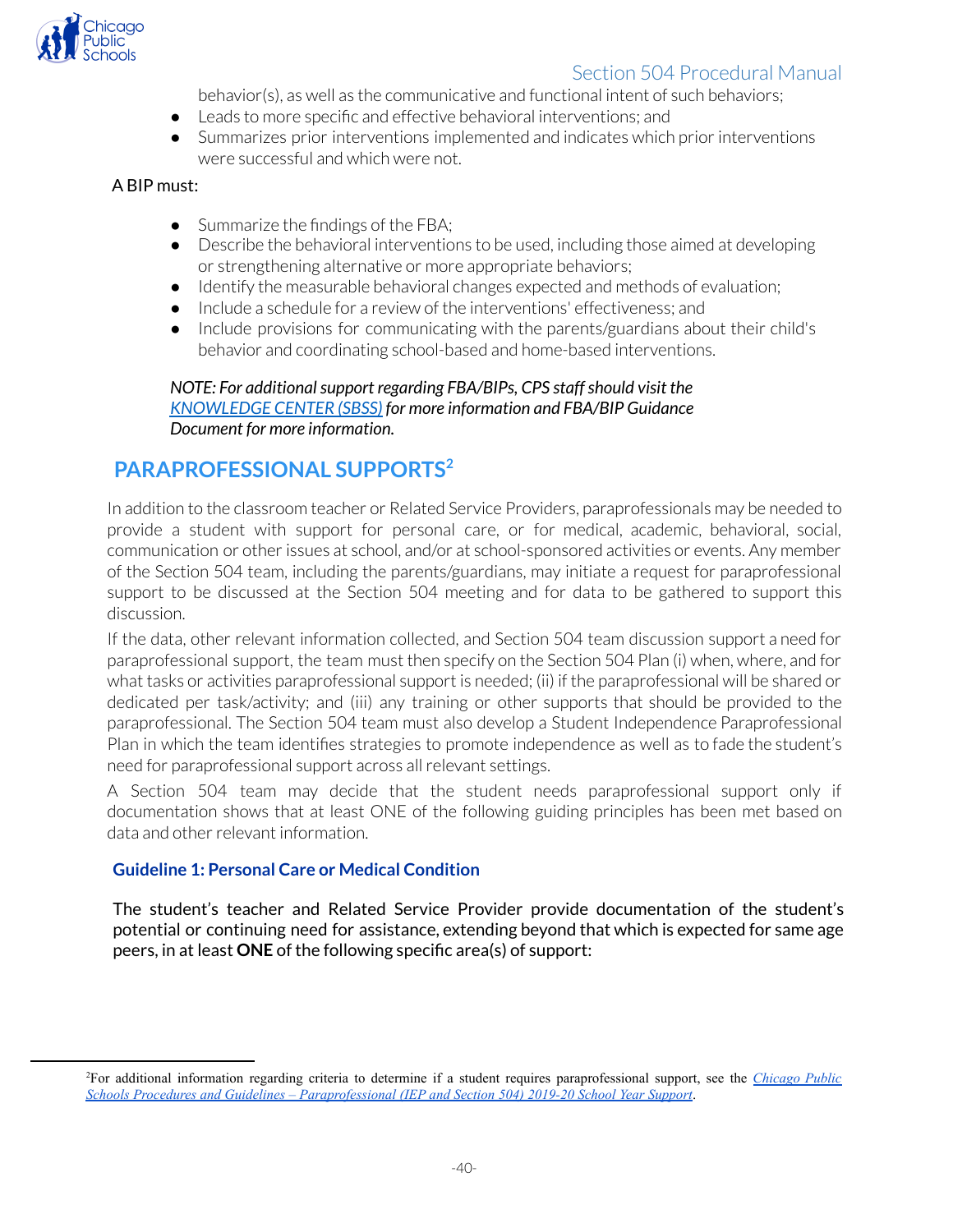behavior(s), as well as the communicative and functional intent of such behaviors;

- Leads to more specific and effective behavioral interventions; and
- Summarizes prior interventions implemented and indicates which prior interventions were successful and which were not.

A BIP must:

- Summarize the findings of the FBA;
- Describe the behavioral interventions to be used, including those aimed at developing or strengthening alternative or more appropriate behaviors;
- Identify the measurable behavioral changes expected and methods of evaluation;
- Include a schedule for a review of the interventions' effectiveness; and
- Include provisions for communicating with the parents/guardians about their child's behavior and coordinating school-based and home-based interventions.

*NOTE: For additional support regarding FBA/BIPs, CPS staff should visit the [KNOWLEDGE CENTER (SBSS)] for more information and FBA/BIP Guidance Document for more information.*

## PARAPROFESSIONAL SUPPORTS[2]

In addition to the classroom teacher or Related Service Providers, paraprofessionals may be needed to provide a student with support for personal care, or for medical, academic, behavioral, social, communication or other issues at school, and/or at school-sponsored activities or events. Any member of the Section 504 team, including the parents/guardians, may initiate a request for paraprofessional support to be discussed at the Section 504 meeting and for data to be gathered to support this discussion.

If the data, other relevant information collected, and Section 504 team discussion support a need for paraprofessional support, the team must then specify on the Section 504 Plan (i) when, where, and for what tasks or activities paraprofessional support is needed; (ii) if the paraprofessional will be shared or dedicated per task/activity; and (iii) any training or other supports that should be provided to the paraprofessional. The Section 504 team must also develop a Student Independence Paraprofessional Plan in which the team identifies strategies to promote independence as well as to fade the student's need for paraprofessional support across all relevant settings.

A Section 504 team may decide that the student needs paraprofessional support only if documentation shows that at least ONE of the following guiding principles has been met based on data and other relevant information.

### Guideline 1: Personal Care or Medical Condition

The student's teacher and Related Service Provider provide documentation of the student's potential or continuing need for assistance, extending beyond that which is expected for same age peers, in at least **ONE** of the following specific area(s) of support:

---

[2] For additional information regarding criteria to determine if a student requires paraprofessional support, see the *Chicago Public Schools Procedures and Guidelines – Paraprofessional (IEP and Section 504) 2019-20 School Year Support*.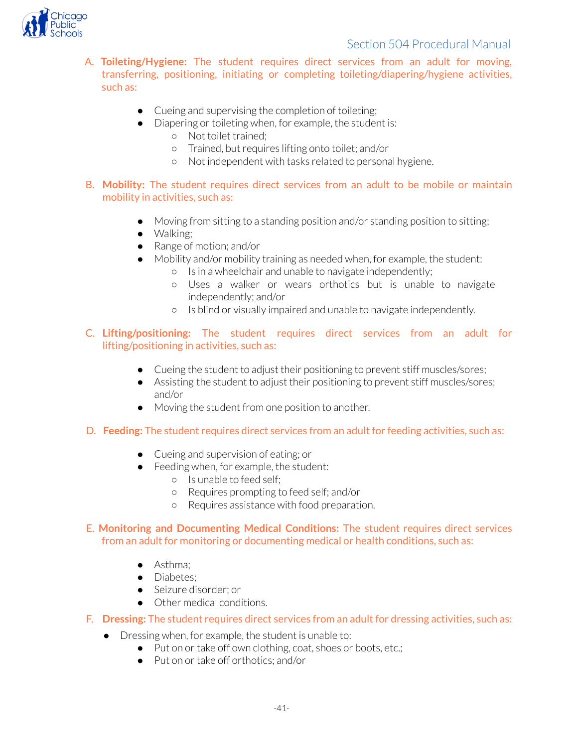A. **Toileting/Hygiene:** The student requires direct services from an adult for moving, transferring, positioning, initiating or completing toileting/diapering/hygiene activities, such as:

- Cueing and supervising the completion of toileting;
- Diapering or toileting when, for example, the student is:
    - Not toilet trained;
    - Trained, but requires lifting onto toilet; and/or
    - Not independent with tasks related to personal hygiene.

B. **Mobility:** The student requires direct services from an adult to be mobile or maintain mobility in activities, such as:

- Moving from sitting to a standing position and/or standing position to sitting;
- Walking;
- Range of motion; and/or
- Mobility and/or mobility training as needed when, for example, the student:
    - Is in a wheelchair and unable to navigate independently;
    - Uses a walker or wears orthotics but is unable to navigate independently; and/or
    - Is blind or visually impaired and unable to navigate independently.

C. **Lifting/positioning:** The student requires direct services from an adult for lifting/positioning in activities, such as:

- Cueing the student to adjust their positioning to prevent stiff muscles/sores;
- Assisting the student to adjust their positioning to prevent stiff muscles/sores; and/or
- Moving the student from one position to another.

D. **Feeding:** The student requires direct services from an adult for feeding activities, such as:

- Cueing and supervision of eating; or
- Feeding when, for example, the student:
    - Is unable to feed self;
    - Requires prompting to feed self; and/or
    - Requires assistance with food preparation.

E. **Monitoring and Documenting Medical Conditions:** The student requires direct services from an adult for monitoring or documenting medical or health conditions, such as:

- Asthma;
- Diabetes;
- Seizure disorder; or
- Other medical conditions.

F. **Dressing:** The student requires direct services from an adult for dressing activities, such as:

- Dressing when, for example, the student is unable to:
    - Put on or take off own clothing, coat, shoes or boots, etc.;
    - Put on or take off orthotics; and/or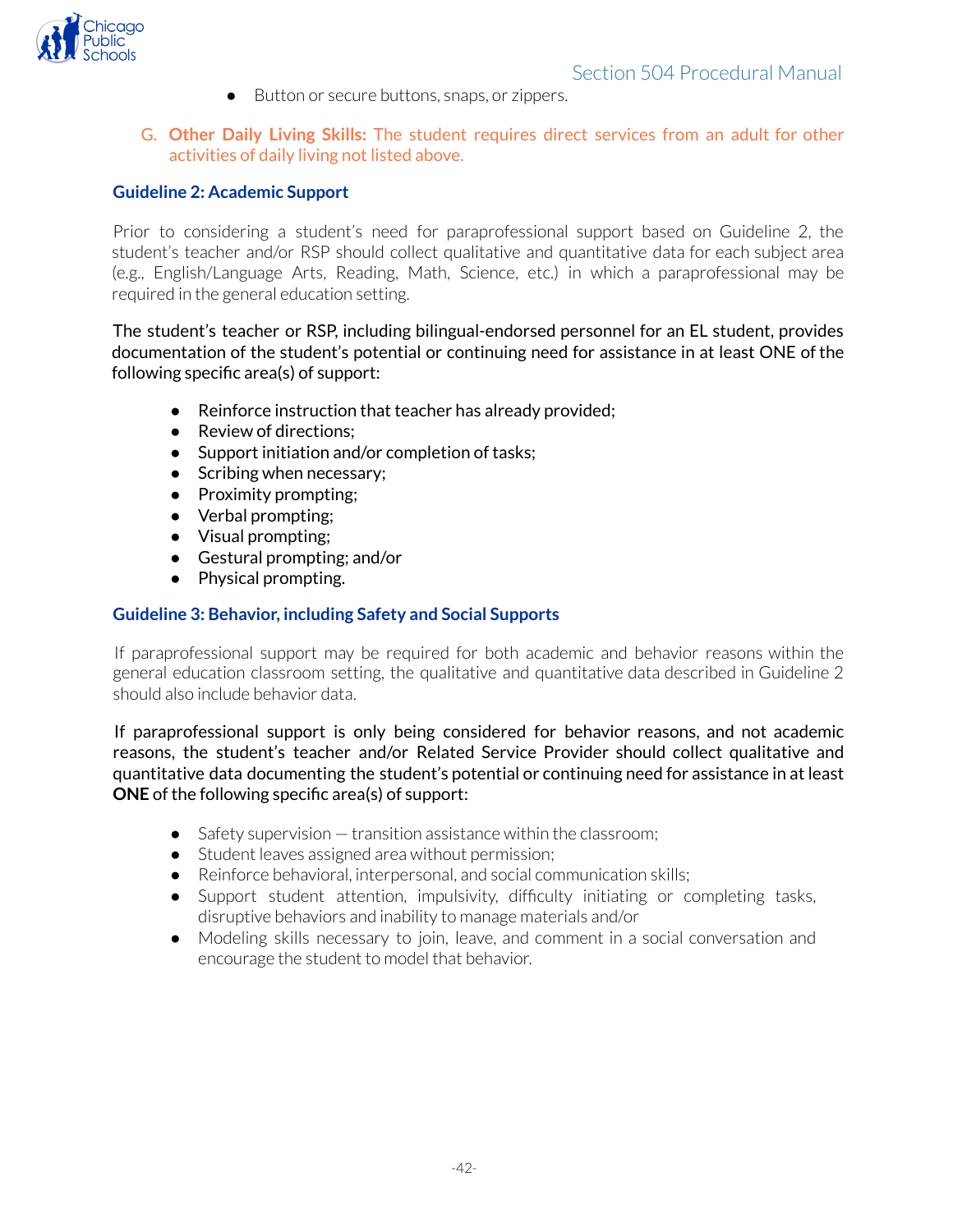- Button or secure buttons, snaps, or zippers.

G. **Other Daily Living Skills:** The student requires direct services from an adult for other activities of daily living not listed above.

### Guideline 2: Academic Support

Prior to considering a student's need for paraprofessional support based on Guideline 2, the student's teacher and/or RSP should collect qualitative and quantitative data for each subject area (e.g., English/Language Arts, Reading, Math, Science, etc.) in which a paraprofessional may be required in the general education setting.

The student's teacher or RSP, including bilingual-endorsed personnel for an EL student, provides documentation of the student's potential or continuing need for assistance in at least ONE of the following specific area(s) of support:

- Reinforce instruction that teacher has already provided;
- Review of directions;
- Support initiation and/or completion of tasks;
- Scribing when necessary;
- Proximity prompting;
- Verbal prompting;
- Visual prompting;
- Gestural prompting; and/or
- Physical prompting.

### Guideline 3: Behavior, including Safety and Social Supports

If paraprofessional support may be required for both academic and behavior reasons within the general education classroom setting, the qualitative and quantitative data described in Guideline 2 should also include behavior data.

If paraprofessional support is only being considered for behavior reasons, and not academic reasons, the student's teacher and/or Related Service Provider should collect qualitative and quantitative data documenting the student's potential or continuing need for assistance in at least **ONE** of the following specific area(s) of support:

- Safety supervision — transition assistance within the classroom;
- Student leaves assigned area without permission;
- Reinforce behavioral, interpersonal, and social communication skills;
- Support student attention, impulsivity, difficulty initiating or completing tasks, disruptive behaviors and inability to manage materials and/or
- Modeling skills necessary to join, leave, and comment in a social conversation and encourage the student to model that behavior.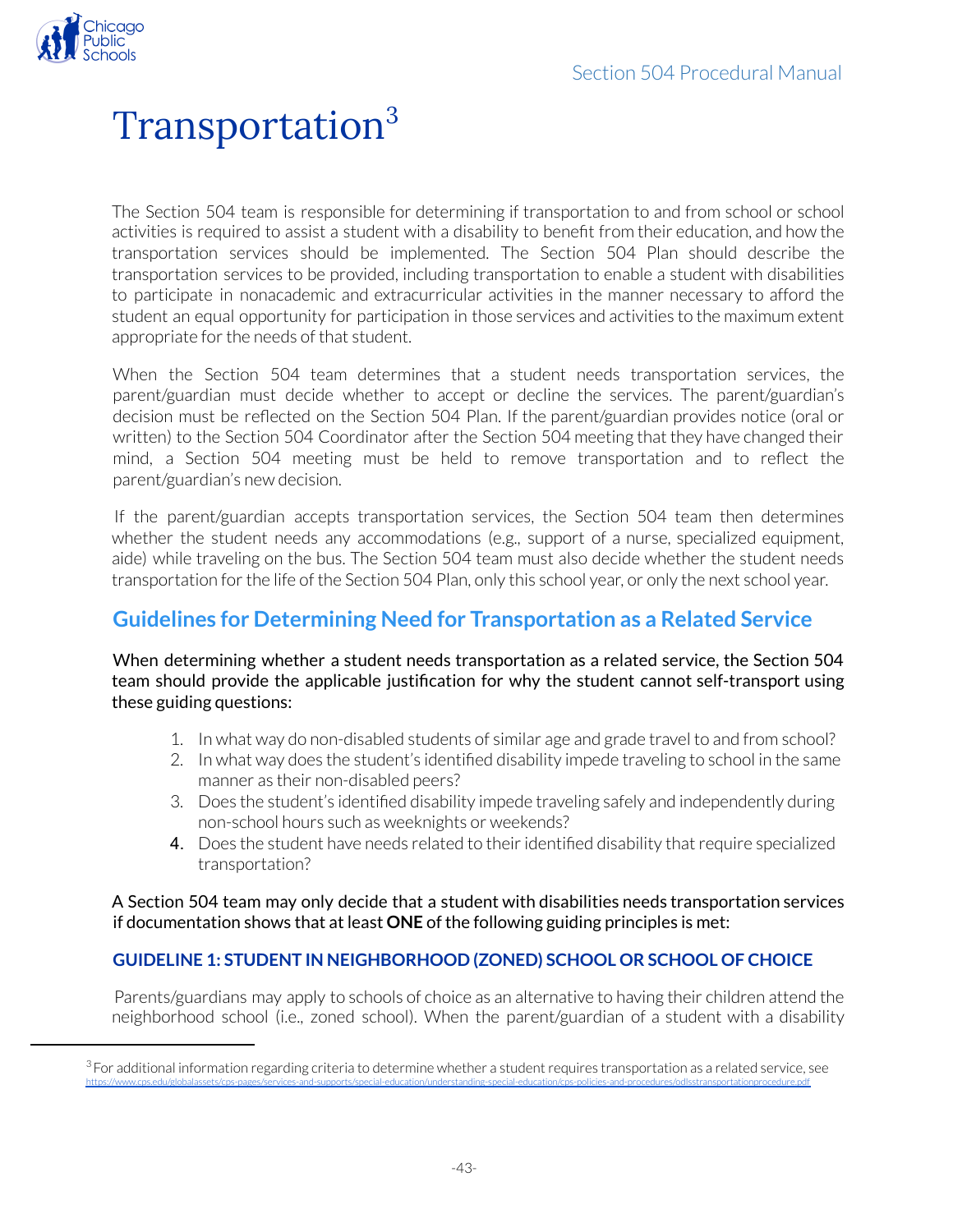# Transportation[3]

The Section 504 team is responsible for determining if transportation to and from school or school activities is required to assist a student with a disability to benefit from their education, and how the transportation services should be implemented. The Section 504 Plan should describe the transportation services to be provided, including transportation to enable a student with disabilities to participate in nonacademic and extracurricular activities in the manner necessary to afford the student an equal opportunity for participation in those services and activities to the maximum extent appropriate for the needs of that student.

When the Section 504 team determines that a student needs transportation services, the parent/guardian must decide whether to accept or decline the services. The parent/guardian's decision must be reflected on the Section 504 Plan. If the parent/guardian provides notice (oral or written) to the Section 504 Coordinator after the Section 504 meeting that they have changed their mind, a Section 504 meeting must be held to remove transportation and to reflect the parent/guardian's new decision.

If the parent/guardian accepts transportation services, the Section 504 team then determines whether the student needs any accommodations (e.g., support of a nurse, specialized equipment, aide) while traveling on the bus. The Section 504 team must also decide whether the student needs transportation for the life of the Section 504 Plan, only this school year, or only the next school year.

## Guidelines for Determining Need for Transportation as a Related Service

When determining whether a student needs transportation as a related service, the Section 504 team should provide the applicable justification for why the student cannot self-transport using these guiding questions:

1. In what way do non-disabled students of similar age and grade travel to and from school?
2. In what way does the student's identified disability impede traveling to school in the same manner as their non-disabled peers?
3. Does the student's identified disability impede traveling safely and independently during non-school hours such as weeknights or weekends?
4. Does the student have needs related to their identified disability that require specialized transportation?

A Section 504 team may only decide that a student with disabilities needs transportation services if documentation shows that at least **ONE** of the following guiding principles is met:

### GUIDELINE 1: STUDENT IN NEIGHBORHOOD (ZONED) SCHOOL OR SCHOOL OF CHOICE

Parents/guardians may apply to schools of choice as an alternative to having their children attend the neighborhood school (i.e., zoned school). When the parent/guardian of a student with a disability

[3] For additional information regarding criteria to determine whether a student requires transportation as a related service, see https://www.cps.edu/globalassets/cps-pages/services-and-supports/special-education/understanding-special-education/cps-policies-and-procedures/odlsstransportationprocedure.pdf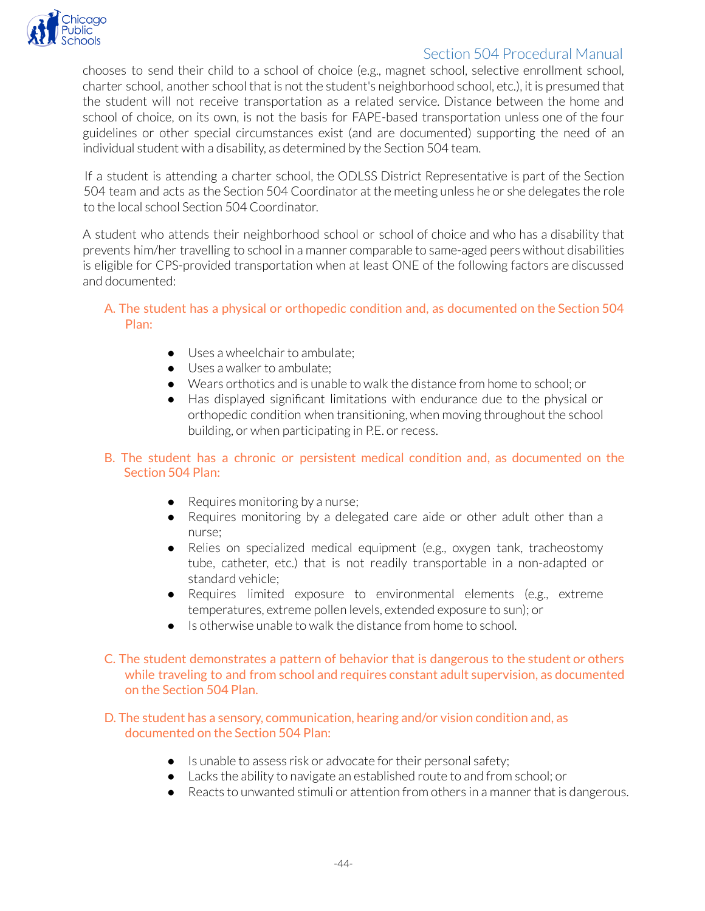chooses to send their child to a school of choice (e.g., magnet school, selective enrollment school, charter school, another school that is not the student's neighborhood school, etc.), it is presumed that the student will not receive transportation as a related service. Distance between the home and school of choice, on its own, is not the basis for FAPE-based transportation unless one of the four guidelines or other special circumstances exist (and are documented) supporting the need of an individual student with a disability, as determined by the Section 504 team.

If a student is attending a charter school, the ODLSS District Representative is part of the Section 504 team and acts as the Section 504 Coordinator at the meeting unless he or she delegates the role to the local school Section 504 Coordinator.

A student who attends their neighborhood school or school of choice and who has a disability that prevents him/her travelling to school in a manner comparable to same-aged peers without disabilities is eligible for CPS-provided transportation when at least ONE of the following factors are discussed and documented:

A. The student has a physical or orthopedic condition and, as documented on the Section 504 Plan:

- Uses a wheelchair to ambulate;
- Uses a walker to ambulate;
- Wears orthotics and is unable to walk the distance from home to school; or
- Has displayed significant limitations with endurance due to the physical or orthopedic condition when transitioning, when moving throughout the school building, or when participating in P.E. or recess.

B. The student has a chronic or persistent medical condition and, as documented on the Section 504 Plan:

- Requires monitoring by a nurse;
- Requires monitoring by a delegated care aide or other adult other than a nurse;
- Relies on specialized medical equipment (e.g., oxygen tank, tracheostomy tube, catheter, etc.) that is not readily transportable in a non-adapted or standard vehicle;
- Requires limited exposure to environmental elements (e.g., extreme temperatures, extreme pollen levels, extended exposure to sun); or
- Is otherwise unable to walk the distance from home to school.

C. The student demonstrates a pattern of behavior that is dangerous to the student or others while traveling to and from school and requires constant adult supervision, as documented on the Section 504 Plan.

D. The student has a sensory, communication, hearing and/or vision condition and, as documented on the Section 504 Plan:

- Is unable to assess risk or advocate for their personal safety;
- Lacks the ability to navigate an established route to and from school; or
- Reacts to unwanted stimuli or attention from others in a manner that is dangerous.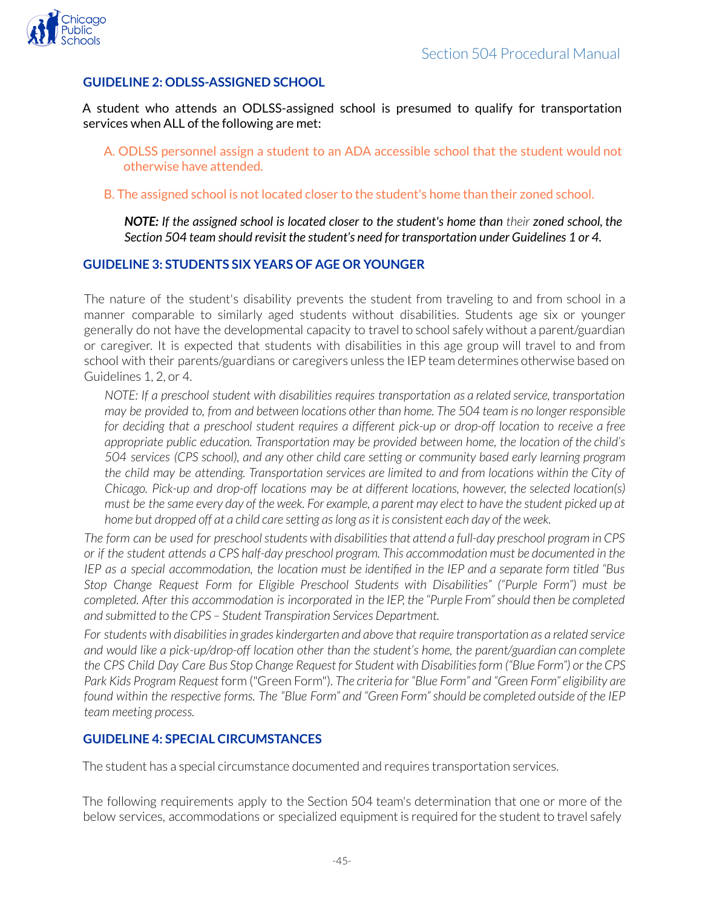### GUIDELINE 2: ODLSS-ASSIGNED SCHOOL

A student who attends an ODLSS-assigned school is presumed to qualify for transportation services when ALL of the following are met:

A. ODLSS personnel assign a student to an ADA accessible school that the student would not otherwise have attended.

B. The assigned school is not located closer to the student's home than their zoned school.

***NOTE:** If the assigned school is located closer to the student's home than* their *zoned school, the Section 504 team should revisit the student's need for transportation under Guidelines 1 or 4.*

### GUIDELINE 3: STUDENTS SIX YEARS OF AGE OR YOUNGER

The nature of the student's disability prevents the student from traveling to and from school in a manner comparable to similarly aged students without disabilities. Students age six or younger generally do not have the developmental capacity to travel to school safely without a parent/guardian or caregiver. It is expected that students with disabilities in this age group will travel to and from school with their parents/guardians or caregivers unless the IEP team determines otherwise based on Guidelines 1, 2, or 4.

*NOTE: If a preschool student with disabilities requires transportation as a related service, transportation may be provided to, from and between locations other than home. The 504 team is no longer responsible for deciding that a preschool student requires a different pick-up or drop-off location to receive a free appropriate public education. Transportation may be provided between home, the location of the child's 504 services (CPS school), and any other child care setting or community based early learning program the child may be attending. Transportation services are limited to and from locations within the City of Chicago. Pick-up and drop-off locations may be at different locations, however, the selected location(s) must be the same every day of the week. For example, a parent may elect to have the student picked up at home but dropped off at a child care setting as long as it is consistent each day of the week.*

*The form can be used for preschool students with disabilities that attend a full-day preschool program in CPS or if the student attends a CPS half-day preschool program. This accommodation must be documented in the IEP as a special accommodation, the location must be identified in the IEP and a separate form titled "Bus Stop Change Request Form for Eligible Preschool Students with Disabilities" ("Purple Form") must be completed. After this accommodation is incorporated in the IEP, the "Purple From" should then be completed and submitted to the CPS – Student Transpiration Services Department.*

*For students with disabilities in grades kindergarten and above that require transportation as a related service and would like a pick-up/drop-off location other than the student's home, the parent/guardian can complete the CPS Child Day Care Bus Stop Change Request for Student with Disabilities form ("Blue Form") or the CPS Park Kids Program Request* form ("Green Form"). *The criteria for "Blue Form" and "Green Form" eligibility are found within the respective forms. The "Blue Form" and "Green Form" should be completed outside of the IEP team meeting process.*

### GUIDELINE 4: SPECIAL CIRCUMSTANCES

The student has a special circumstance documented and requires transportation services.

The following requirements apply to the Section 504 team's determination that one or more of the below services, accommodations or specialized equipment is required for the student to travel safely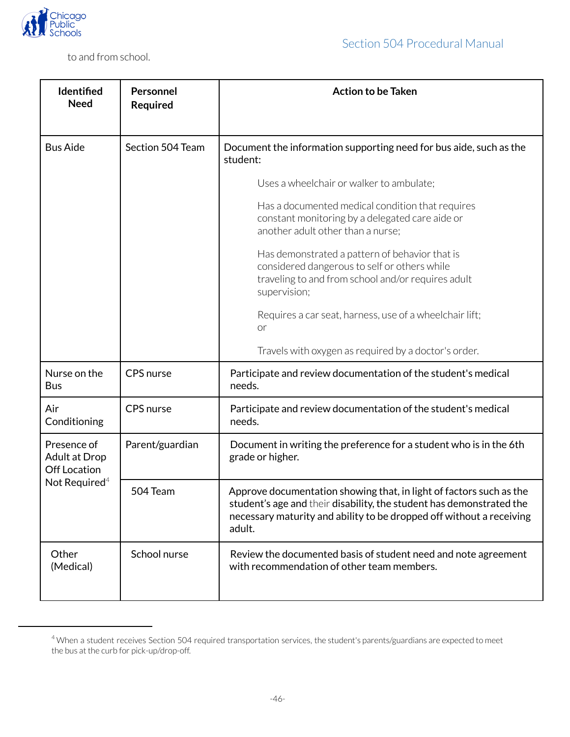to and from school.

| Identified Need | Personnel Required | Action to be Taken |
|---|---|---|
| Bus Aide | Section 504 Team | Document the information supporting need for bus aide, such as the student:<br><br>Uses a wheelchair or walker to ambulate;<br><br>Has a documented medical condition that requires constant monitoring by a delegated care aide or another adult other than a nurse;<br><br>Has demonstrated a pattern of behavior that is considered dangerous to self or others while traveling to and from school and/or requires adult supervision;<br><br>Requires a car seat, harness, use of a wheelchair lift; or<br><br>Travels with oxygen as required by a doctor's order. |
| Nurse on the Bus | CPS nurse | Participate and review documentation of the student's medical needs. |
| Air Conditioning | CPS nurse | Participate and review documentation of the student's medical needs. |
| Presence of Adult at Drop Off Location Not Required[4] | Parent/guardian | Document in writing the preference for a student who is in the 6th grade or higher. |
| | 504 Team | Approve documentation showing that, in light of factors such as the student's age and their disability, the student has demonstrated the necessary maturity and ability to be dropped off without a receiving adult. |
| Other (Medical) | School nurse | Review the documented basis of student need and note agreement with recommendation of other team members. |

[4] When a student receives Section 504 required transportation services, the student's parents/guardians are expected to meet the bus at the curb for pick-up/drop-off.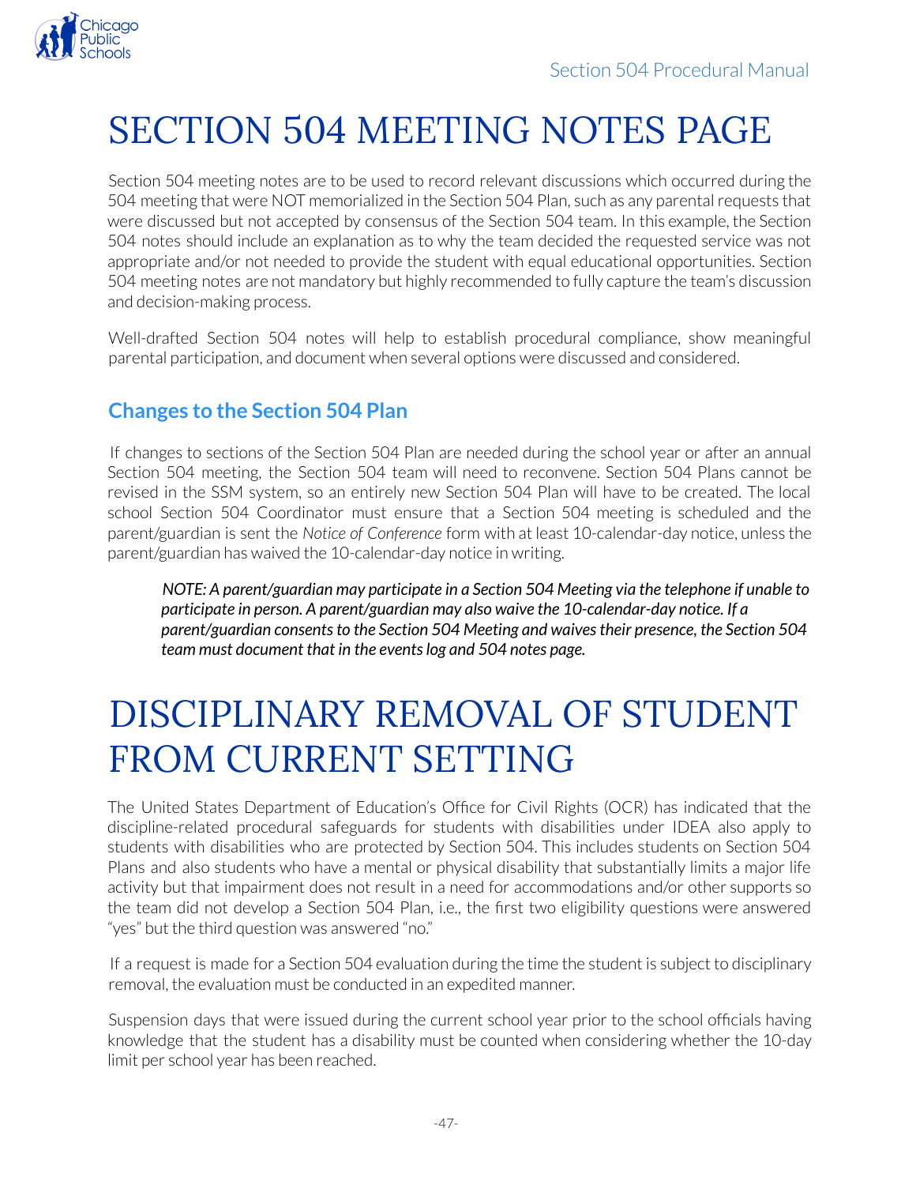# SECTION 504 MEETING NOTES PAGE

Section 504 meeting notes are to be used to record relevant discussions which occurred during the 504 meeting that were NOT memorialized in the Section 504 Plan, such as any parental requests that were discussed but not accepted by consensus of the Section 504 team. In this example, the Section 504 notes should include an explanation as to why the team decided the requested service was not appropriate and/or not needed to provide the student with equal educational opportunities. Section 504 meeting notes are not mandatory but highly recommended to fully capture the team's discussion and decision-making process.

Well-drafted Section 504 notes will help to establish procedural compliance, show meaningful parental participation, and document when several options were discussed and considered.

## Changes to the Section 504 Plan

If changes to sections of the Section 504 Plan are needed during the school year or after an annual Section 504 meeting, the Section 504 team will need to reconvene. Section 504 Plans cannot be revised in the SSM system, so an entirely new Section 504 Plan will have to be created. The local school Section 504 Coordinator must ensure that a Section 504 meeting is scheduled and the parent/guardian is sent the *Notice of Conference* form with at least 10-calendar-day notice, unless the parent/guardian has waived the 10-calendar-day notice in writing.

> ***NOTE: A parent/guardian may participate in a Section 504 Meeting via the telephone if unable to participate in person. A parent/guardian may also waive the 10-calendar-day notice. If a parent/guardian consents to the Section 504 Meeting and waives their presence, the Section 504 team must document that in the events log and 504 notes page.***

# DISCIPLINARY REMOVAL OF STUDENT FROM CURRENT SETTING

The United States Department of Education's Office for Civil Rights (OCR) has indicated that the discipline-related procedural safeguards for students with disabilities under IDEA also apply to students with disabilities who are protected by Section 504. This includes students on Section 504 Plans and also students who have a mental or physical disability that substantially limits a major life activity but that impairment does not result in a need for accommodations and/or other supports so the team did not develop a Section 504 Plan, i.e., the first two eligibility questions were answered "yes" but the third question was answered "no."

If a request is made for a Section 504 evaluation during the time the student is subject to disciplinary removal, the evaluation must be conducted in an expedited manner.

Suspension days that were issued during the current school year prior to the school officials having knowledge that the student has a disability must be counted when considering whether the 10-day limit per school year has been reached.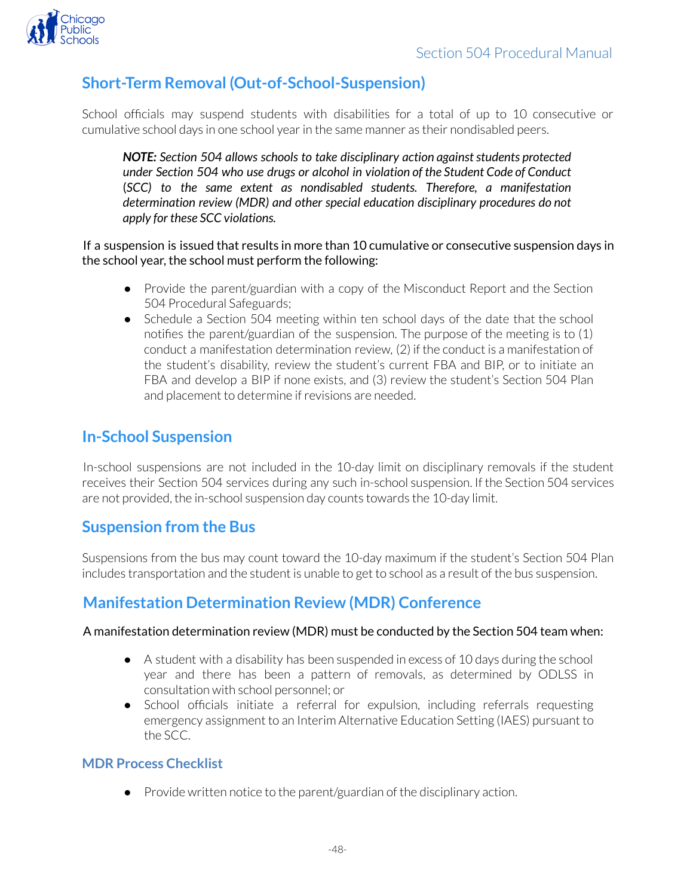## Short-Term Removal (Out-of-School-Suspension)

School officials may suspend students with disabilities for a total of up to 10 consecutive or cumulative school days in one school year in the same manner as their nondisabled peers.

> ***NOTE:*** *Section 504 allows schools to take disciplinary action against students protected under Section 504 who use drugs or alcohol in violation of the Student Code of Conduct (SCC) to the same extent as nondisabled students. Therefore, a manifestation determination review (MDR) and other special education disciplinary procedures do not apply for these SCC violations.*

If a suspension is issued that results in more than 10 cumulative or consecutive suspension days in the school year, the school must perform the following:

- Provide the parent/guardian with a copy of the Misconduct Report and the Section 504 Procedural Safeguards;
- Schedule a Section 504 meeting within ten school days of the date that the school notifies the parent/guardian of the suspension. The purpose of the meeting is to (1) conduct a manifestation determination review, (2) if the conduct is a manifestation of the student's disability, review the student's current FBA and BIP, or to initiate an FBA and develop a BIP if none exists, and (3) review the student's Section 504 Plan and placement to determine if revisions are needed.

## In-School Suspension

In-school suspensions are not included in the 10-day limit on disciplinary removals if the student receives their Section 504 services during any such in-school suspension. If the Section 504 services are not provided, the in-school suspension day counts towards the 10-day limit.

## Suspension from the Bus

Suspensions from the bus may count toward the 10-day maximum if the student's Section 504 Plan includes transportation and the student is unable to get to school as a result of the bus suspension.

## Manifestation Determination Review (MDR) Conference

A manifestation determination review (MDR) must be conducted by the Section 504 team when:

- A student with a disability has been suspended in excess of 10 days during the school year and there has been a pattern of removals, as determined by ODLSS in consultation with school personnel; or
- School officials initiate a referral for expulsion, including referrals requesting emergency assignment to an Interim Alternative Education Setting (IAES) pursuant to the SCC.

### MDR Process Checklist

- Provide written notice to the parent/guardian of the disciplinary action.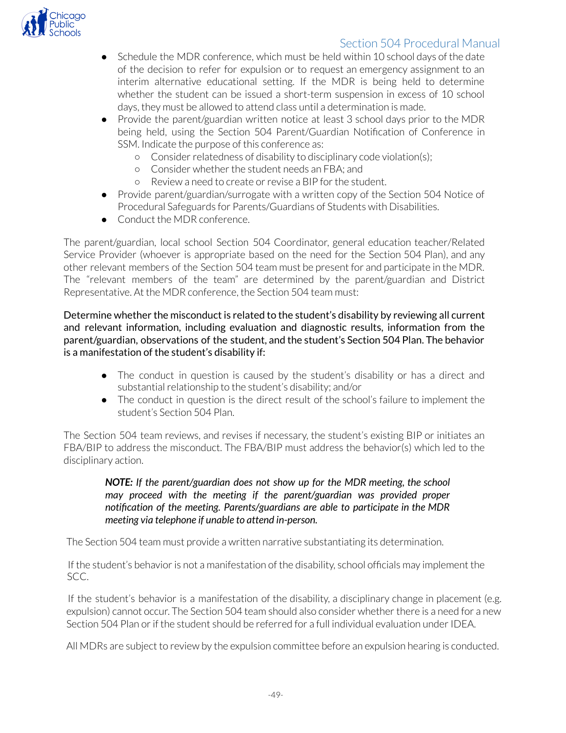- Schedule the MDR conference, which must be held within 10 school days of the date of the decision to refer for expulsion or to request an emergency assignment to an interim alternative educational setting. If the MDR is being held to determine whether the student can be issued a short-term suspension in excess of 10 school days, they must be allowed to attend class until a determination is made.
- Provide the parent/guardian written notice at least 3 school days prior to the MDR being held, using the Section 504 Parent/Guardian Notification of Conference in SSM. Indicate the purpose of this conference as:
  - Consider relatedness of disability to disciplinary code violation(s);
  - Consider whether the student needs an FBA; and
  - Review a need to create or revise a BIP for the student.
- Provide parent/guardian/surrogate with a written copy of the Section 504 Notice of Procedural Safeguards for Parents/Guardians of Students with Disabilities.
- Conduct the MDR conference.

The parent/guardian, local school Section 504 Coordinator, general education teacher/Related Service Provider (whoever is appropriate based on the need for the Section 504 Plan), and any other relevant members of the Section 504 team must be present for and participate in the MDR. The "relevant members of the team" are determined by the parent/guardian and District Representative. At the MDR conference, the Section 504 team must:

Determine whether the misconduct is related to the student's disability by reviewing all current and relevant information, including evaluation and diagnostic results, information from the parent/guardian, observations of the student, and the student's Section 504 Plan. The behavior is a manifestation of the student's disability if:

- The conduct in question is caused by the student's disability or has a direct and substantial relationship to the student's disability; and/or
- The conduct in question is the direct result of the school's failure to implement the student's Section 504 Plan.

The Section 504 team reviews, and revises if necessary, the student's existing BIP or initiates an FBA/BIP to address the misconduct. The FBA/BIP must address the behavior(s) which led to the disciplinary action.

> ***NOTE:*** *If the parent/guardian does not show up for the MDR meeting, the school may proceed with the meeting if the parent/guardian was provided proper notification of the meeting. Parents/guardians are able to participate in the MDR meeting via telephone if unable to attend in-person.*

The Section 504 team must provide a written narrative substantiating its determination.

If the student's behavior is not a manifestation of the disability, school officials may implement the SCC.

If the student's behavior is a manifestation of the disability, a disciplinary change in placement (e.g. expulsion) cannot occur. The Section 504 team should also consider whether there is a need for a new Section 504 Plan or if the student should be referred for a full individual evaluation under IDEA.

All MDRs are subject to review by the expulsion committee before an expulsion hearing is conducted.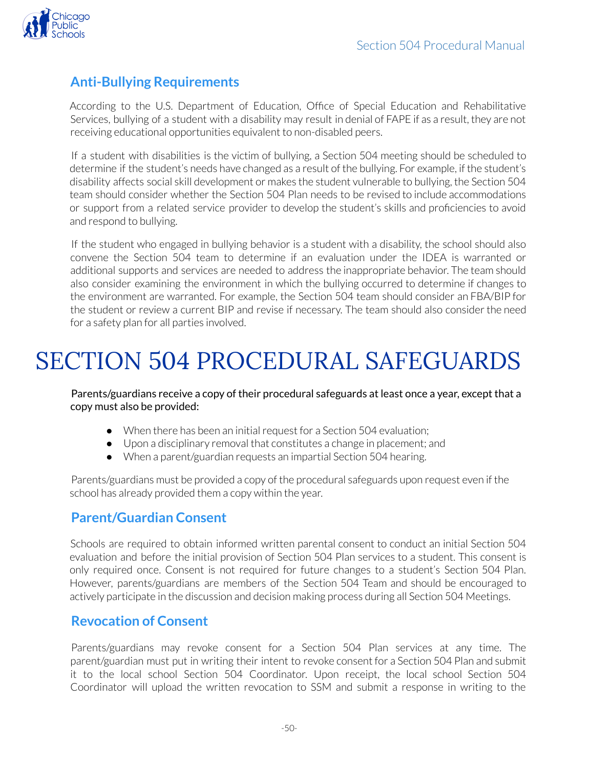## Anti-Bullying Requirements

According to the U.S. Department of Education, Office of Special Education and Rehabilitative Services, bullying of a student with a disability may result in denial of FAPE if as a result, they are not receiving educational opportunities equivalent to non-disabled peers.

If a student with disabilities is the victim of bullying, a Section 504 meeting should be scheduled to determine if the student's needs have changed as a result of the bullying. For example, if the student's disability affects social skill development or makes the student vulnerable to bullying, the Section 504 team should consider whether the Section 504 Plan needs to be revised to include accommodations or support from a related service provider to develop the student's skills and proficiencies to avoid and respond to bullying.

If the student who engaged in bullying behavior is a student with a disability, the school should also convene the Section 504 team to determine if an evaluation under the IDEA is warranted or additional supports and services are needed to address the inappropriate behavior. The team should also consider examining the environment in which the bullying occurred to determine if changes to the environment are warranted. For example, the Section 504 team should consider an FBA/BIP for the student or review a current BIP and revise if necessary. The team should also consider the need for a safety plan for all parties involved.

# SECTION 504 PROCEDURAL SAFEGUARDS

Parents/guardians receive a copy of their procedural safeguards at least once a year, except that a copy must also be provided:

- When there has been an initial request for a Section 504 evaluation;
- Upon a disciplinary removal that constitutes a change in placement; and
- When a parent/guardian requests an impartial Section 504 hearing.

Parents/guardians must be provided a copy of the procedural safeguards upon request even if the school has already provided them a copy within the year.

## Parent/Guardian Consent

Schools are required to obtain informed written parental consent to conduct an initial Section 504 evaluation and before the initial provision of Section 504 Plan services to a student. This consent is only required once. Consent is not required for future changes to a student's Section 504 Plan. However, parents/guardians are members of the Section 504 Team and should be encouraged to actively participate in the discussion and decision making process during all Section 504 Meetings.

## Revocation of Consent

Parents/guardians may revoke consent for a Section 504 Plan services at any time. The parent/guardian must put in writing their intent to revoke consent for a Section 504 Plan and submit it to the local school Section 504 Coordinator. Upon receipt, the local school Section 504 Coordinator will upload the written revocation to SSM and submit a response in writing to the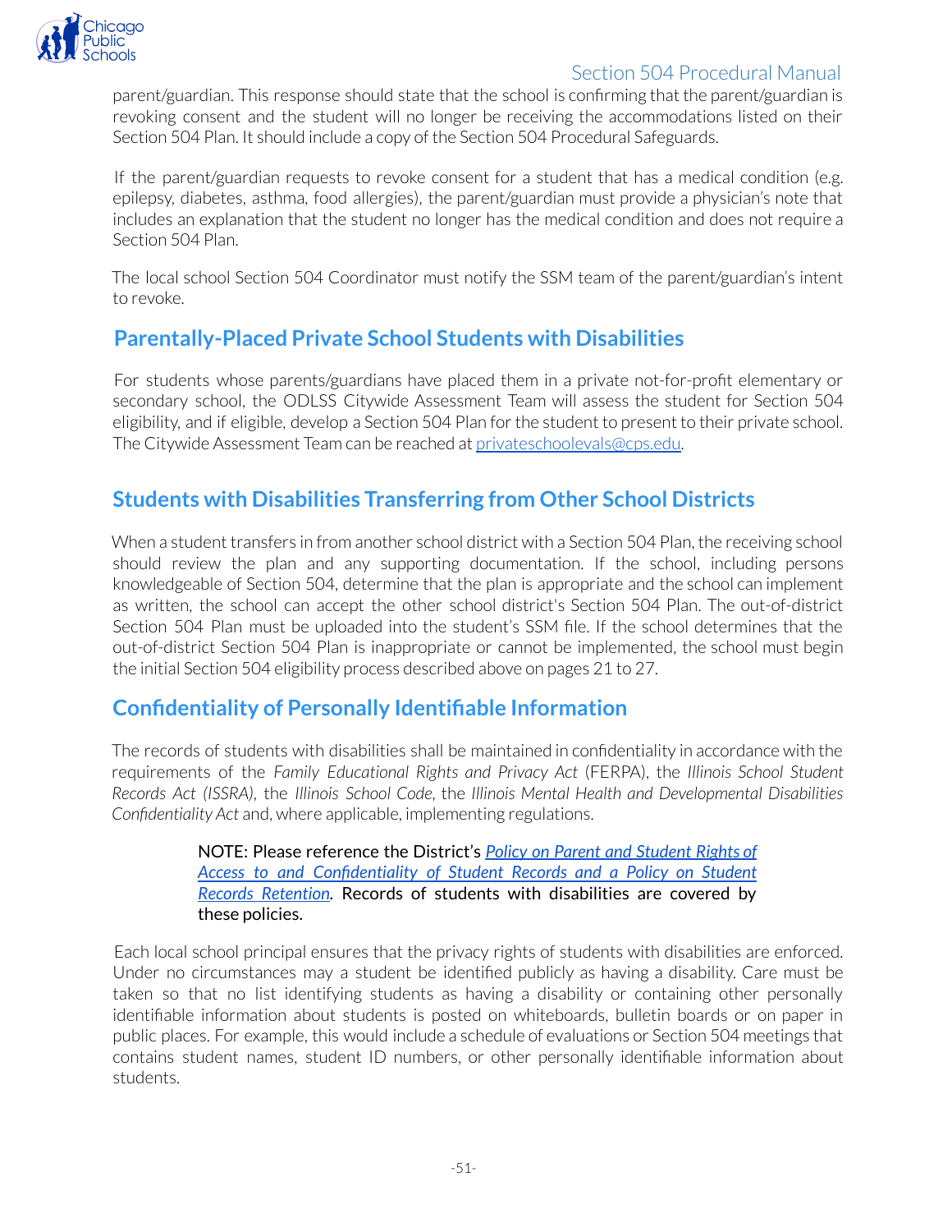parent/guardian. This response should state that the school is confirming that the parent/guardian is revoking consent and the student will no longer be receiving the accommodations listed on their Section 504 Plan. It should include a copy of the Section 504 Procedural Safeguards.

If the parent/guardian requests to revoke consent for a student that has a medical condition (e.g. epilepsy, diabetes, asthma, food allergies), the parent/guardian must provide a physician's note that includes an explanation that the student no longer has the medical condition and does not require a Section 504 Plan.

The local school Section 504 Coordinator must notify the SSM team of the parent/guardian's intent to revoke.

## Parentally-Placed Private School Students with Disabilities

For students whose parents/guardians have placed them in a private not-for-profit elementary or secondary school, the ODLSS Citywide Assessment Team will assess the student for Section 504 eligibility, and if eligible, develop a Section 504 Plan for the student to present to their private school. The Citywide Assessment Team can be reached at [privateschoolevals@cps.edu](mailto:privateschoolevals@cps.edu).

## Students with Disabilities Transferring from Other School Districts

When a student transfers in from another school district with a Section 504 Plan, the receiving school should review the plan and any supporting documentation. If the school, including persons knowledgeable of Section 504, determine that the plan is appropriate and the school can implement as written, the school can accept the other school district's Section 504 Plan. The out-of-district Section 504 Plan must be uploaded into the student's SSM file. If the school determines that the out-of-district Section 504 Plan is inappropriate or cannot be implemented, the school must begin the initial Section 504 eligibility process described above on pages 21 to 27.

## Confidentiality of Personally Identifiable Information

The records of students with disabilities shall be maintained in confidentiality in accordance with the requirements of the *Family Educational Rights and Privacy Act* (FERPA), the *Illinois School Student Records Act (ISSRA)*, the *Illinois School Code*, the *Illinois Mental Health and Developmental Disabilities Confidentiality Act* and, where applicable, implementing regulations.

> NOTE: Please reference the District's *Policy on Parent and Student Rights of Access to and Confidentiality of Student Records and a Policy on Student Records Retention*. Records of students with disabilities are covered by these policies.

Each local school principal ensures that the privacy rights of students with disabilities are enforced. Under no circumstances may a student be identified publicly as having a disability. Care must be taken so that no list identifying students as having a disability or containing other personally identifiable information about students is posted on whiteboards, bulletin boards or on paper in public places. For example, this would include a schedule of evaluations or Section 504 meetings that contains student names, student ID numbers, or other personally identifiable information about students.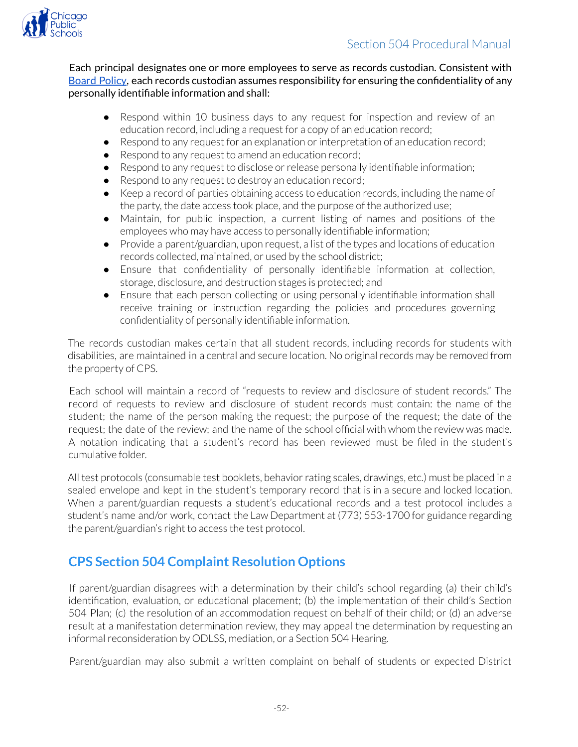Each principal designates one or more employees to serve as records custodian. Consistent with [Board Policy](), each records custodian assumes responsibility for ensuring the confidentiality of any personally identifiable information and shall:

- Respond within 10 business days to any request for inspection and review of an education record, including a request for a copy of an education record;
- Respond to any request for an explanation or interpretation of an education record;
- Respond to any request to amend an education record;
- Respond to any request to disclose or release personally identifiable information;
- Respond to any request to destroy an education record;
- Keep a record of parties obtaining access to education records, including the name of the party, the date access took place, and the purpose of the authorized use;
- Maintain, for public inspection, a current listing of names and positions of the employees who may have access to personally identifiable information;
- Provide a parent/guardian, upon request, a list of the types and locations of education records collected, maintained, or used by the school district;
- Ensure that confidentiality of personally identifiable information at collection, storage, disclosure, and destruction stages is protected; and
- Ensure that each person collecting or using personally identifiable information shall receive training or instruction regarding the policies and procedures governing confidentiality of personally identifiable information.

The records custodian makes certain that all student records, including records for students with disabilities, are maintained in a central and secure location. No original records may be removed from the property of CPS.

Each school will maintain a record of "requests to review and disclosure of student records." The record of requests to review and disclosure of student records must contain: the name of the student; the name of the person making the request; the purpose of the request; the date of the request; the date of the review; and the name of the school official with whom the review was made. A notation indicating that a student's record has been reviewed must be filed in the student's cumulative folder.

All test protocols (consumable test booklets, behavior rating scales, drawings, etc.) must be placed in a sealed envelope and kept in the student's temporary record that is in a secure and locked location. When a parent/guardian requests a student's educational records and a test protocol includes a student's name and/or work, contact the Law Department at (773) 553-1700 for guidance regarding the parent/guardian's right to access the test protocol.

## CPS Section 504 Complaint Resolution Options

If parent/guardian disagrees with a determination by their child's school regarding (a) their child's identification, evaluation, or educational placement; (b) the implementation of their child's Section 504 Plan; (c) the resolution of an accommodation request on behalf of their child; or (d) an adverse result at a manifestation determination review, they may appeal the determination by requesting an informal reconsideration by ODLSS, mediation, or a Section 504 Hearing.

Parent/guardian may also submit a written complaint on behalf of students or expected District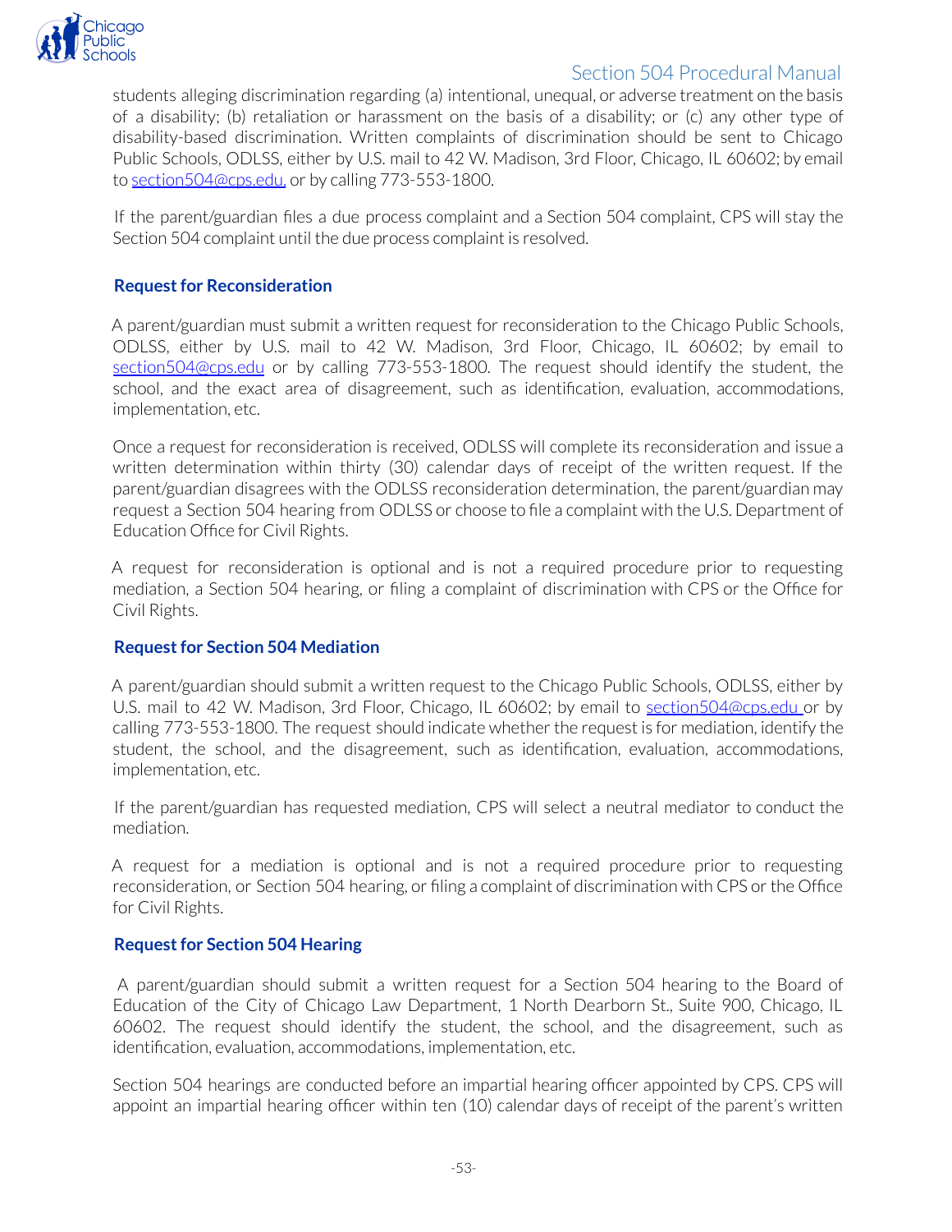students alleging discrimination regarding (a) intentional, unequal, or adverse treatment on the basis of a disability; (b) retaliation or harassment on the basis of a disability; or (c) any other type of disability-based discrimination. Written complaints of discrimination should be sent to Chicago Public Schools, ODLSS, either by U.S. mail to 42 W. Madison, 3rd Floor, Chicago, IL 60602; by email to section504@cps.edu, or by calling 773-553-1800.

If the parent/guardian files a due process complaint and a Section 504 complaint, CPS will stay the Section 504 complaint until the due process complaint is resolved.

### Request for Reconsideration

A parent/guardian must submit a written request for reconsideration to the Chicago Public Schools, ODLSS, either by U.S. mail to 42 W. Madison, 3rd Floor, Chicago, IL 60602; by email to section504@cps.edu or by calling 773-553-1800. The request should identify the student, the school, and the exact area of disagreement, such as identification, evaluation, accommodations, implementation, etc.

Once a request for reconsideration is received, ODLSS will complete its reconsideration and issue a written determination within thirty (30) calendar days of receipt of the written request. If the parent/guardian disagrees with the ODLSS reconsideration determination, the parent/guardian may request a Section 504 hearing from ODLSS or choose to file a complaint with the U.S. Department of Education Office for Civil Rights.

A request for reconsideration is optional and is not a required procedure prior to requesting mediation, a Section 504 hearing, or filing a complaint of discrimination with CPS or the Office for Civil Rights.

### Request for Section 504 Mediation

A parent/guardian should submit a written request to the Chicago Public Schools, ODLSS, either by U.S. mail to 42 W. Madison, 3rd Floor, Chicago, IL 60602; by email to section504@cps.edu or by calling 773-553-1800. The request should indicate whether the request is for mediation, identify the student, the school, and the disagreement, such as identification, evaluation, accommodations, implementation, etc.

If the parent/guardian has requested mediation, CPS will select a neutral mediator to conduct the mediation.

A request for a mediation is optional and is not a required procedure prior to requesting reconsideration, or Section 504 hearing, or filing a complaint of discrimination with CPS or the Office for Civil Rights.

### Request for Section 504 Hearing

A parent/guardian should submit a written request for a Section 504 hearing to the Board of Education of the City of Chicago Law Department, 1 North Dearborn St., Suite 900, Chicago, IL 60602. The request should identify the student, the school, and the disagreement, such as identification, evaluation, accommodations, implementation, etc.

Section 504 hearings are conducted before an impartial hearing officer appointed by CPS. CPS will appoint an impartial hearing officer within ten (10) calendar days of receipt of the parent's written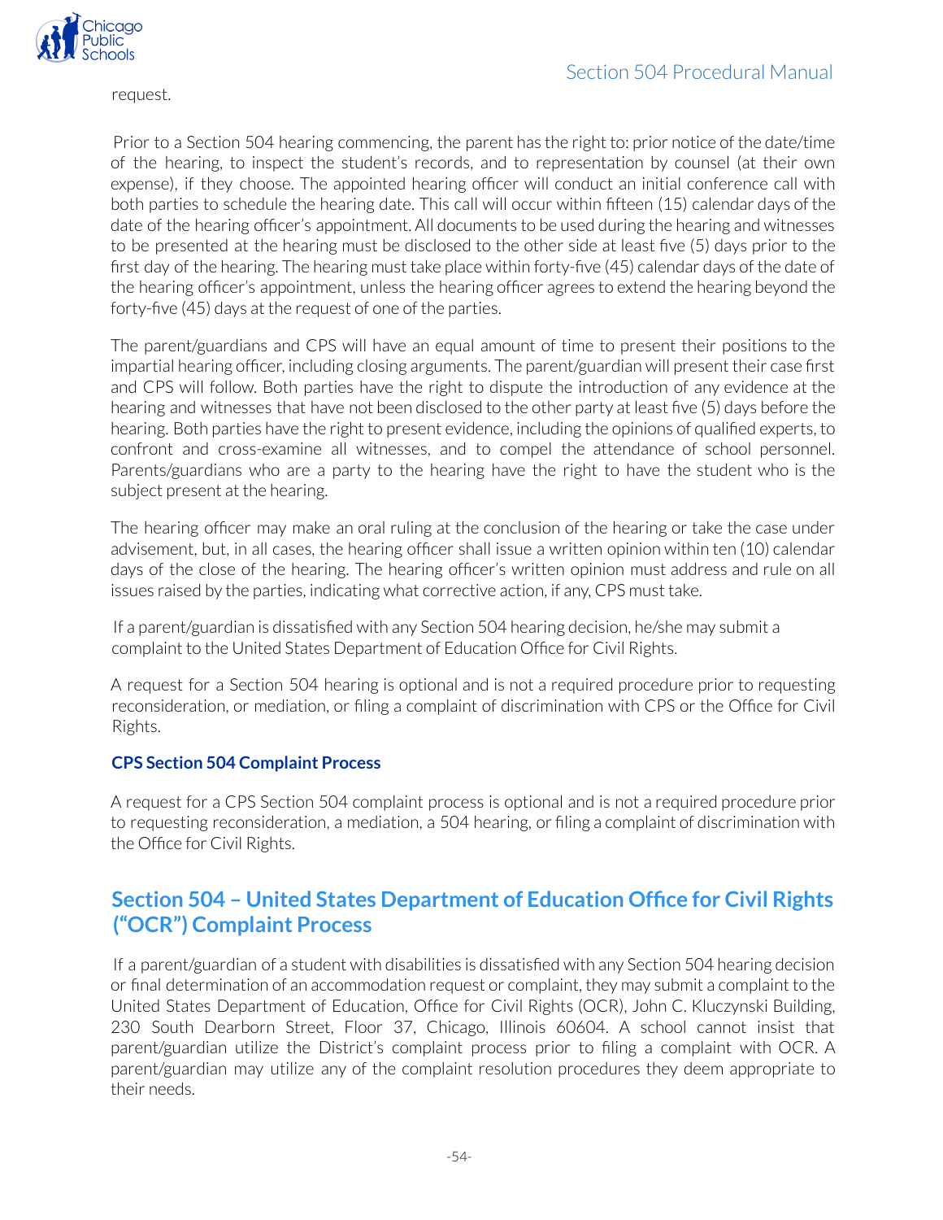request.

Prior to a Section 504 hearing commencing, the parent has the right to: prior notice of the date/time of the hearing, to inspect the student's records, and to representation by counsel (at their own expense), if they choose. The appointed hearing officer will conduct an initial conference call with both parties to schedule the hearing date. This call will occur within fifteen (15) calendar days of the date of the hearing officer's appointment. All documents to be used during the hearing and witnesses to be presented at the hearing must be disclosed to the other side at least five (5) days prior to the first day of the hearing. The hearing must take place within forty-five (45) calendar days of the date of the hearing officer's appointment, unless the hearing officer agrees to extend the hearing beyond the forty-five (45) days at the request of one of the parties.

The parent/guardians and CPS will have an equal amount of time to present their positions to the impartial hearing officer, including closing arguments. The parent/guardian will present their case first and CPS will follow. Both parties have the right to dispute the introduction of any evidence at the hearing and witnesses that have not been disclosed to the other party at least five (5) days before the hearing. Both parties have the right to present evidence, including the opinions of qualified experts, to confront and cross-examine all witnesses, and to compel the attendance of school personnel. Parents/guardians who are a party to the hearing have the right to have the student who is the subject present at the hearing.

The hearing officer may make an oral ruling at the conclusion of the hearing or take the case under advisement, but, in all cases, the hearing officer shall issue a written opinion within ten (10) calendar days of the close of the hearing. The hearing officer's written opinion must address and rule on all issues raised by the parties, indicating what corrective action, if any, CPS must take.

If a parent/guardian is dissatisfied with any Section 504 hearing decision, he/she may submit a complaint to the United States Department of Education Office for Civil Rights.

A request for a Section 504 hearing is optional and is not a required procedure prior to requesting reconsideration, or mediation, or filing a complaint of discrimination with CPS or the Office for Civil Rights.

### CPS Section 504 Complaint Process

A request for a CPS Section 504 complaint process is optional and is not a required procedure prior to requesting reconsideration, a mediation, a 504 hearing, or filing a complaint of discrimination with the Office for Civil Rights.

## Section 504 – United States Department of Education Office for Civil Rights ("OCR") Complaint Process

If a parent/guardian of a student with disabilities is dissatisfied with any Section 504 hearing decision or final determination of an accommodation request or complaint, they may submit a complaint to the United States Department of Education, Office for Civil Rights (OCR), John C. Kluczynski Building, 230 South Dearborn Street, Floor 37, Chicago, Illinois 60604. A school cannot insist that parent/guardian utilize the District's complaint process prior to filing a complaint with OCR. A parent/guardian may utilize any of the complaint resolution procedures they deem appropriate to their needs.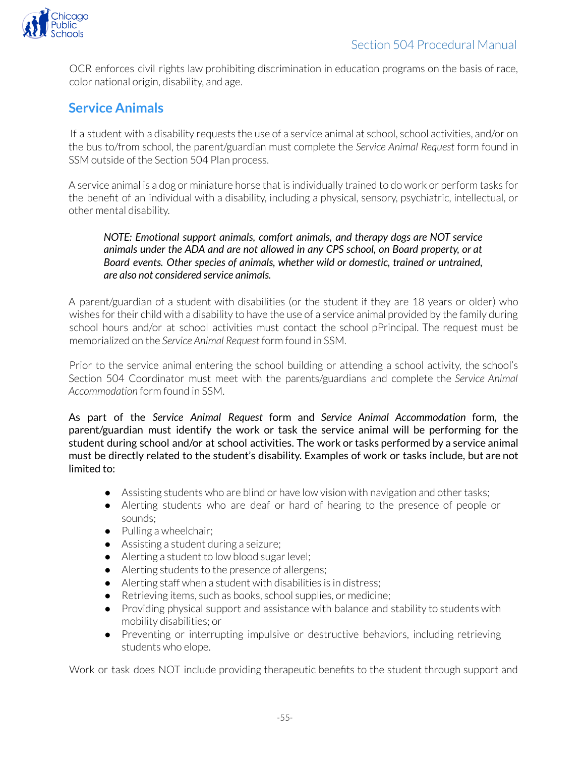OCR enforces civil rights law prohibiting discrimination in education programs on the basis of race, color national origin, disability, and age.

## Service Animals

If a student with a disability requests the use of a service animal at school, school activities, and/or on the bus to/from school, the parent/guardian must complete the *Service Animal Request* form found in SSM outside of the Section 504 Plan process.

A service animal is a dog or miniature horse that is individually trained to do work or perform tasks for the benefit of an individual with a disability, including a physical, sensory, psychiatric, intellectual, or other mental disability.

> *NOTE: Emotional support animals, comfort animals, and therapy dogs are NOT service animals under the ADA and are not allowed in any CPS school, on Board property, or at Board events. Other species of animals, whether wild or domestic, trained or untrained, are also not considered service animals.*

A parent/guardian of a student with disabilities (or the student if they are 18 years or older) who wishes for their child with a disability to have the use of a service animal provided by the family during school hours and/or at school activities must contact the school pPrincipal. The request must be memorialized on the *Service Animal Request* form found in SSM.

Prior to the service animal entering the school building or attending a school activity, the school's Section 504 Coordinator must meet with the parents/guardians and complete the *Service Animal Accommodation* form found in SSM.

As part of the *Service Animal Request* form and *Service Animal Accommodation* form, the parent/guardian must identify the work or task the service animal will be performing for the student during school and/or at school activities. The work or tasks performed by a service animal must be directly related to the student's disability. Examples of work or tasks include, but are not limited to:

- Assisting students who are blind or have low vision with navigation and other tasks;
- Alerting students who are deaf or hard of hearing to the presence of people or sounds;
- Pulling a wheelchair;
- Assisting a student during a seizure;
- Alerting a student to low blood sugar level;
- Alerting students to the presence of allergens;
- Alerting staff when a student with disabilities is in distress;
- Retrieving items, such as books, school supplies, or medicine;
- Providing physical support and assistance with balance and stability to students with mobility disabilities; or
- Preventing or interrupting impulsive or destructive behaviors, including retrieving students who elope.

Work or task does NOT include providing therapeutic benefits to the student through support and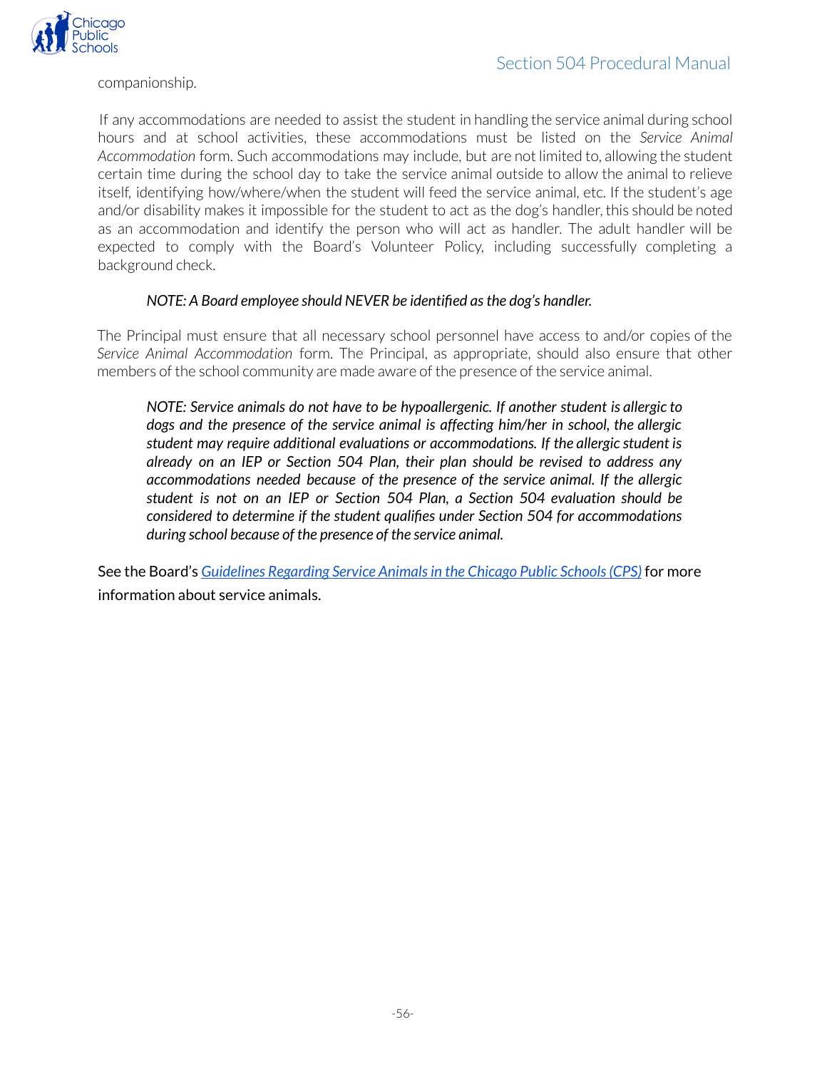companionship.

If any accommodations are needed to assist the student in handling the service animal during school hours and at school activities, these accommodations must be listed on the *Service Animal Accommodation* form. Such accommodations may include, but are not limited to, allowing the student certain time during the school day to take the service animal outside to allow the animal to relieve itself, identifying how/where/when the student will feed the service animal, etc. If the student's age and/or disability makes it impossible for the student to act as the dog's handler, this should be noted as an accommodation and identify the person who will act as handler. The adult handler will be expected to comply with the Board's Volunteer Policy, including successfully completing a background check.

> *NOTE: A Board employee should NEVER be identified as the dog's handler.*

The Principal must ensure that all necessary school personnel have access to and/or copies of the *Service Animal Accommodation* form. The Principal, as appropriate, should also ensure that other members of the school community are made aware of the presence of the service animal.

> *NOTE: Service animals do not have to be hypoallergenic. If another student is allergic to dogs and the presence of the service animal is affecting him/her in school, the allergic student may require additional evaluations or accommodations. If the allergic student is already on an IEP or Section 504 Plan, their plan should be revised to address any accommodations needed because of the presence of the service animal. If the allergic student is not on an IEP or Section 504 Plan, a Section 504 evaluation should be considered to determine if the student qualifies under Section 504 for accommodations during school because of the presence of the service animal.*

See the Board's *Guidelines Regarding Service Animals in the Chicago Public Schools (CPS)* for more information about service animals.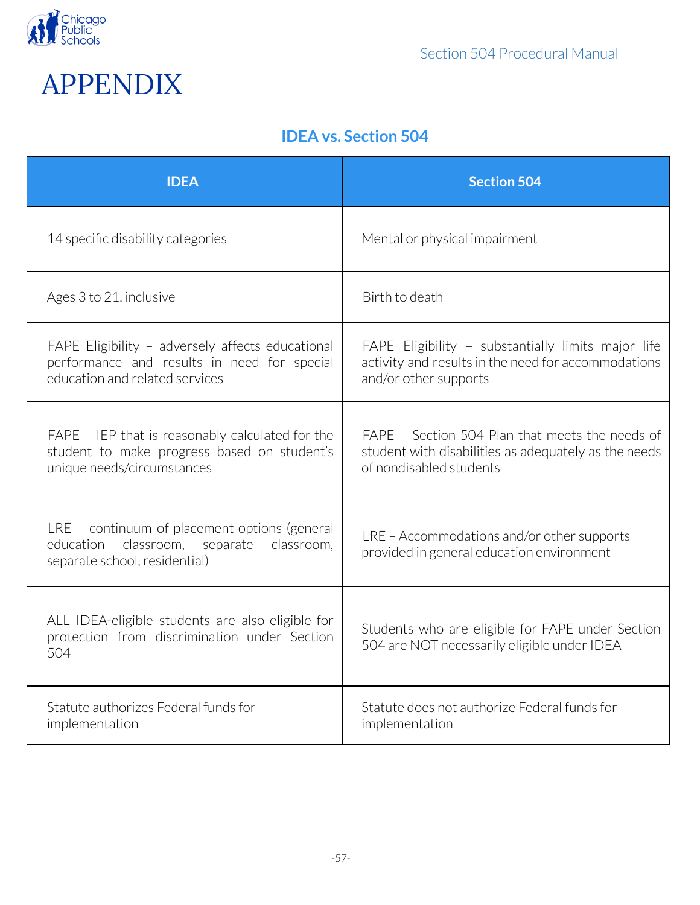# APPENDIX

## IDEA vs. Section 504

| IDEA | Section 504 |
|---|---|
| 14 specific disability categories | Mental or physical impairment |
| Ages 3 to 21, inclusive | Birth to death |
| FAPE Eligibility – adversely affects educational performance and results in need for special education and related services | FAPE Eligibility – substantially limits major life activity and results in the need for accommodations and/or other supports |
| FAPE – IEP that is reasonably calculated for the student to make progress based on student's unique needs/circumstances | FAPE – Section 504 Plan that meets the needs of student with disabilities as adequately as the needs of nondisabled students |
| LRE – continuum of placement options (general education classroom, separate classroom, separate school, residential) | LRE – Accommodations and/or other supports provided in general education environment |
| ALL IDEA-eligible students are also eligible for protection from discrimination under Section 504 | Students who are eligible for FAPE under Section 504 are NOT necessarily eligible under IDEA |
| Statute authorizes Federal funds for implementation | Statute does not authorize Federal funds for implementation |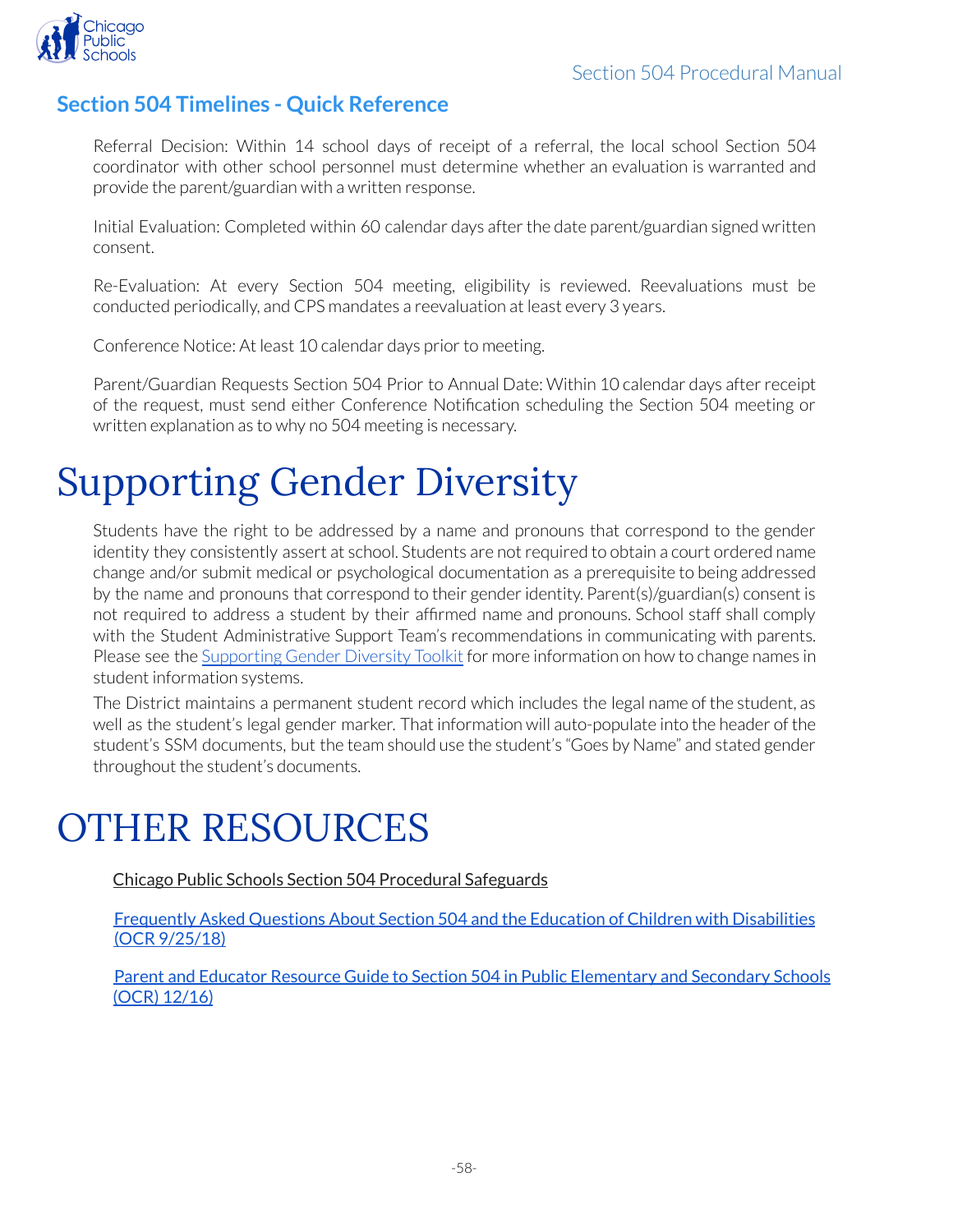## Section 504 Timelines - Quick Reference

Referral Decision: Within 14 school days of receipt of a referral, the local school Section 504 coordinator with other school personnel must determine whether an evaluation is warranted and provide the parent/guardian with a written response.

Initial Evaluation: Completed within 60 calendar days after the date parent/guardian signed written consent.

Re-Evaluation: At every Section 504 meeting, eligibility is reviewed. Reevaluations must be conducted periodically, and CPS mandates a reevaluation at least every 3 years.

Conference Notice: At least 10 calendar days prior to meeting.

Parent/Guardian Requests Section 504 Prior to Annual Date: Within 10 calendar days after receipt of the request, must send either Conference Notification scheduling the Section 504 meeting or written explanation as to why no 504 meeting is necessary.

# Supporting Gender Diversity

Students have the right to be addressed by a name and pronouns that correspond to the gender identity they consistently assert at school. Students are not required to obtain a court ordered name change and/or submit medical or psychological documentation as a prerequisite to being addressed by the name and pronouns that correspond to their gender identity. Parent(s)/guardian(s) consent is not required to address a student by their affirmed name and pronouns. School staff shall comply with the Student Administrative Support Team's recommendations in communicating with parents. Please see the Supporting Gender Diversity Toolkit for more information on how to change names in student information systems.

The District maintains a permanent student record which includes the legal name of the student, as well as the student's legal gender marker. That information will auto-populate into the header of the student's SSM documents, but the team should use the student's "Goes by Name" and stated gender throughout the student's documents.

# OTHER RESOURCES

Chicago Public Schools Section 504 Procedural Safeguards

Frequently Asked Questions About Section 504 and the Education of Children with Disabilities (OCR 9/25/18)

Parent and Educator Resource Guide to Section 504 in Public Elementary and Secondary Schools (OCR) 12/16)